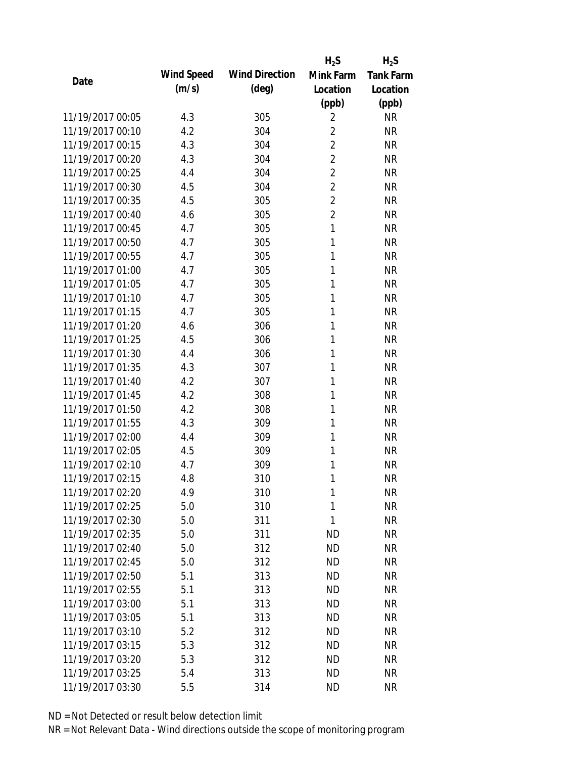| Date | Wind Speed (m/s) | Wind Direction (deg) | $H_2S$ Mink Farm Location (ppb) | $H_2S$ Tank Farm Location (ppb) |
|---|---|---|---|---|
| 11/19/2017 00:05 | 4.3 | 305 | 2 | NR |
| 11/19/2017 00:10 | 4.2 | 304 | 2 | NR |
| 11/19/2017 00:15 | 4.3 | 304 | 2 | NR |
| 11/19/2017 00:20 | 4.3 | 304 | 2 | NR |
| 11/19/2017 00:25 | 4.4 | 304 | 2 | NR |
| 11/19/2017 00:30 | 4.5 | 304 | 2 | NR |
| 11/19/2017 00:35 | 4.5 | 305 | 2 | NR |
| 11/19/2017 00:40 | 4.6 | 305 | 2 | NR |
| 11/19/2017 00:45 | 4.7 | 305 | 1 | NR |
| 11/19/2017 00:50 | 4.7 | 305 | 1 | NR |
| 11/19/2017 00:55 | 4.7 | 305 | 1 | NR |
| 11/19/2017 01:00 | 4.7 | 305 | 1 | NR |
| 11/19/2017 01:05 | 4.7 | 305 | 1 | NR |
| 11/19/2017 01:10 | 4.7 | 305 | 1 | NR |
| 11/19/2017 01:15 | 4.7 | 305 | 1 | NR |
| 11/19/2017 01:20 | 4.6 | 306 | 1 | NR |
| 11/19/2017 01:25 | 4.5 | 306 | 1 | NR |
| 11/19/2017 01:30 | 4.4 | 306 | 1 | NR |
| 11/19/2017 01:35 | 4.3 | 307 | 1 | NR |
| 11/19/2017 01:40 | 4.2 | 307 | 1 | NR |
| 11/19/2017 01:45 | 4.2 | 308 | 1 | NR |
| 11/19/2017 01:50 | 4.2 | 308 | 1 | NR |
| 11/19/2017 01:55 | 4.3 | 309 | 1 | NR |
| 11/19/2017 02:00 | 4.4 | 309 | 1 | NR |
| 11/19/2017 02:05 | 4.5 | 309 | 1 | NR |
| 11/19/2017 02:10 | 4.7 | 309 | 1 | NR |
| 11/19/2017 02:15 | 4.8 | 310 | 1 | NR |
| 11/19/2017 02:20 | 4.9 | 310 | 1 | NR |
| 11/19/2017 02:25 | 5.0 | 310 | 1 | NR |
| 11/19/2017 02:30 | 5.0 | 311 | 1 | NR |
| 11/19/2017 02:35 | 5.0 | 311 | ND | NR |
| 11/19/2017 02:40 | 5.0 | 312 | ND | NR |
| 11/19/2017 02:45 | 5.0 | 312 | ND | NR |
| 11/19/2017 02:50 | 5.1 | 313 | ND | NR |
| 11/19/2017 02:55 | 5.1 | 313 | ND | NR |
| 11/19/2017 03:00 | 5.1 | 313 | ND | NR |
| 11/19/2017 03:05 | 5.1 | 313 | ND | NR |
| 11/19/2017 03:10 | 5.2 | 312 | ND | NR |
| 11/19/2017 03:15 | 5.3 | 312 | ND | NR |
| 11/19/2017 03:20 | 5.3 | 312 | ND | NR |
| 11/19/2017 03:25 | 5.4 | 313 | ND | NR |
| 11/19/2017 03:30 | 5.5 | 314 | ND | NR |

ND = Not Detected or result below detection limit

NR = Not Relevant Data - Wind directions outside the scope of monitoring program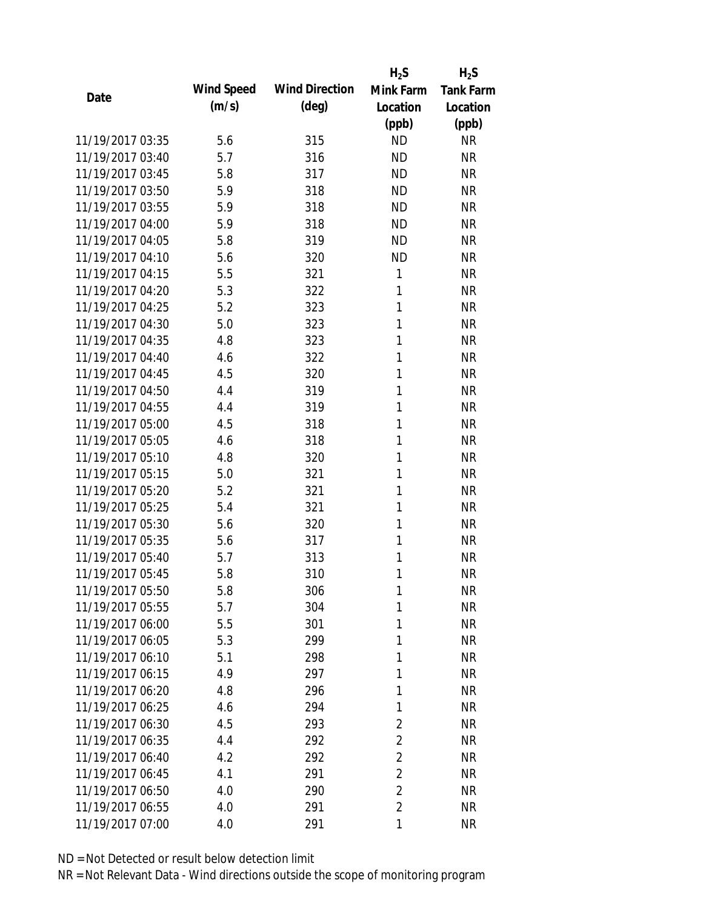| Date | Wind Speed (m/s) | Wind Direction (deg) | $H_2S$ Mink Farm Location (ppb) | $H_2S$ Tank Farm Location (ppb) |
|---|---|---|---|---|
| 11/19/2017 03:35 | 5.6 | 315 | ND | NR |
| 11/19/2017 03:40 | 5.7 | 316 | ND | NR |
| 11/19/2017 03:45 | 5.8 | 317 | ND | NR |
| 11/19/2017 03:50 | 5.9 | 318 | ND | NR |
| 11/19/2017 03:55 | 5.9 | 318 | ND | NR |
| 11/19/2017 04:00 | 5.9 | 318 | ND | NR |
| 11/19/2017 04:05 | 5.8 | 319 | ND | NR |
| 11/19/2017 04:10 | 5.6 | 320 | ND | NR |
| 11/19/2017 04:15 | 5.5 | 321 | 1 | NR |
| 11/19/2017 04:20 | 5.3 | 322 | 1 | NR |
| 11/19/2017 04:25 | 5.2 | 323 | 1 | NR |
| 11/19/2017 04:30 | 5.0 | 323 | 1 | NR |
| 11/19/2017 04:35 | 4.8 | 323 | 1 | NR |
| 11/19/2017 04:40 | 4.6 | 322 | 1 | NR |
| 11/19/2017 04:45 | 4.5 | 320 | 1 | NR |
| 11/19/2017 04:50 | 4.4 | 319 | 1 | NR |
| 11/19/2017 04:55 | 4.4 | 319 | 1 | NR |
| 11/19/2017 05:00 | 4.5 | 318 | 1 | NR |
| 11/19/2017 05:05 | 4.6 | 318 | 1 | NR |
| 11/19/2017 05:10 | 4.8 | 320 | 1 | NR |
| 11/19/2017 05:15 | 5.0 | 321 | 1 | NR |
| 11/19/2017 05:20 | 5.2 | 321 | 1 | NR |
| 11/19/2017 05:25 | 5.4 | 321 | 1 | NR |
| 11/19/2017 05:30 | 5.6 | 320 | 1 | NR |
| 11/19/2017 05:35 | 5.6 | 317 | 1 | NR |
| 11/19/2017 05:40 | 5.7 | 313 | 1 | NR |
| 11/19/2017 05:45 | 5.8 | 310 | 1 | NR |
| 11/19/2017 05:50 | 5.8 | 306 | 1 | NR |
| 11/19/2017 05:55 | 5.7 | 304 | 1 | NR |
| 11/19/2017 06:00 | 5.5 | 301 | 1 | NR |
| 11/19/2017 06:05 | 5.3 | 299 | 1 | NR |
| 11/19/2017 06:10 | 5.1 | 298 | 1 | NR |
| 11/19/2017 06:15 | 4.9 | 297 | 1 | NR |
| 11/19/2017 06:20 | 4.8 | 296 | 1 | NR |
| 11/19/2017 06:25 | 4.6 | 294 | 1 | NR |
| 11/19/2017 06:30 | 4.5 | 293 | 2 | NR |
| 11/19/2017 06:35 | 4.4 | 292 | 2 | NR |
| 11/19/2017 06:40 | 4.2 | 292 | 2 | NR |
| 11/19/2017 06:45 | 4.1 | 291 | 2 | NR |
| 11/19/2017 06:50 | 4.0 | 290 | 2 | NR |
| 11/19/2017 06:55 | 4.0 | 291 | 2 | NR |
| 11/19/2017 07:00 | 4.0 | 291 | 1 | NR |

ND = Not Detected or result below detection limit

NR = Not Relevant Data - Wind directions outside the scope of monitoring program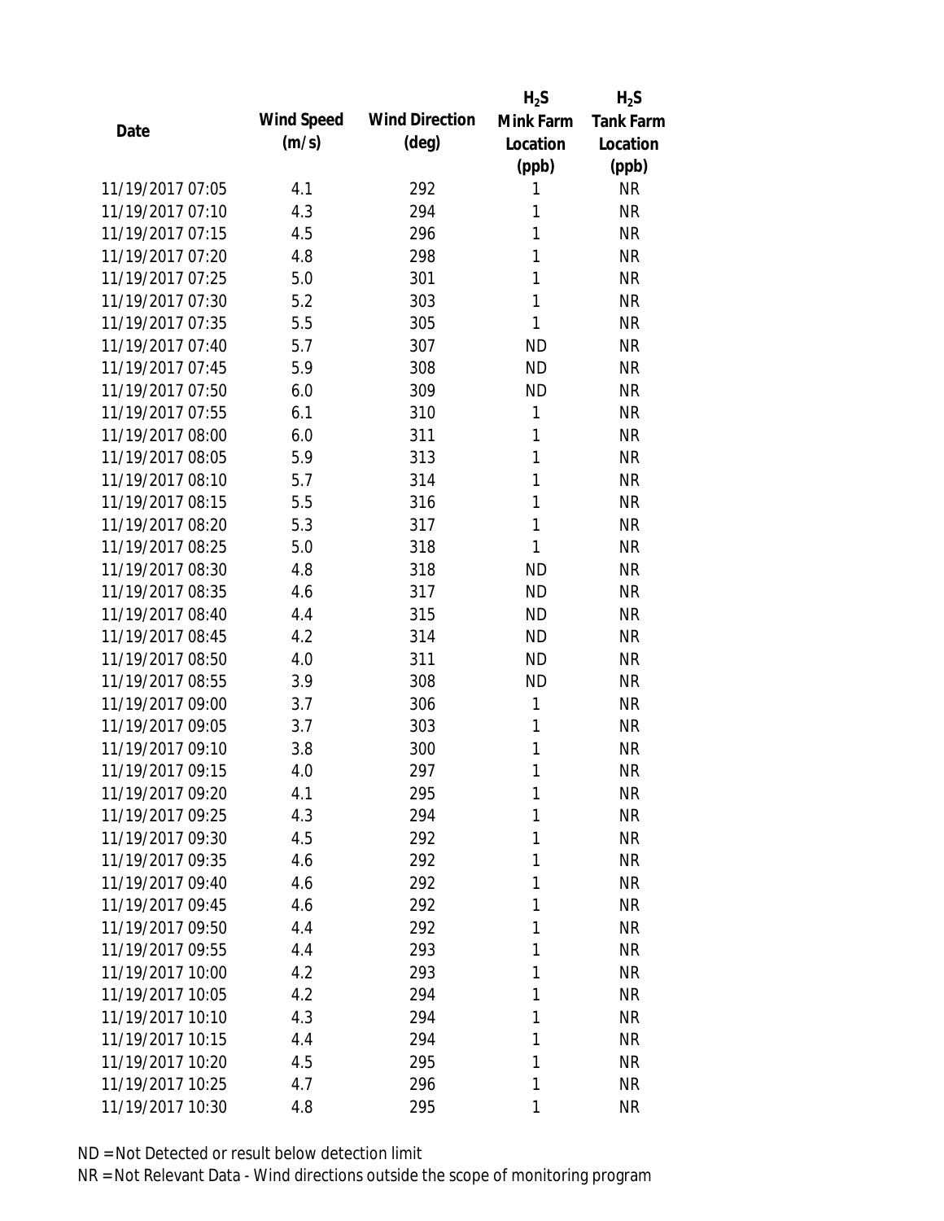| Date | Wind Speed (m/s) | Wind Direction (deg) | $H_2S$ Mink Farm Location (ppb) | $H_2S$ Tank Farm Location (ppb) |
| --- | --- | --- | --- | --- |
| 11/19/2017 07:05 | 4.1 | 292 | 1 | NR |
| 11/19/2017 07:10 | 4.3 | 294 | 1 | NR |
| 11/19/2017 07:15 | 4.5 | 296 | 1 | NR |
| 11/19/2017 07:20 | 4.8 | 298 | 1 | NR |
| 11/19/2017 07:25 | 5.0 | 301 | 1 | NR |
| 11/19/2017 07:30 | 5.2 | 303 | 1 | NR |
| 11/19/2017 07:35 | 5.5 | 305 | 1 | NR |
| 11/19/2017 07:40 | 5.7 | 307 | ND | NR |
| 11/19/2017 07:45 | 5.9 | 308 | ND | NR |
| 11/19/2017 07:50 | 6.0 | 309 | ND | NR |
| 11/19/2017 07:55 | 6.1 | 310 | 1 | NR |
| 11/19/2017 08:00 | 6.0 | 311 | 1 | NR |
| 11/19/2017 08:05 | 5.9 | 313 | 1 | NR |
| 11/19/2017 08:10 | 5.7 | 314 | 1 | NR |
| 11/19/2017 08:15 | 5.5 | 316 | 1 | NR |
| 11/19/2017 08:20 | 5.3 | 317 | 1 | NR |
| 11/19/2017 08:25 | 5.0 | 318 | 1 | NR |
| 11/19/2017 08:30 | 4.8 | 318 | ND | NR |
| 11/19/2017 08:35 | 4.6 | 317 | ND | NR |
| 11/19/2017 08:40 | 4.4 | 315 | ND | NR |
| 11/19/2017 08:45 | 4.2 | 314 | ND | NR |
| 11/19/2017 08:50 | 4.0 | 311 | ND | NR |
| 11/19/2017 08:55 | 3.9 | 308 | ND | NR |
| 11/19/2017 09:00 | 3.7 | 306 | 1 | NR |
| 11/19/2017 09:05 | 3.7 | 303 | 1 | NR |
| 11/19/2017 09:10 | 3.8 | 300 | 1 | NR |
| 11/19/2017 09:15 | 4.0 | 297 | 1 | NR |
| 11/19/2017 09:20 | 4.1 | 295 | 1 | NR |
| 11/19/2017 09:25 | 4.3 | 294 | 1 | NR |
| 11/19/2017 09:30 | 4.5 | 292 | 1 | NR |
| 11/19/2017 09:35 | 4.6 | 292 | 1 | NR |
| 11/19/2017 09:40 | 4.6 | 292 | 1 | NR |
| 11/19/2017 09:45 | 4.6 | 292 | 1 | NR |
| 11/19/2017 09:50 | 4.4 | 292 | 1 | NR |
| 11/19/2017 09:55 | 4.4 | 293 | 1 | NR |
| 11/19/2017 10:00 | 4.2 | 293 | 1 | NR |
| 11/19/2017 10:05 | 4.2 | 294 | 1 | NR |
| 11/19/2017 10:10 | 4.3 | 294 | 1 | NR |
| 11/19/2017 10:15 | 4.4 | 294 | 1 | NR |
| 11/19/2017 10:20 | 4.5 | 295 | 1 | NR |
| 11/19/2017 10:25 | 4.7 | 296 | 1 | NR |
| 11/19/2017 10:30 | 4.8 | 295 | 1 | NR |

ND = Not Detected or result below detection limit

NR = Not Relevant Data - Wind directions outside the scope of monitoring program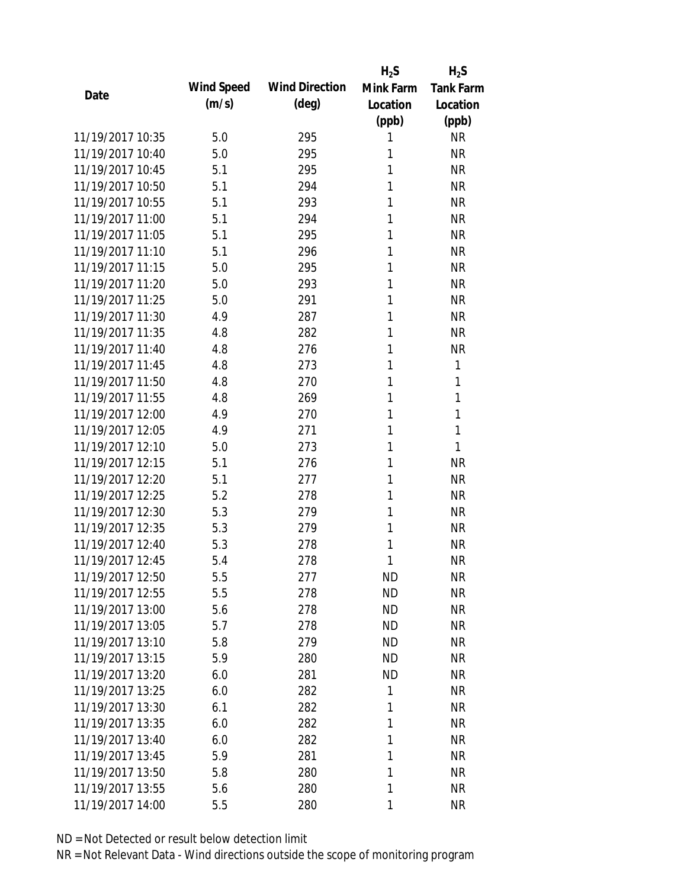| Date | Wind Speed (m/s) | Wind Direction (deg) | $H_2S$ Mink Farm Location (ppb) | $H_2S$ Tank Farm Location (ppb) |
|---|---|---|---|---|
| 11/19/2017 10:35 | 5.0 | 295 | 1 | NR |
| 11/19/2017 10:40 | 5.0 | 295 | 1 | NR |
| 11/19/2017 10:45 | 5.1 | 295 | 1 | NR |
| 11/19/2017 10:50 | 5.1 | 294 | 1 | NR |
| 11/19/2017 10:55 | 5.1 | 293 | 1 | NR |
| 11/19/2017 11:00 | 5.1 | 294 | 1 | NR |
| 11/19/2017 11:05 | 5.1 | 295 | 1 | NR |
| 11/19/2017 11:10 | 5.1 | 296 | 1 | NR |
| 11/19/2017 11:15 | 5.0 | 295 | 1 | NR |
| 11/19/2017 11:20 | 5.0 | 293 | 1 | NR |
| 11/19/2017 11:25 | 5.0 | 291 | 1 | NR |
| 11/19/2017 11:30 | 4.9 | 287 | 1 | NR |
| 11/19/2017 11:35 | 4.8 | 282 | 1 | NR |
| 11/19/2017 11:40 | 4.8 | 276 | 1 | NR |
| 11/19/2017 11:45 | 4.8 | 273 | 1 | 1 |
| 11/19/2017 11:50 | 4.8 | 270 | 1 | 1 |
| 11/19/2017 11:55 | 4.8 | 269 | 1 | 1 |
| 11/19/2017 12:00 | 4.9 | 270 | 1 | 1 |
| 11/19/2017 12:05 | 4.9 | 271 | 1 | 1 |
| 11/19/2017 12:10 | 5.0 | 273 | 1 | 1 |
| 11/19/2017 12:15 | 5.1 | 276 | 1 | NR |
| 11/19/2017 12:20 | 5.1 | 277 | 1 | NR |
| 11/19/2017 12:25 | 5.2 | 278 | 1 | NR |
| 11/19/2017 12:30 | 5.3 | 279 | 1 | NR |
| 11/19/2017 12:35 | 5.3 | 279 | 1 | NR |
| 11/19/2017 12:40 | 5.3 | 278 | 1 | NR |
| 11/19/2017 12:45 | 5.4 | 278 | 1 | NR |
| 11/19/2017 12:50 | 5.5 | 277 | ND | NR |
| 11/19/2017 12:55 | 5.5 | 278 | ND | NR |
| 11/19/2017 13:00 | 5.6 | 278 | ND | NR |
| 11/19/2017 13:05 | 5.7 | 278 | ND | NR |
| 11/19/2017 13:10 | 5.8 | 279 | ND | NR |
| 11/19/2017 13:15 | 5.9 | 280 | ND | NR |
| 11/19/2017 13:20 | 6.0 | 281 | ND | NR |
| 11/19/2017 13:25 | 6.0 | 282 | 1 | NR |
| 11/19/2017 13:30 | 6.1 | 282 | 1 | NR |
| 11/19/2017 13:35 | 6.0 | 282 | 1 | NR |
| 11/19/2017 13:40 | 6.0 | 282 | 1 | NR |
| 11/19/2017 13:45 | 5.9 | 281 | 1 | NR |
| 11/19/2017 13:50 | 5.8 | 280 | 1 | NR |
| 11/19/2017 13:55 | 5.6 | 280 | 1 | NR |
| 11/19/2017 14:00 | 5.5 | 280 | 1 | NR |

ND = Not Detected or result below detection limit

NR = Not Relevant Data - Wind directions outside the scope of monitoring program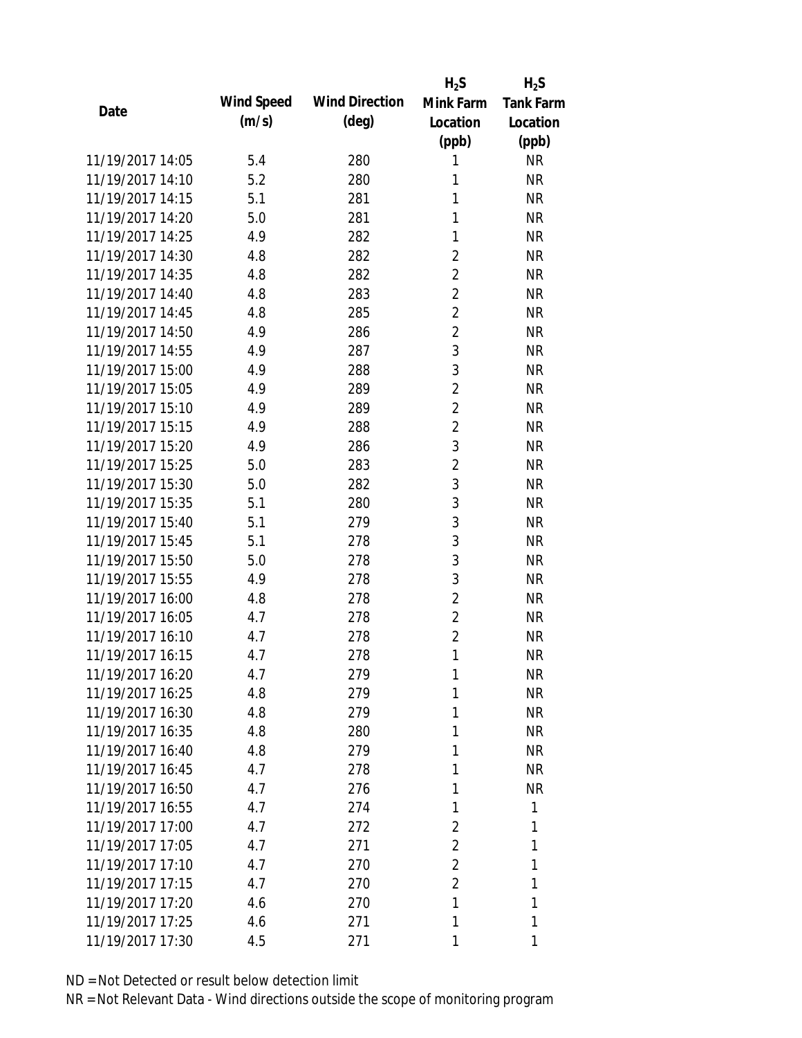| Date | Wind Speed (m/s) | Wind Direction (deg) | $H_2S$ Mink Farm Location (ppb) | $H_2S$ Tank Farm Location (ppb) |
|---|---|---|---|---|
| 11/19/2017 14:05 | 5.4 | 280 | 1 | NR |
| 11/19/2017 14:10 | 5.2 | 280 | 1 | NR |
| 11/19/2017 14:15 | 5.1 | 281 | 1 | NR |
| 11/19/2017 14:20 | 5.0 | 281 | 1 | NR |
| 11/19/2017 14:25 | 4.9 | 282 | 1 | NR |
| 11/19/2017 14:30 | 4.8 | 282 | 2 | NR |
| 11/19/2017 14:35 | 4.8 | 282 | 2 | NR |
| 11/19/2017 14:40 | 4.8 | 283 | 2 | NR |
| 11/19/2017 14:45 | 4.8 | 285 | 2 | NR |
| 11/19/2017 14:50 | 4.9 | 286 | 2 | NR |
| 11/19/2017 14:55 | 4.9 | 287 | 3 | NR |
| 11/19/2017 15:00 | 4.9 | 288 | 3 | NR |
| 11/19/2017 15:05 | 4.9 | 289 | 2 | NR |
| 11/19/2017 15:10 | 4.9 | 289 | 2 | NR |
| 11/19/2017 15:15 | 4.9 | 288 | 2 | NR |
| 11/19/2017 15:20 | 4.9 | 286 | 3 | NR |
| 11/19/2017 15:25 | 5.0 | 283 | 2 | NR |
| 11/19/2017 15:30 | 5.0 | 282 | 3 | NR |
| 11/19/2017 15:35 | 5.1 | 280 | 3 | NR |
| 11/19/2017 15:40 | 5.1 | 279 | 3 | NR |
| 11/19/2017 15:45 | 5.1 | 278 | 3 | NR |
| 11/19/2017 15:50 | 5.0 | 278 | 3 | NR |
| 11/19/2017 15:55 | 4.9 | 278 | 3 | NR |
| 11/19/2017 16:00 | 4.8 | 278 | 2 | NR |
| 11/19/2017 16:05 | 4.7 | 278 | 2 | NR |
| 11/19/2017 16:10 | 4.7 | 278 | 2 | NR |
| 11/19/2017 16:15 | 4.7 | 278 | 1 | NR |
| 11/19/2017 16:20 | 4.7 | 279 | 1 | NR |
| 11/19/2017 16:25 | 4.8 | 279 | 1 | NR |
| 11/19/2017 16:30 | 4.8 | 279 | 1 | NR |
| 11/19/2017 16:35 | 4.8 | 280 | 1 | NR |
| 11/19/2017 16:40 | 4.8 | 279 | 1 | NR |
| 11/19/2017 16:45 | 4.7 | 278 | 1 | NR |
| 11/19/2017 16:50 | 4.7 | 276 | 1 | NR |
| 11/19/2017 16:55 | 4.7 | 274 | 1 | 1 |
| 11/19/2017 17:00 | 4.7 | 272 | 2 | 1 |
| 11/19/2017 17:05 | 4.7 | 271 | 2 | 1 |
| 11/19/2017 17:10 | 4.7 | 270 | 2 | 1 |
| 11/19/2017 17:15 | 4.7 | 270 | 2 | 1 |
| 11/19/2017 17:20 | 4.6 | 270 | 1 | 1 |
| 11/19/2017 17:25 | 4.6 | 271 | 1 | 1 |
| 11/19/2017 17:30 | 4.5 | 271 | 1 | 1 |

ND = Not Detected or result below detection limit

NR = Not Relevant Data - Wind directions outside the scope of monitoring program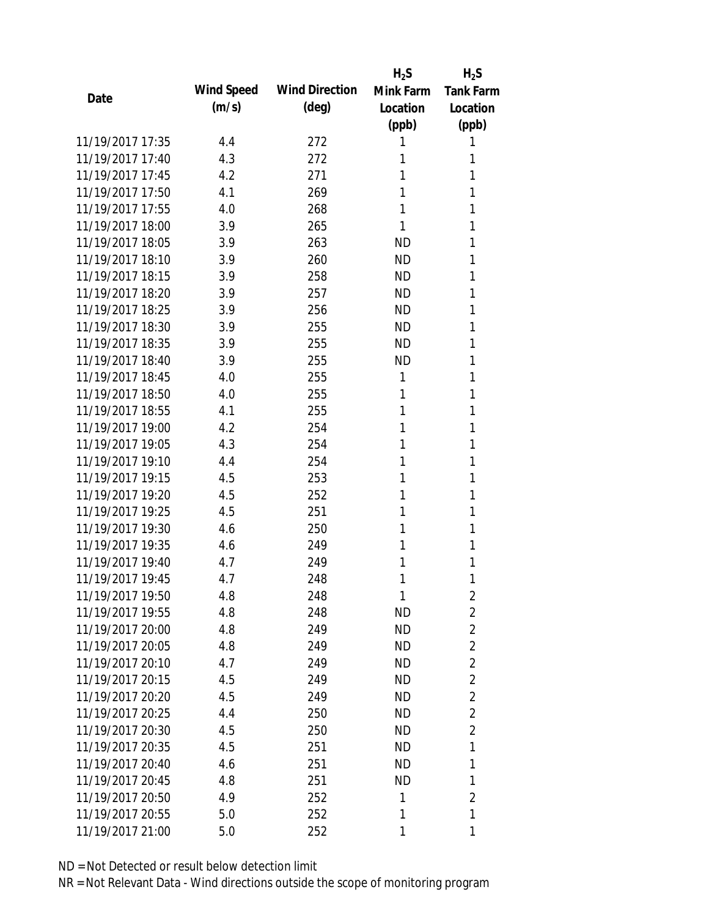| Date | Wind Speed (m/s) | Wind Direction (deg) | $H_2S$ Mink Farm Location (ppb) | $H_2S$ Tank Farm Location (ppb) |
|---|---|---|---|---|
| 11/19/2017 17:35 | 4.4 | 272 | 1 | 1 |
| 11/19/2017 17:40 | 4.3 | 272 | 1 | 1 |
| 11/19/2017 17:45 | 4.2 | 271 | 1 | 1 |
| 11/19/2017 17:50 | 4.1 | 269 | 1 | 1 |
| 11/19/2017 17:55 | 4.0 | 268 | 1 | 1 |
| 11/19/2017 18:00 | 3.9 | 265 | 1 | 1 |
| 11/19/2017 18:05 | 3.9 | 263 | ND | 1 |
| 11/19/2017 18:10 | 3.9 | 260 | ND | 1 |
| 11/19/2017 18:15 | 3.9 | 258 | ND | 1 |
| 11/19/2017 18:20 | 3.9 | 257 | ND | 1 |
| 11/19/2017 18:25 | 3.9 | 256 | ND | 1 |
| 11/19/2017 18:30 | 3.9 | 255 | ND | 1 |
| 11/19/2017 18:35 | 3.9 | 255 | ND | 1 |
| 11/19/2017 18:40 | 3.9 | 255 | ND | 1 |
| 11/19/2017 18:45 | 4.0 | 255 | 1 | 1 |
| 11/19/2017 18:50 | 4.0 | 255 | 1 | 1 |
| 11/19/2017 18:55 | 4.1 | 255 | 1 | 1 |
| 11/19/2017 19:00 | 4.2 | 254 | 1 | 1 |
| 11/19/2017 19:05 | 4.3 | 254 | 1 | 1 |
| 11/19/2017 19:10 | 4.4 | 254 | 1 | 1 |
| 11/19/2017 19:15 | 4.5 | 253 | 1 | 1 |
| 11/19/2017 19:20 | 4.5 | 252 | 1 | 1 |
| 11/19/2017 19:25 | 4.5 | 251 | 1 | 1 |
| 11/19/2017 19:30 | 4.6 | 250 | 1 | 1 |
| 11/19/2017 19:35 | 4.6 | 249 | 1 | 1 |
| 11/19/2017 19:40 | 4.7 | 249 | 1 | 1 |
| 11/19/2017 19:45 | 4.7 | 248 | 1 | 1 |
| 11/19/2017 19:50 | 4.8 | 248 | 1 | 2 |
| 11/19/2017 19:55 | 4.8 | 248 | ND | 2 |
| 11/19/2017 20:00 | 4.8 | 249 | ND | 2 |
| 11/19/2017 20:05 | 4.8 | 249 | ND | 2 |
| 11/19/2017 20:10 | 4.7 | 249 | ND | 2 |
| 11/19/2017 20:15 | 4.5 | 249 | ND | 2 |
| 11/19/2017 20:20 | 4.5 | 249 | ND | 2 |
| 11/19/2017 20:25 | 4.4 | 250 | ND | 2 |
| 11/19/2017 20:30 | 4.5 | 250 | ND | 2 |
| 11/19/2017 20:35 | 4.5 | 251 | ND | 1 |
| 11/19/2017 20:40 | 4.6 | 251 | ND | 1 |
| 11/19/2017 20:45 | 4.8 | 251 | ND | 1 |
| 11/19/2017 20:50 | 4.9 | 252 | 1 | 2 |
| 11/19/2017 20:55 | 5.0 | 252 | 1 | 1 |
| 11/19/2017 21:00 | 5.0 | 252 | 1 | 1 |

ND = Not Detected or result below detection limit

NR = Not Relevant Data - Wind directions outside the scope of monitoring program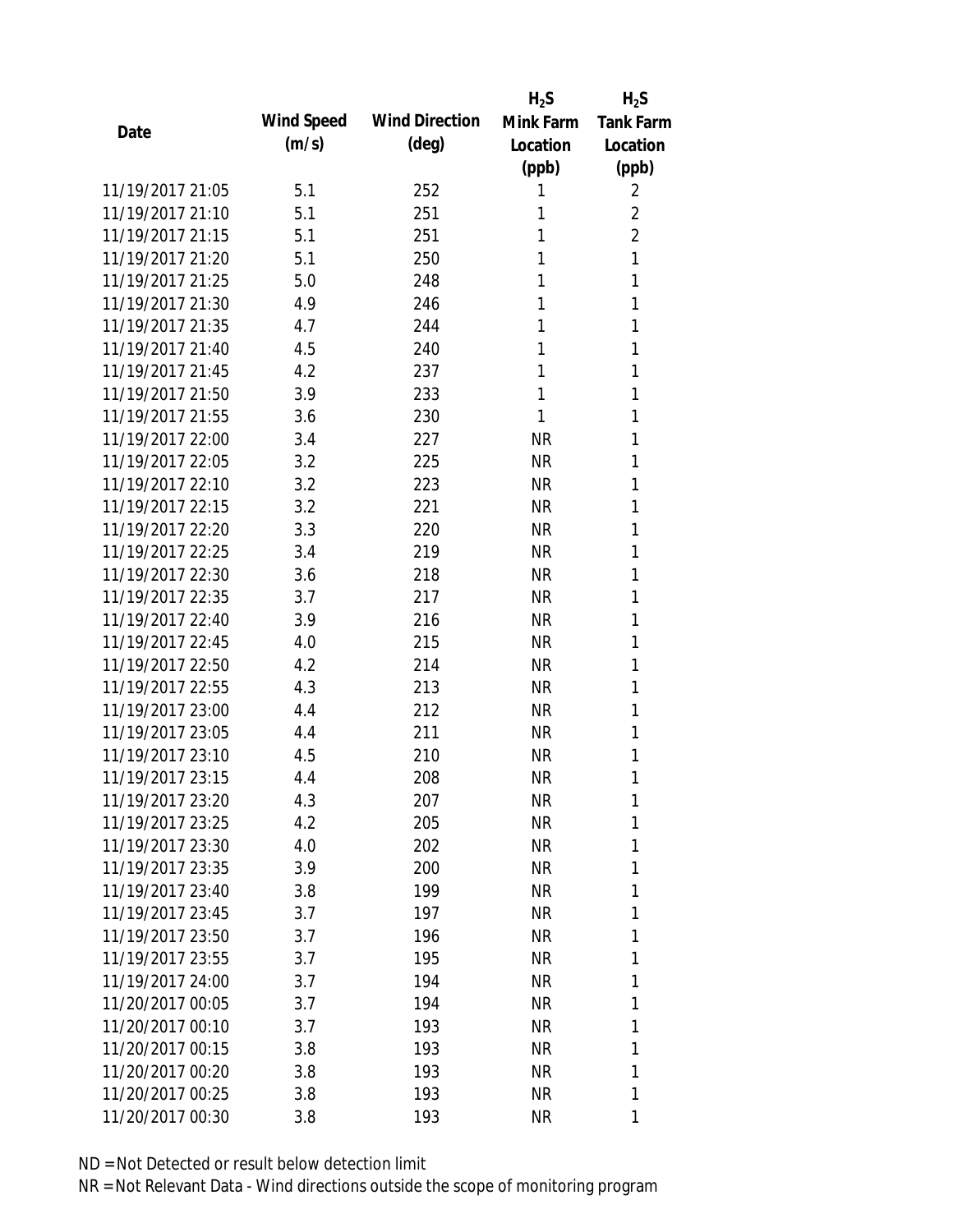| Date | Wind Speed (m/s) | Wind Direction (deg) | $H_2S$ Mink Farm Location (ppb) | $H_2S$ Tank Farm Location (ppb) |
|---|---|---|---|---|
| 11/19/2017 21:05 | 5.1 | 252 | 1 | 2 |
| 11/19/2017 21:10 | 5.1 | 251 | 1 | 2 |
| 11/19/2017 21:15 | 5.1 | 251 | 1 | 2 |
| 11/19/2017 21:20 | 5.1 | 250 | 1 | 1 |
| 11/19/2017 21:25 | 5.0 | 248 | 1 | 1 |
| 11/19/2017 21:30 | 4.9 | 246 | 1 | 1 |
| 11/19/2017 21:35 | 4.7 | 244 | 1 | 1 |
| 11/19/2017 21:40 | 4.5 | 240 | 1 | 1 |
| 11/19/2017 21:45 | 4.2 | 237 | 1 | 1 |
| 11/19/2017 21:50 | 3.9 | 233 | 1 | 1 |
| 11/19/2017 21:55 | 3.6 | 230 | 1 | 1 |
| 11/19/2017 22:00 | 3.4 | 227 | NR | 1 |
| 11/19/2017 22:05 | 3.2 | 225 | NR | 1 |
| 11/19/2017 22:10 | 3.2 | 223 | NR | 1 |
| 11/19/2017 22:15 | 3.2 | 221 | NR | 1 |
| 11/19/2017 22:20 | 3.3 | 220 | NR | 1 |
| 11/19/2017 22:25 | 3.4 | 219 | NR | 1 |
| 11/19/2017 22:30 | 3.6 | 218 | NR | 1 |
| 11/19/2017 22:35 | 3.7 | 217 | NR | 1 |
| 11/19/2017 22:40 | 3.9 | 216 | NR | 1 |
| 11/19/2017 22:45 | 4.0 | 215 | NR | 1 |
| 11/19/2017 22:50 | 4.2 | 214 | NR | 1 |
| 11/19/2017 22:55 | 4.3 | 213 | NR | 1 |
| 11/19/2017 23:00 | 4.4 | 212 | NR | 1 |
| 11/19/2017 23:05 | 4.4 | 211 | NR | 1 |
| 11/19/2017 23:10 | 4.5 | 210 | NR | 1 |
| 11/19/2017 23:15 | 4.4 | 208 | NR | 1 |
| 11/19/2017 23:20 | 4.3 | 207 | NR | 1 |
| 11/19/2017 23:25 | 4.2 | 205 | NR | 1 |
| 11/19/2017 23:30 | 4.0 | 202 | NR | 1 |
| 11/19/2017 23:35 | 3.9 | 200 | NR | 1 |
| 11/19/2017 23:40 | 3.8 | 199 | NR | 1 |
| 11/19/2017 23:45 | 3.7 | 197 | NR | 1 |
| 11/19/2017 23:50 | 3.7 | 196 | NR | 1 |
| 11/19/2017 23:55 | 3.7 | 195 | NR | 1 |
| 11/19/2017 24:00 | 3.7 | 194 | NR | 1 |
| 11/20/2017 00:05 | 3.7 | 194 | NR | 1 |
| 11/20/2017 00:10 | 3.7 | 193 | NR | 1 |
| 11/20/2017 00:15 | 3.8 | 193 | NR | 1 |
| 11/20/2017 00:20 | 3.8 | 193 | NR | 1 |
| 11/20/2017 00:25 | 3.8 | 193 | NR | 1 |
| 11/20/2017 00:30 | 3.8 | 193 | NR | 1 |

ND = Not Detected or result below detection limit

NR = Not Relevant Data - Wind directions outside the scope of monitoring program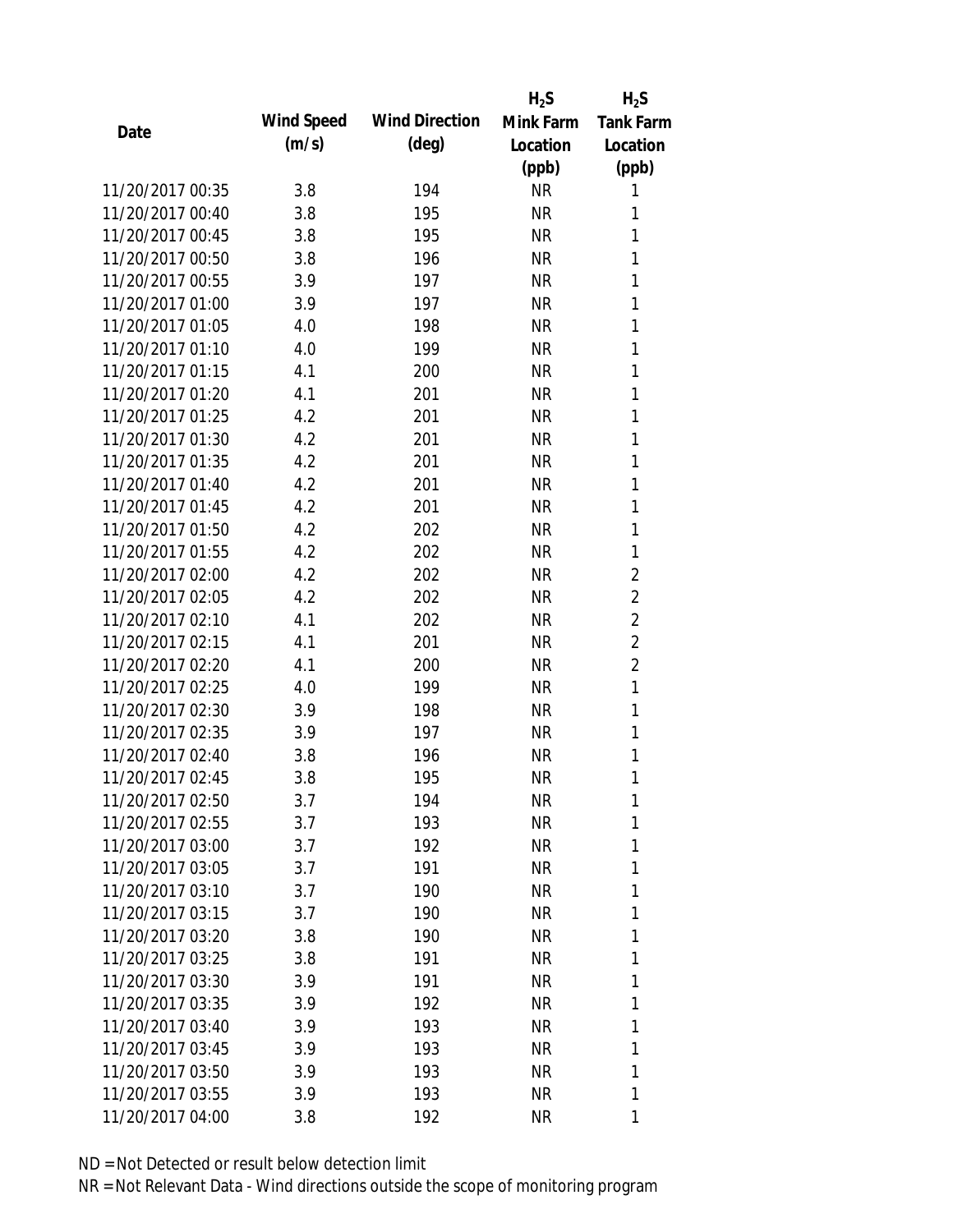| Date | Wind Speed (m/s) | Wind Direction (deg) | $H_2S$ Mink Farm Location (ppb) | $H_2S$ Tank Farm Location (ppb) |
|---|---|---|---|---|
| 11/20/2017 00:35 | 3.8 | 194 | NR | 1 |
| 11/20/2017 00:40 | 3.8 | 195 | NR | 1 |
| 11/20/2017 00:45 | 3.8 | 195 | NR | 1 |
| 11/20/2017 00:50 | 3.8 | 196 | NR | 1 |
| 11/20/2017 00:55 | 3.9 | 197 | NR | 1 |
| 11/20/2017 01:00 | 3.9 | 197 | NR | 1 |
| 11/20/2017 01:05 | 4.0 | 198 | NR | 1 |
| 11/20/2017 01:10 | 4.0 | 199 | NR | 1 |
| 11/20/2017 01:15 | 4.1 | 200 | NR | 1 |
| 11/20/2017 01:20 | 4.1 | 201 | NR | 1 |
| 11/20/2017 01:25 | 4.2 | 201 | NR | 1 |
| 11/20/2017 01:30 | 4.2 | 201 | NR | 1 |
| 11/20/2017 01:35 | 4.2 | 201 | NR | 1 |
| 11/20/2017 01:40 | 4.2 | 201 | NR | 1 |
| 11/20/2017 01:45 | 4.2 | 201 | NR | 1 |
| 11/20/2017 01:50 | 4.2 | 202 | NR | 1 |
| 11/20/2017 01:55 | 4.2 | 202 | NR | 1 |
| 11/20/2017 02:00 | 4.2 | 202 | NR | 2 |
| 11/20/2017 02:05 | 4.2 | 202 | NR | 2 |
| 11/20/2017 02:10 | 4.1 | 202 | NR | 2 |
| 11/20/2017 02:15 | 4.1 | 201 | NR | 2 |
| 11/20/2017 02:20 | 4.1 | 200 | NR | 2 |
| 11/20/2017 02:25 | 4.0 | 199 | NR | 1 |
| 11/20/2017 02:30 | 3.9 | 198 | NR | 1 |
| 11/20/2017 02:35 | 3.9 | 197 | NR | 1 |
| 11/20/2017 02:40 | 3.8 | 196 | NR | 1 |
| 11/20/2017 02:45 | 3.8 | 195 | NR | 1 |
| 11/20/2017 02:50 | 3.7 | 194 | NR | 1 |
| 11/20/2017 02:55 | 3.7 | 193 | NR | 1 |
| 11/20/2017 03:00 | 3.7 | 192 | NR | 1 |
| 11/20/2017 03:05 | 3.7 | 191 | NR | 1 |
| 11/20/2017 03:10 | 3.7 | 190 | NR | 1 |
| 11/20/2017 03:15 | 3.7 | 190 | NR | 1 |
| 11/20/2017 03:20 | 3.8 | 190 | NR | 1 |
| 11/20/2017 03:25 | 3.8 | 191 | NR | 1 |
| 11/20/2017 03:30 | 3.9 | 191 | NR | 1 |
| 11/20/2017 03:35 | 3.9 | 192 | NR | 1 |
| 11/20/2017 03:40 | 3.9 | 193 | NR | 1 |
| 11/20/2017 03:45 | 3.9 | 193 | NR | 1 |
| 11/20/2017 03:50 | 3.9 | 193 | NR | 1 |
| 11/20/2017 03:55 | 3.9 | 193 | NR | 1 |
| 11/20/2017 04:00 | 3.8 | 192 | NR | 1 |

ND = Not Detected or result below detection limit

NR = Not Relevant Data - Wind directions outside the scope of monitoring program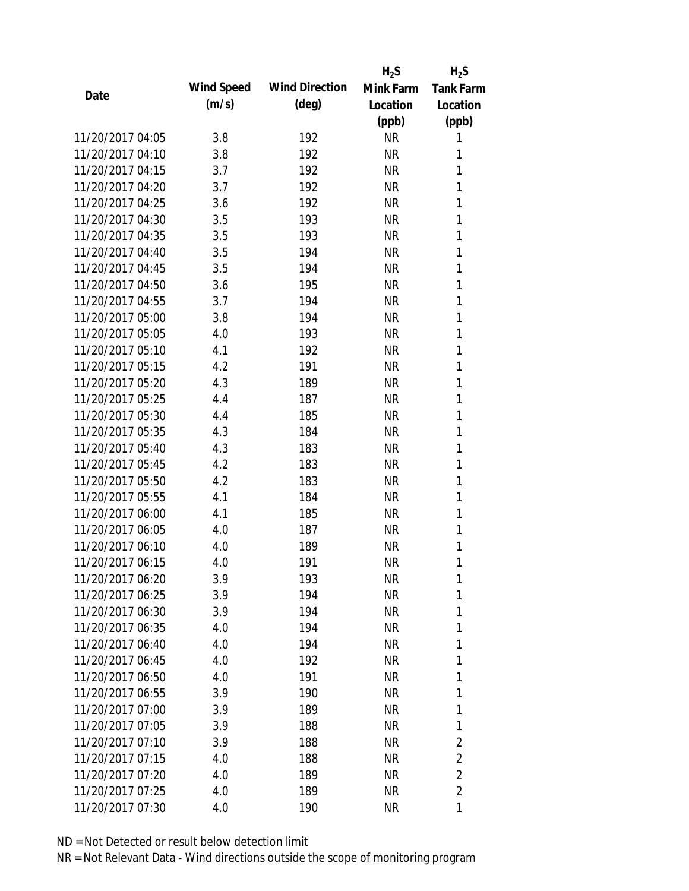| Date | Wind Speed (m/s) | Wind Direction (deg) | $H_2S$ Mink Farm Location (ppb) | $H_2S$ Tank Farm Location (ppb) |
|---|---|---|---|---|
| 11/20/2017 04:05 | 3.8 | 192 | NR | 1 |
| 11/20/2017 04:10 | 3.8 | 192 | NR | 1 |
| 11/20/2017 04:15 | 3.7 | 192 | NR | 1 |
| 11/20/2017 04:20 | 3.7 | 192 | NR | 1 |
| 11/20/2017 04:25 | 3.6 | 192 | NR | 1 |
| 11/20/2017 04:30 | 3.5 | 193 | NR | 1 |
| 11/20/2017 04:35 | 3.5 | 193 | NR | 1 |
| 11/20/2017 04:40 | 3.5 | 194 | NR | 1 |
| 11/20/2017 04:45 | 3.5 | 194 | NR | 1 |
| 11/20/2017 04:50 | 3.6 | 195 | NR | 1 |
| 11/20/2017 04:55 | 3.7 | 194 | NR | 1 |
| 11/20/2017 05:00 | 3.8 | 194 | NR | 1 |
| 11/20/2017 05:05 | 4.0 | 193 | NR | 1 |
| 11/20/2017 05:10 | 4.1 | 192 | NR | 1 |
| 11/20/2017 05:15 | 4.2 | 191 | NR | 1 |
| 11/20/2017 05:20 | 4.3 | 189 | NR | 1 |
| 11/20/2017 05:25 | 4.4 | 187 | NR | 1 |
| 11/20/2017 05:30 | 4.4 | 185 | NR | 1 |
| 11/20/2017 05:35 | 4.3 | 184 | NR | 1 |
| 11/20/2017 05:40 | 4.3 | 183 | NR | 1 |
| 11/20/2017 05:45 | 4.2 | 183 | NR | 1 |
| 11/20/2017 05:50 | 4.2 | 183 | NR | 1 |
| 11/20/2017 05:55 | 4.1 | 184 | NR | 1 |
| 11/20/2017 06:00 | 4.1 | 185 | NR | 1 |
| 11/20/2017 06:05 | 4.0 | 187 | NR | 1 |
| 11/20/2017 06:10 | 4.0 | 189 | NR | 1 |
| 11/20/2017 06:15 | 4.0 | 191 | NR | 1 |
| 11/20/2017 06:20 | 3.9 | 193 | NR | 1 |
| 11/20/2017 06:25 | 3.9 | 194 | NR | 1 |
| 11/20/2017 06:30 | 3.9 | 194 | NR | 1 |
| 11/20/2017 06:35 | 4.0 | 194 | NR | 1 |
| 11/20/2017 06:40 | 4.0 | 194 | NR | 1 |
| 11/20/2017 06:45 | 4.0 | 192 | NR | 1 |
| 11/20/2017 06:50 | 4.0 | 191 | NR | 1 |
| 11/20/2017 06:55 | 3.9 | 190 | NR | 1 |
| 11/20/2017 07:00 | 3.9 | 189 | NR | 1 |
| 11/20/2017 07:05 | 3.9 | 188 | NR | 1 |
| 11/20/2017 07:10 | 3.9 | 188 | NR | 2 |
| 11/20/2017 07:15 | 4.0 | 188 | NR | 2 |
| 11/20/2017 07:20 | 4.0 | 189 | NR | 2 |
| 11/20/2017 07:25 | 4.0 | 189 | NR | 2 |
| 11/20/2017 07:30 | 4.0 | 190 | NR | 1 |

ND = Not Detected or result below detection limit

NR = Not Relevant Data - Wind directions outside the scope of monitoring program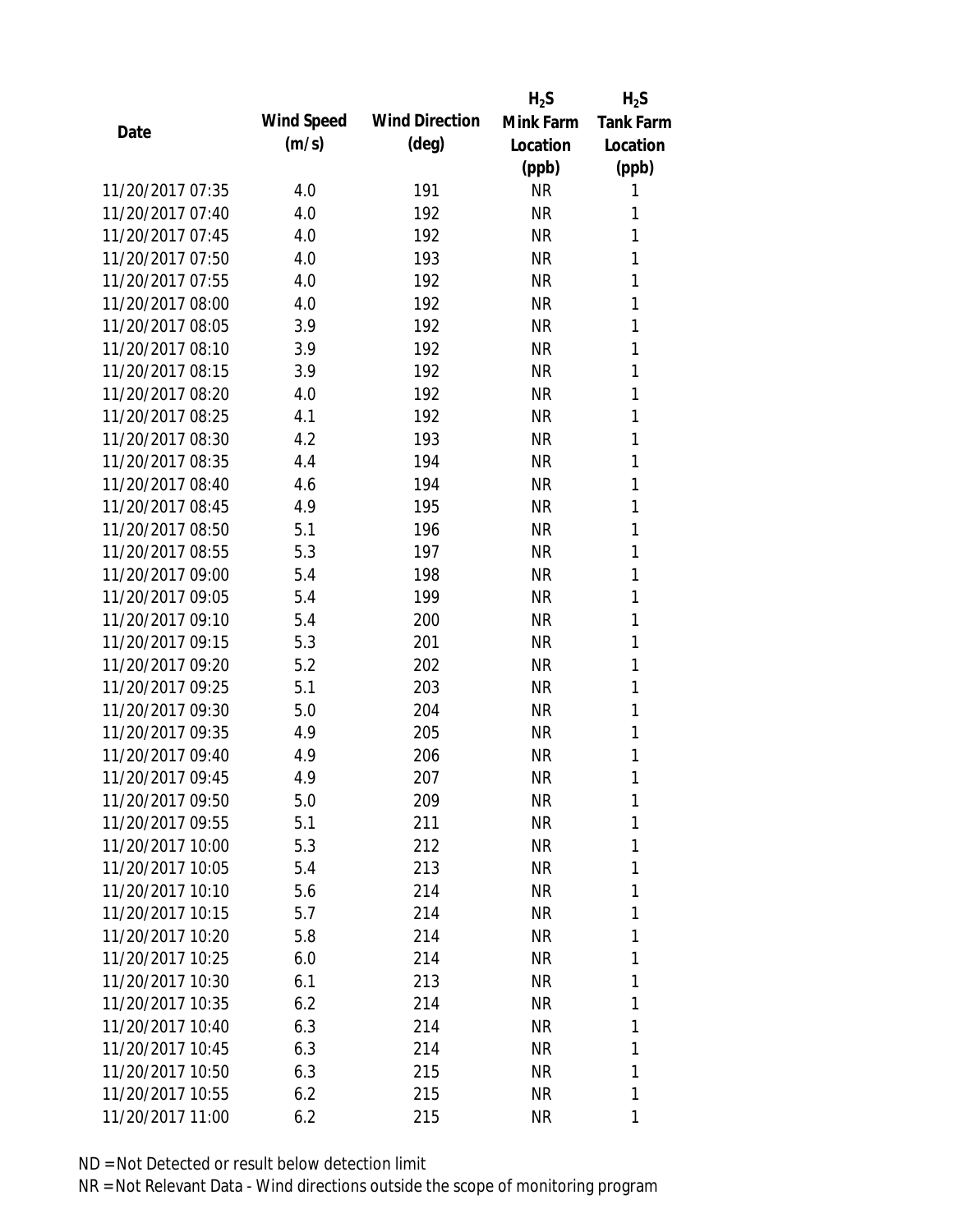| Date | Wind Speed (m/s) | Wind Direction (deg) | $H_2S$ Mink Farm Location (ppb) | $H_2S$ Tank Farm Location (ppb) |
|---|---|---|---|---|
| 11/20/2017 07:35 | 4.0 | 191 | NR | 1 |
| 11/20/2017 07:40 | 4.0 | 192 | NR | 1 |
| 11/20/2017 07:45 | 4.0 | 192 | NR | 1 |
| 11/20/2017 07:50 | 4.0 | 193 | NR | 1 |
| 11/20/2017 07:55 | 4.0 | 192 | NR | 1 |
| 11/20/2017 08:00 | 4.0 | 192 | NR | 1 |
| 11/20/2017 08:05 | 3.9 | 192 | NR | 1 |
| 11/20/2017 08:10 | 3.9 | 192 | NR | 1 |
| 11/20/2017 08:15 | 3.9 | 192 | NR | 1 |
| 11/20/2017 08:20 | 4.0 | 192 | NR | 1 |
| 11/20/2017 08:25 | 4.1 | 192 | NR | 1 |
| 11/20/2017 08:30 | 4.2 | 193 | NR | 1 |
| 11/20/2017 08:35 | 4.4 | 194 | NR | 1 |
| 11/20/2017 08:40 | 4.6 | 194 | NR | 1 |
| 11/20/2017 08:45 | 4.9 | 195 | NR | 1 |
| 11/20/2017 08:50 | 5.1 | 196 | NR | 1 |
| 11/20/2017 08:55 | 5.3 | 197 | NR | 1 |
| 11/20/2017 09:00 | 5.4 | 198 | NR | 1 |
| 11/20/2017 09:05 | 5.4 | 199 | NR | 1 |
| 11/20/2017 09:10 | 5.4 | 200 | NR | 1 |
| 11/20/2017 09:15 | 5.3 | 201 | NR | 1 |
| 11/20/2017 09:20 | 5.2 | 202 | NR | 1 |
| 11/20/2017 09:25 | 5.1 | 203 | NR | 1 |
| 11/20/2017 09:30 | 5.0 | 204 | NR | 1 |
| 11/20/2017 09:35 | 4.9 | 205 | NR | 1 |
| 11/20/2017 09:40 | 4.9 | 206 | NR | 1 |
| 11/20/2017 09:45 | 4.9 | 207 | NR | 1 |
| 11/20/2017 09:50 | 5.0 | 209 | NR | 1 |
| 11/20/2017 09:55 | 5.1 | 211 | NR | 1 |
| 11/20/2017 10:00 | 5.3 | 212 | NR | 1 |
| 11/20/2017 10:05 | 5.4 | 213 | NR | 1 |
| 11/20/2017 10:10 | 5.6 | 214 | NR | 1 |
| 11/20/2017 10:15 | 5.7 | 214 | NR | 1 |
| 11/20/2017 10:20 | 5.8 | 214 | NR | 1 |
| 11/20/2017 10:25 | 6.0 | 214 | NR | 1 |
| 11/20/2017 10:30 | 6.1 | 213 | NR | 1 |
| 11/20/2017 10:35 | 6.2 | 214 | NR | 1 |
| 11/20/2017 10:40 | 6.3 | 214 | NR | 1 |
| 11/20/2017 10:45 | 6.3 | 214 | NR | 1 |
| 11/20/2017 10:50 | 6.3 | 215 | NR | 1 |
| 11/20/2017 10:55 | 6.2 | 215 | NR | 1 |
| 11/20/2017 11:00 | 6.2 | 215 | NR | 1 |

ND = Not Detected or result below detection limit
NR = Not Relevant Data - Wind directions outside the scope of monitoring program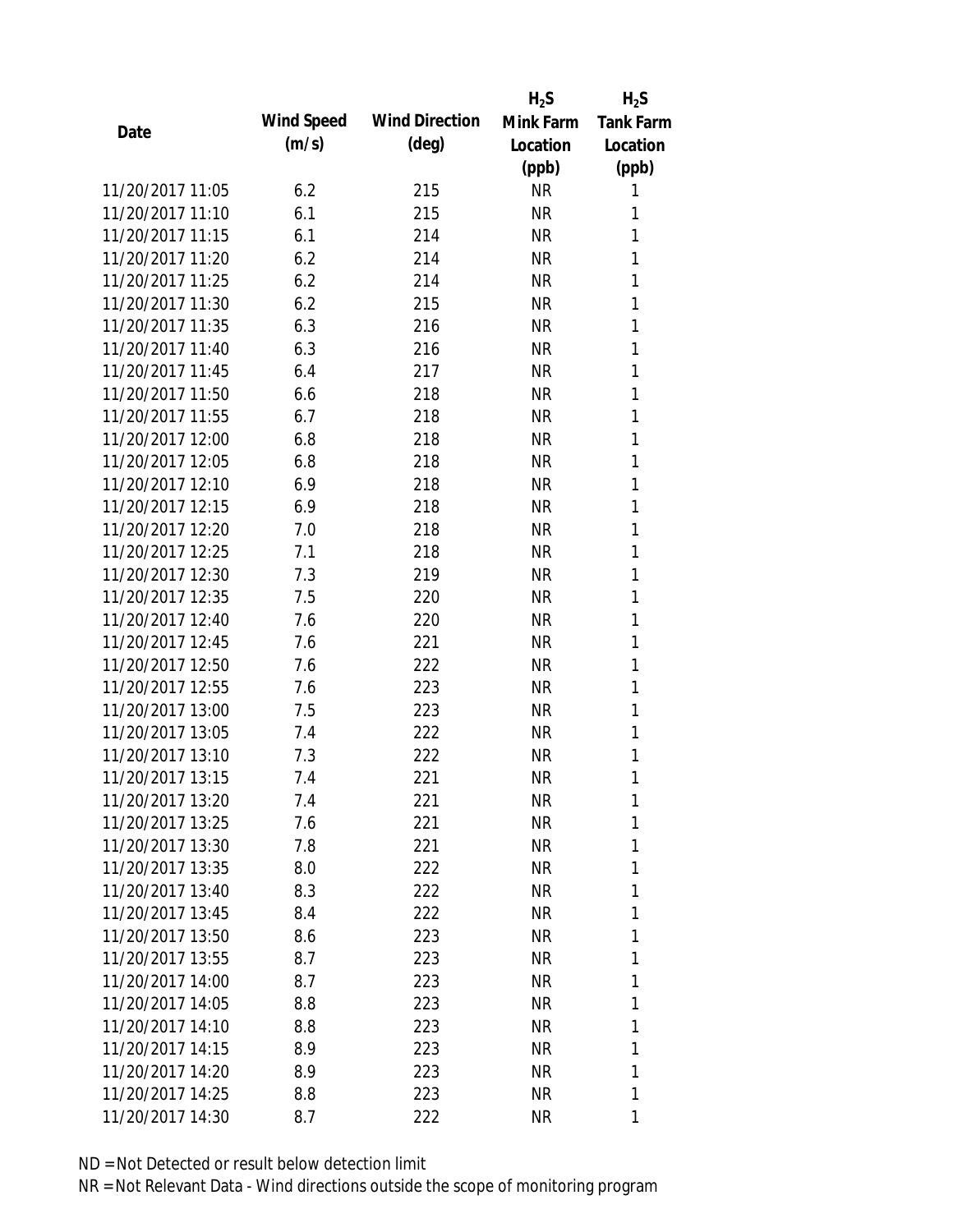| Date | Wind Speed (m/s) | Wind Direction (deg) | $H_2S$ Mink Farm Location (ppb) | $H_2S$ Tank Farm Location (ppb) |
|---|---|---|---|---|
| 11/20/2017 11:05 | 6.2 | 215 | NR | 1 |
| 11/20/2017 11:10 | 6.1 | 215 | NR | 1 |
| 11/20/2017 11:15 | 6.1 | 214 | NR | 1 |
| 11/20/2017 11:20 | 6.2 | 214 | NR | 1 |
| 11/20/2017 11:25 | 6.2 | 214 | NR | 1 |
| 11/20/2017 11:30 | 6.2 | 215 | NR | 1 |
| 11/20/2017 11:35 | 6.3 | 216 | NR | 1 |
| 11/20/2017 11:40 | 6.3 | 216 | NR | 1 |
| 11/20/2017 11:45 | 6.4 | 217 | NR | 1 |
| 11/20/2017 11:50 | 6.6 | 218 | NR | 1 |
| 11/20/2017 11:55 | 6.7 | 218 | NR | 1 |
| 11/20/2017 12:00 | 6.8 | 218 | NR | 1 |
| 11/20/2017 12:05 | 6.8 | 218 | NR | 1 |
| 11/20/2017 12:10 | 6.9 | 218 | NR | 1 |
| 11/20/2017 12:15 | 6.9 | 218 | NR | 1 |
| 11/20/2017 12:20 | 7.0 | 218 | NR | 1 |
| 11/20/2017 12:25 | 7.1 | 218 | NR | 1 |
| 11/20/2017 12:30 | 7.3 | 219 | NR | 1 |
| 11/20/2017 12:35 | 7.5 | 220 | NR | 1 |
| 11/20/2017 12:40 | 7.6 | 220 | NR | 1 |
| 11/20/2017 12:45 | 7.6 | 221 | NR | 1 |
| 11/20/2017 12:50 | 7.6 | 222 | NR | 1 |
| 11/20/2017 12:55 | 7.6 | 223 | NR | 1 |
| 11/20/2017 13:00 | 7.5 | 223 | NR | 1 |
| 11/20/2017 13:05 | 7.4 | 222 | NR | 1 |
| 11/20/2017 13:10 | 7.3 | 222 | NR | 1 |
| 11/20/2017 13:15 | 7.4 | 221 | NR | 1 |
| 11/20/2017 13:20 | 7.4 | 221 | NR | 1 |
| 11/20/2017 13:25 | 7.6 | 221 | NR | 1 |
| 11/20/2017 13:30 | 7.8 | 221 | NR | 1 |
| 11/20/2017 13:35 | 8.0 | 222 | NR | 1 |
| 11/20/2017 13:40 | 8.3 | 222 | NR | 1 |
| 11/20/2017 13:45 | 8.4 | 222 | NR | 1 |
| 11/20/2017 13:50 | 8.6 | 223 | NR | 1 |
| 11/20/2017 13:55 | 8.7 | 223 | NR | 1 |
| 11/20/2017 14:00 | 8.7 | 223 | NR | 1 |
| 11/20/2017 14:05 | 8.8 | 223 | NR | 1 |
| 11/20/2017 14:10 | 8.8 | 223 | NR | 1 |
| 11/20/2017 14:15 | 8.9 | 223 | NR | 1 |
| 11/20/2017 14:20 | 8.9 | 223 | NR | 1 |
| 11/20/2017 14:25 | 8.8 | 223 | NR | 1 |
| 11/20/2017 14:30 | 8.7 | 222 | NR | 1 |

ND = Not Detected or result below detection limit

NR = Not Relevant Data - Wind directions outside the scope of monitoring program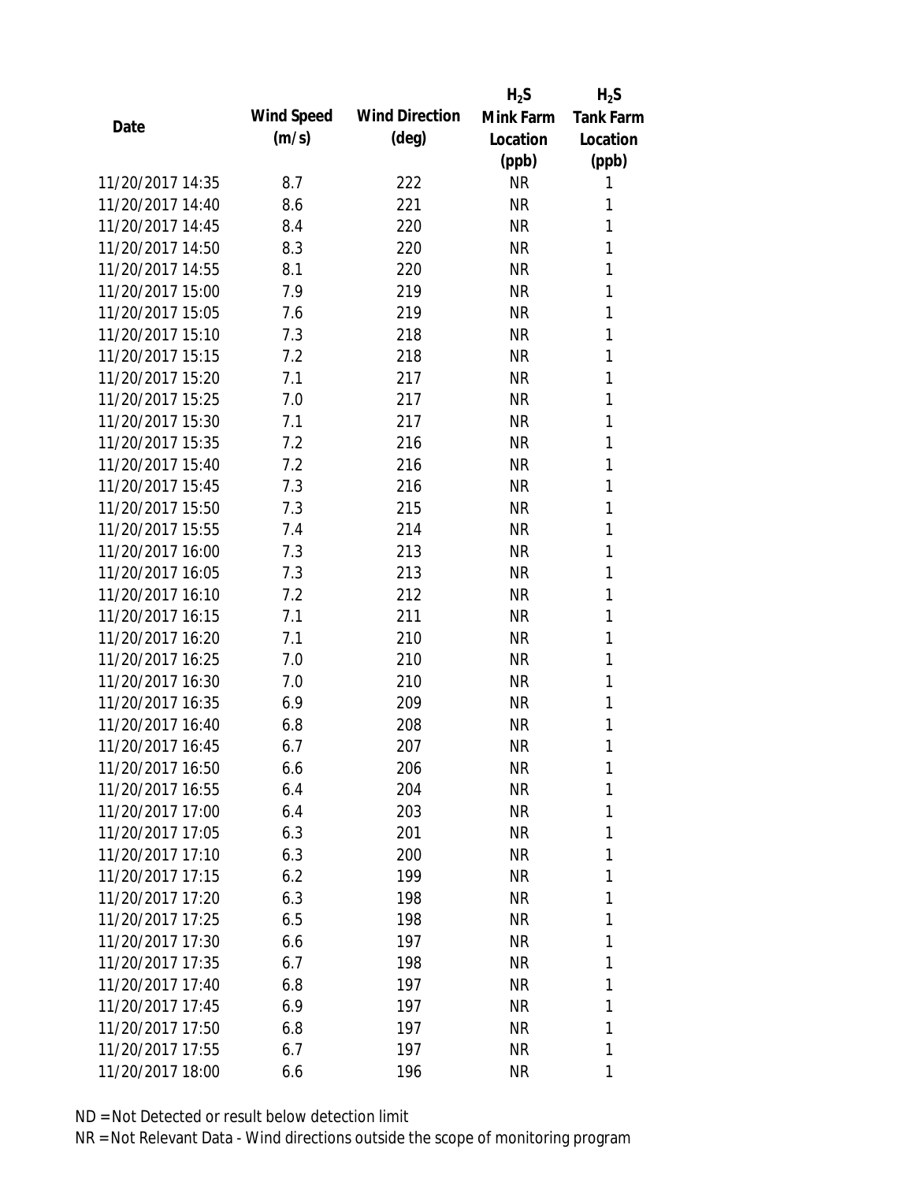| Date | Wind Speed (m/s) | Wind Direction (deg) | $H_2S$ Mink Farm Location (ppb) | $H_2S$ Tank Farm Location (ppb) |
|---|---|---|---|---|
| 11/20/2017 14:35 | 8.7 | 222 | NR | 1 |
| 11/20/2017 14:40 | 8.6 | 221 | NR | 1 |
| 11/20/2017 14:45 | 8.4 | 220 | NR | 1 |
| 11/20/2017 14:50 | 8.3 | 220 | NR | 1 |
| 11/20/2017 14:55 | 8.1 | 220 | NR | 1 |
| 11/20/2017 15:00 | 7.9 | 219 | NR | 1 |
| 11/20/2017 15:05 | 7.6 | 219 | NR | 1 |
| 11/20/2017 15:10 | 7.3 | 218 | NR | 1 |
| 11/20/2017 15:15 | 7.2 | 218 | NR | 1 |
| 11/20/2017 15:20 | 7.1 | 217 | NR | 1 |
| 11/20/2017 15:25 | 7.0 | 217 | NR | 1 |
| 11/20/2017 15:30 | 7.1 | 217 | NR | 1 |
| 11/20/2017 15:35 | 7.2 | 216 | NR | 1 |
| 11/20/2017 15:40 | 7.2 | 216 | NR | 1 |
| 11/20/2017 15:45 | 7.3 | 216 | NR | 1 |
| 11/20/2017 15:50 | 7.3 | 215 | NR | 1 |
| 11/20/2017 15:55 | 7.4 | 214 | NR | 1 |
| 11/20/2017 16:00 | 7.3 | 213 | NR | 1 |
| 11/20/2017 16:05 | 7.3 | 213 | NR | 1 |
| 11/20/2017 16:10 | 7.2 | 212 | NR | 1 |
| 11/20/2017 16:15 | 7.1 | 211 | NR | 1 |
| 11/20/2017 16:20 | 7.1 | 210 | NR | 1 |
| 11/20/2017 16:25 | 7.0 | 210 | NR | 1 |
| 11/20/2017 16:30 | 7.0 | 210 | NR | 1 |
| 11/20/2017 16:35 | 6.9 | 209 | NR | 1 |
| 11/20/2017 16:40 | 6.8 | 208 | NR | 1 |
| 11/20/2017 16:45 | 6.7 | 207 | NR | 1 |
| 11/20/2017 16:50 | 6.6 | 206 | NR | 1 |
| 11/20/2017 16:55 | 6.4 | 204 | NR | 1 |
| 11/20/2017 17:00 | 6.4 | 203 | NR | 1 |
| 11/20/2017 17:05 | 6.3 | 201 | NR | 1 |
| 11/20/2017 17:10 | 6.3 | 200 | NR | 1 |
| 11/20/2017 17:15 | 6.2 | 199 | NR | 1 |
| 11/20/2017 17:20 | 6.3 | 198 | NR | 1 |
| 11/20/2017 17:25 | 6.5 | 198 | NR | 1 |
| 11/20/2017 17:30 | 6.6 | 197 | NR | 1 |
| 11/20/2017 17:35 | 6.7 | 198 | NR | 1 |
| 11/20/2017 17:40 | 6.8 | 197 | NR | 1 |
| 11/20/2017 17:45 | 6.9 | 197 | NR | 1 |
| 11/20/2017 17:50 | 6.8 | 197 | NR | 1 |
| 11/20/2017 17:55 | 6.7 | 197 | NR | 1 |
| 11/20/2017 18:00 | 6.6 | 196 | NR | 1 |

ND = Not Detected or result below detection limit

NR = Not Relevant Data - Wind directions outside the scope of monitoring program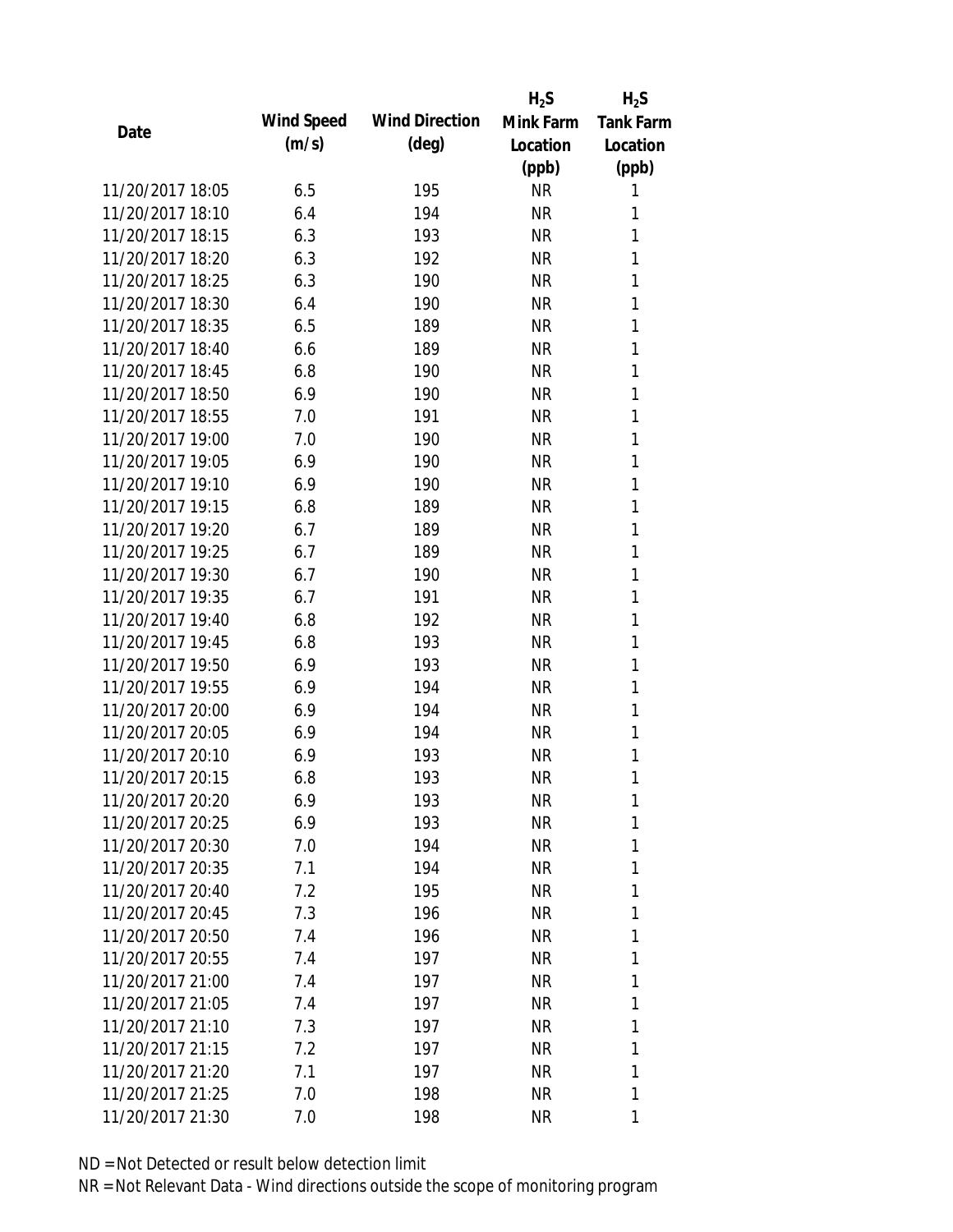| Date | Wind Speed (m/s) | Wind Direction (deg) | $H_2S$ Mink Farm Location (ppb) | $H_2S$ Tank Farm Location (ppb) |
|---|---|---|---|---|
| 11/20/2017 18:05 | 6.5 | 195 | NR | 1 |
| 11/20/2017 18:10 | 6.4 | 194 | NR | 1 |
| 11/20/2017 18:15 | 6.3 | 193 | NR | 1 |
| 11/20/2017 18:20 | 6.3 | 192 | NR | 1 |
| 11/20/2017 18:25 | 6.3 | 190 | NR | 1 |
| 11/20/2017 18:30 | 6.4 | 190 | NR | 1 |
| 11/20/2017 18:35 | 6.5 | 189 | NR | 1 |
| 11/20/2017 18:40 | 6.6 | 189 | NR | 1 |
| 11/20/2017 18:45 | 6.8 | 190 | NR | 1 |
| 11/20/2017 18:50 | 6.9 | 190 | NR | 1 |
| 11/20/2017 18:55 | 7.0 | 191 | NR | 1 |
| 11/20/2017 19:00 | 7.0 | 190 | NR | 1 |
| 11/20/2017 19:05 | 6.9 | 190 | NR | 1 |
| 11/20/2017 19:10 | 6.9 | 190 | NR | 1 |
| 11/20/2017 19:15 | 6.8 | 189 | NR | 1 |
| 11/20/2017 19:20 | 6.7 | 189 | NR | 1 |
| 11/20/2017 19:25 | 6.7 | 189 | NR | 1 |
| 11/20/2017 19:30 | 6.7 | 190 | NR | 1 |
| 11/20/2017 19:35 | 6.7 | 191 | NR | 1 |
| 11/20/2017 19:40 | 6.8 | 192 | NR | 1 |
| 11/20/2017 19:45 | 6.8 | 193 | NR | 1 |
| 11/20/2017 19:50 | 6.9 | 193 | NR | 1 |
| 11/20/2017 19:55 | 6.9 | 194 | NR | 1 |
| 11/20/2017 20:00 | 6.9 | 194 | NR | 1 |
| 11/20/2017 20:05 | 6.9 | 194 | NR | 1 |
| 11/20/2017 20:10 | 6.9 | 193 | NR | 1 |
| 11/20/2017 20:15 | 6.8 | 193 | NR | 1 |
| 11/20/2017 20:20 | 6.9 | 193 | NR | 1 |
| 11/20/2017 20:25 | 6.9 | 193 | NR | 1 |
| 11/20/2017 20:30 | 7.0 | 194 | NR | 1 |
| 11/20/2017 20:35 | 7.1 | 194 | NR | 1 |
| 11/20/2017 20:40 | 7.2 | 195 | NR | 1 |
| 11/20/2017 20:45 | 7.3 | 196 | NR | 1 |
| 11/20/2017 20:50 | 7.4 | 196 | NR | 1 |
| 11/20/2017 20:55 | 7.4 | 197 | NR | 1 |
| 11/20/2017 21:00 | 7.4 | 197 | NR | 1 |
| 11/20/2017 21:05 | 7.4 | 197 | NR | 1 |
| 11/20/2017 21:10 | 7.3 | 197 | NR | 1 |
| 11/20/2017 21:15 | 7.2 | 197 | NR | 1 |
| 11/20/2017 21:20 | 7.1 | 197 | NR | 1 |
| 11/20/2017 21:25 | 7.0 | 198 | NR | 1 |
| 11/20/2017 21:30 | 7.0 | 198 | NR | 1 |

ND = Not Detected or result below detection limit

NR = Not Relevant Data - Wind directions outside the scope of monitoring program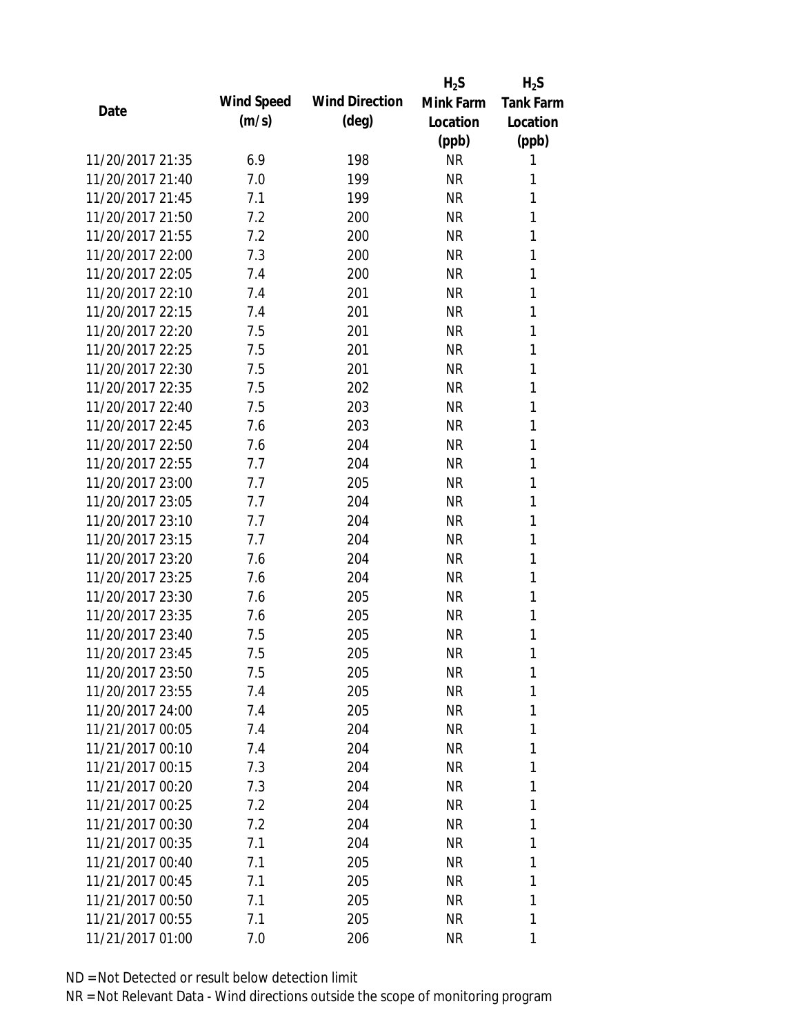| Date | Wind Speed (m/s) | Wind Direction (deg) | $H_2S$ Mink Farm Location (ppb) | $H_2S$ Tank Farm Location (ppb) |
|---|---|---|---|---|
| 11/20/2017 21:35 | 6.9 | 198 | NR | 1 |
| 11/20/2017 21:40 | 7.0 | 199 | NR | 1 |
| 11/20/2017 21:45 | 7.1 | 199 | NR | 1 |
| 11/20/2017 21:50 | 7.2 | 200 | NR | 1 |
| 11/20/2017 21:55 | 7.2 | 200 | NR | 1 |
| 11/20/2017 22:00 | 7.3 | 200 | NR | 1 |
| 11/20/2017 22:05 | 7.4 | 200 | NR | 1 |
| 11/20/2017 22:10 | 7.4 | 201 | NR | 1 |
| 11/20/2017 22:15 | 7.4 | 201 | NR | 1 |
| 11/20/2017 22:20 | 7.5 | 201 | NR | 1 |
| 11/20/2017 22:25 | 7.5 | 201 | NR | 1 |
| 11/20/2017 22:30 | 7.5 | 201 | NR | 1 |
| 11/20/2017 22:35 | 7.5 | 202 | NR | 1 |
| 11/20/2017 22:40 | 7.5 | 203 | NR | 1 |
| 11/20/2017 22:45 | 7.6 | 203 | NR | 1 |
| 11/20/2017 22:50 | 7.6 | 204 | NR | 1 |
| 11/20/2017 22:55 | 7.7 | 204 | NR | 1 |
| 11/20/2017 23:00 | 7.7 | 205 | NR | 1 |
| 11/20/2017 23:05 | 7.7 | 204 | NR | 1 |
| 11/20/2017 23:10 | 7.7 | 204 | NR | 1 |
| 11/20/2017 23:15 | 7.7 | 204 | NR | 1 |
| 11/20/2017 23:20 | 7.6 | 204 | NR | 1 |
| 11/20/2017 23:25 | 7.6 | 204 | NR | 1 |
| 11/20/2017 23:30 | 7.6 | 205 | NR | 1 |
| 11/20/2017 23:35 | 7.6 | 205 | NR | 1 |
| 11/20/2017 23:40 | 7.5 | 205 | NR | 1 |
| 11/20/2017 23:45 | 7.5 | 205 | NR | 1 |
| 11/20/2017 23:50 | 7.5 | 205 | NR | 1 |
| 11/20/2017 23:55 | 7.4 | 205 | NR | 1 |
| 11/20/2017 24:00 | 7.4 | 205 | NR | 1 |
| 11/21/2017 00:05 | 7.4 | 204 | NR | 1 |
| 11/21/2017 00:10 | 7.4 | 204 | NR | 1 |
| 11/21/2017 00:15 | 7.3 | 204 | NR | 1 |
| 11/21/2017 00:20 | 7.3 | 204 | NR | 1 |
| 11/21/2017 00:25 | 7.2 | 204 | NR | 1 |
| 11/21/2017 00:30 | 7.2 | 204 | NR | 1 |
| 11/21/2017 00:35 | 7.1 | 204 | NR | 1 |
| 11/21/2017 00:40 | 7.1 | 205 | NR | 1 |
| 11/21/2017 00:45 | 7.1 | 205 | NR | 1 |
| 11/21/2017 00:50 | 7.1 | 205 | NR | 1 |
| 11/21/2017 00:55 | 7.1 | 205 | NR | 1 |
| 11/21/2017 01:00 | 7.0 | 206 | NR | 1 |

ND = Not Detected or result below detection limit

NR = Not Relevant Data - Wind directions outside the scope of monitoring program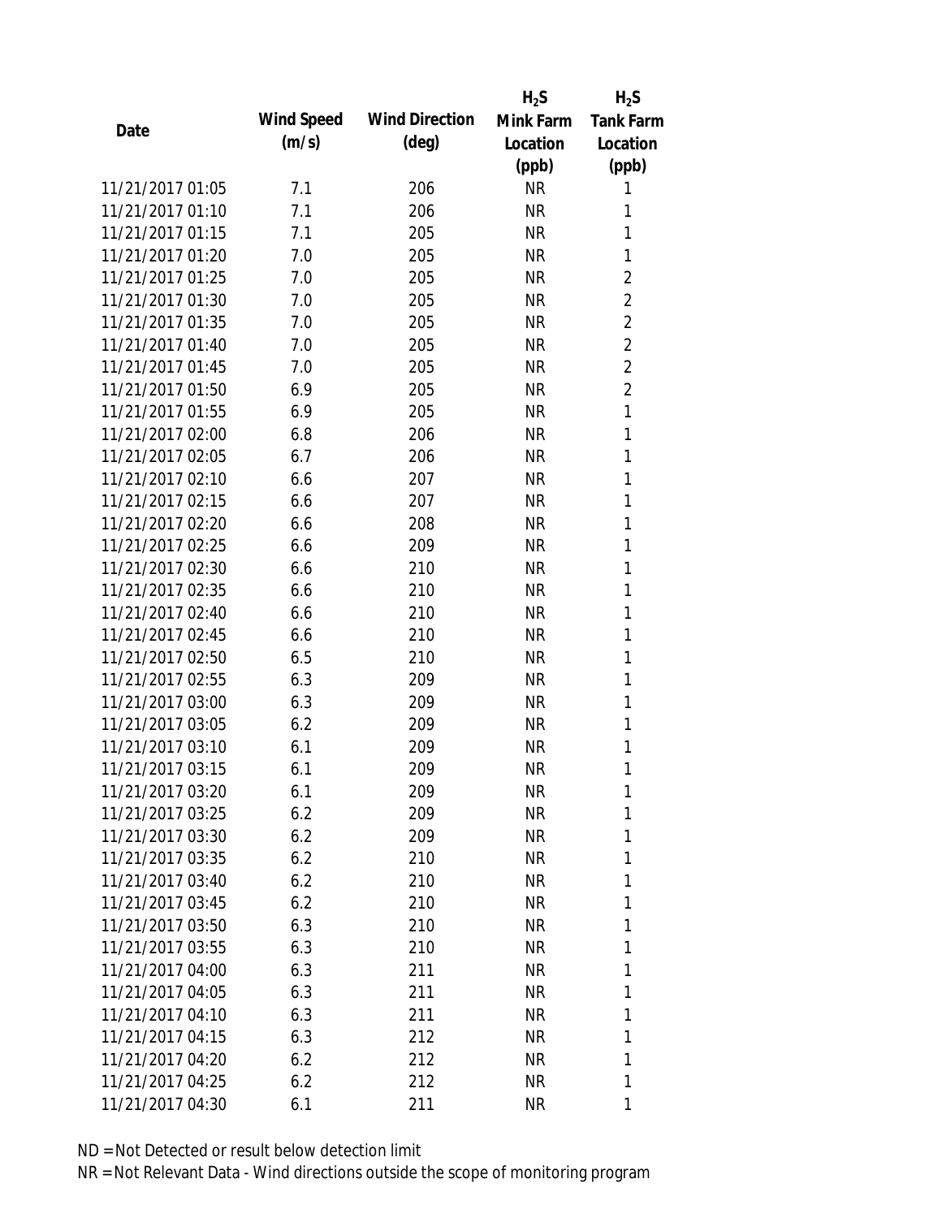| Date | Wind Speed (m/s) | Wind Direction (deg) | $H_2S$ Mink Farm Location (ppb) | $H_2S$ Tank Farm Location (ppb) |
|---|---|---|---|---|
| 11/21/2017 01:05 | 7.1 | 206 | NR | 1 |
| 11/21/2017 01:10 | 7.1 | 206 | NR | 1 |
| 11/21/2017 01:15 | 7.1 | 205 | NR | 1 |
| 11/21/2017 01:20 | 7.0 | 205 | NR | 1 |
| 11/21/2017 01:25 | 7.0 | 205 | NR | 2 |
| 11/21/2017 01:30 | 7.0 | 205 | NR | 2 |
| 11/21/2017 01:35 | 7.0 | 205 | NR | 2 |
| 11/21/2017 01:40 | 7.0 | 205 | NR | 2 |
| 11/21/2017 01:45 | 7.0 | 205 | NR | 2 |
| 11/21/2017 01:50 | 6.9 | 205 | NR | 2 |
| 11/21/2017 01:55 | 6.9 | 205 | NR | 1 |
| 11/21/2017 02:00 | 6.8 | 206 | NR | 1 |
| 11/21/2017 02:05 | 6.7 | 206 | NR | 1 |
| 11/21/2017 02:10 | 6.6 | 207 | NR | 1 |
| 11/21/2017 02:15 | 6.6 | 207 | NR | 1 |
| 11/21/2017 02:20 | 6.6 | 208 | NR | 1 |
| 11/21/2017 02:25 | 6.6 | 209 | NR | 1 |
| 11/21/2017 02:30 | 6.6 | 210 | NR | 1 |
| 11/21/2017 02:35 | 6.6 | 210 | NR | 1 |
| 11/21/2017 02:40 | 6.6 | 210 | NR | 1 |
| 11/21/2017 02:45 | 6.6 | 210 | NR | 1 |
| 11/21/2017 02:50 | 6.5 | 210 | NR | 1 |
| 11/21/2017 02:55 | 6.3 | 209 | NR | 1 |
| 11/21/2017 03:00 | 6.3 | 209 | NR | 1 |
| 11/21/2017 03:05 | 6.2 | 209 | NR | 1 |
| 11/21/2017 03:10 | 6.1 | 209 | NR | 1 |
| 11/21/2017 03:15 | 6.1 | 209 | NR | 1 |
| 11/21/2017 03:20 | 6.1 | 209 | NR | 1 |
| 11/21/2017 03:25 | 6.2 | 209 | NR | 1 |
| 11/21/2017 03:30 | 6.2 | 209 | NR | 1 |
| 11/21/2017 03:35 | 6.2 | 210 | NR | 1 |
| 11/21/2017 03:40 | 6.2 | 210 | NR | 1 |
| 11/21/2017 03:45 | 6.2 | 210 | NR | 1 |
| 11/21/2017 03:50 | 6.3 | 210 | NR | 1 |
| 11/21/2017 03:55 | 6.3 | 210 | NR | 1 |
| 11/21/2017 04:00 | 6.3 | 211 | NR | 1 |
| 11/21/2017 04:05 | 6.3 | 211 | NR | 1 |
| 11/21/2017 04:10 | 6.3 | 211 | NR | 1 |
| 11/21/2017 04:15 | 6.3 | 212 | NR | 1 |
| 11/21/2017 04:20 | 6.2 | 212 | NR | 1 |
| 11/21/2017 04:25 | 6.2 | 212 | NR | 1 |
| 11/21/2017 04:30 | 6.1 | 211 | NR | 1 |

ND = Not Detected or result below detection limit

NR = Not Relevant Data - Wind directions outside the scope of monitoring program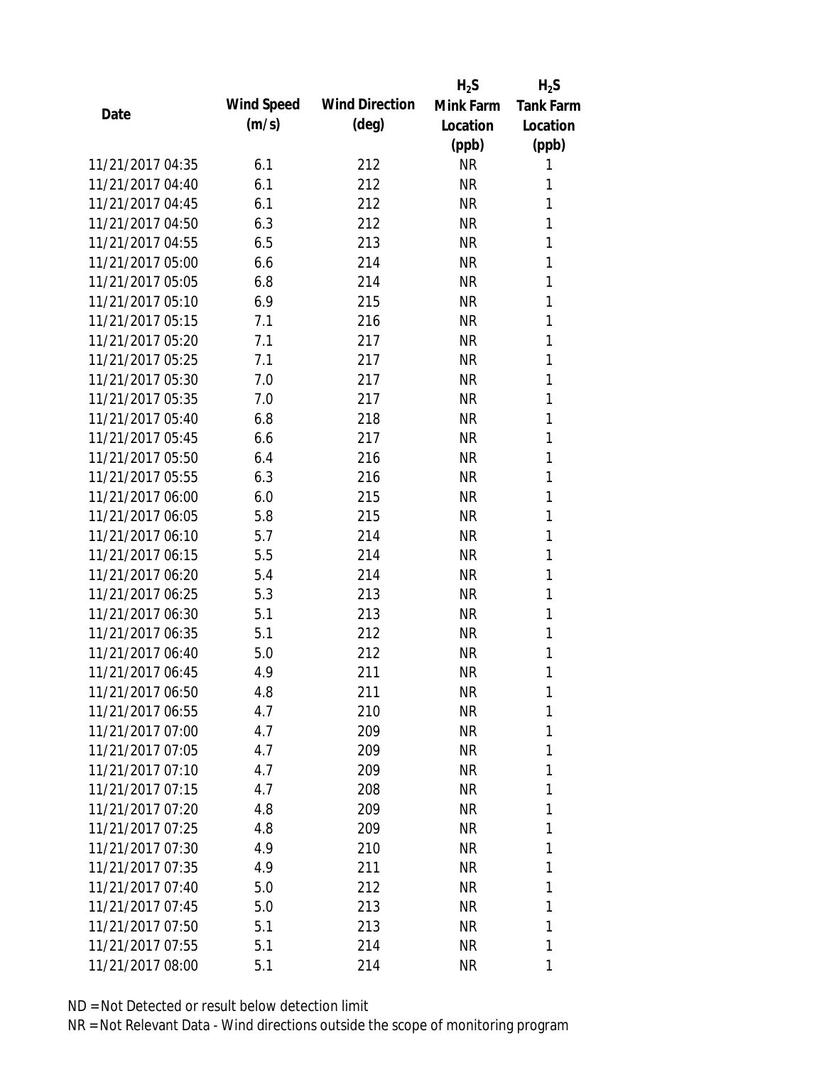| Date | Wind Speed (m/s) | Wind Direction (deg) | $H_2S$ Mink Farm Location (ppb) | $H_2S$ Tank Farm Location (ppb) |
|---|---|---|---|---|
| 11/21/2017 04:35 | 6.1 | 212 | NR | 1 |
| 11/21/2017 04:40 | 6.1 | 212 | NR | 1 |
| 11/21/2017 04:45 | 6.1 | 212 | NR | 1 |
| 11/21/2017 04:50 | 6.3 | 212 | NR | 1 |
| 11/21/2017 04:55 | 6.5 | 213 | NR | 1 |
| 11/21/2017 05:00 | 6.6 | 214 | NR | 1 |
| 11/21/2017 05:05 | 6.8 | 214 | NR | 1 |
| 11/21/2017 05:10 | 6.9 | 215 | NR | 1 |
| 11/21/2017 05:15 | 7.1 | 216 | NR | 1 |
| 11/21/2017 05:20 | 7.1 | 217 | NR | 1 |
| 11/21/2017 05:25 | 7.1 | 217 | NR | 1 |
| 11/21/2017 05:30 | 7.0 | 217 | NR | 1 |
| 11/21/2017 05:35 | 7.0 | 217 | NR | 1 |
| 11/21/2017 05:40 | 6.8 | 218 | NR | 1 |
| 11/21/2017 05:45 | 6.6 | 217 | NR | 1 |
| 11/21/2017 05:50 | 6.4 | 216 | NR | 1 |
| 11/21/2017 05:55 | 6.3 | 216 | NR | 1 |
| 11/21/2017 06:00 | 6.0 | 215 | NR | 1 |
| 11/21/2017 06:05 | 5.8 | 215 | NR | 1 |
| 11/21/2017 06:10 | 5.7 | 214 | NR | 1 |
| 11/21/2017 06:15 | 5.5 | 214 | NR | 1 |
| 11/21/2017 06:20 | 5.4 | 214 | NR | 1 |
| 11/21/2017 06:25 | 5.3 | 213 | NR | 1 |
| 11/21/2017 06:30 | 5.1 | 213 | NR | 1 |
| 11/21/2017 06:35 | 5.1 | 212 | NR | 1 |
| 11/21/2017 06:40 | 5.0 | 212 | NR | 1 |
| 11/21/2017 06:45 | 4.9 | 211 | NR | 1 |
| 11/21/2017 06:50 | 4.8 | 211 | NR | 1 |
| 11/21/2017 06:55 | 4.7 | 210 | NR | 1 |
| 11/21/2017 07:00 | 4.7 | 209 | NR | 1 |
| 11/21/2017 07:05 | 4.7 | 209 | NR | 1 |
| 11/21/2017 07:10 | 4.7 | 209 | NR | 1 |
| 11/21/2017 07:15 | 4.7 | 208 | NR | 1 |
| 11/21/2017 07:20 | 4.8 | 209 | NR | 1 |
| 11/21/2017 07:25 | 4.8 | 209 | NR | 1 |
| 11/21/2017 07:30 | 4.9 | 210 | NR | 1 |
| 11/21/2017 07:35 | 4.9 | 211 | NR | 1 |
| 11/21/2017 07:40 | 5.0 | 212 | NR | 1 |
| 11/21/2017 07:45 | 5.0 | 213 | NR | 1 |
| 11/21/2017 07:50 | 5.1 | 213 | NR | 1 |
| 11/21/2017 07:55 | 5.1 | 214 | NR | 1 |
| 11/21/2017 08:00 | 5.1 | 214 | NR | 1 |

ND = Not Detected or result below detection limit

NR = Not Relevant Data - Wind directions outside the scope of monitoring program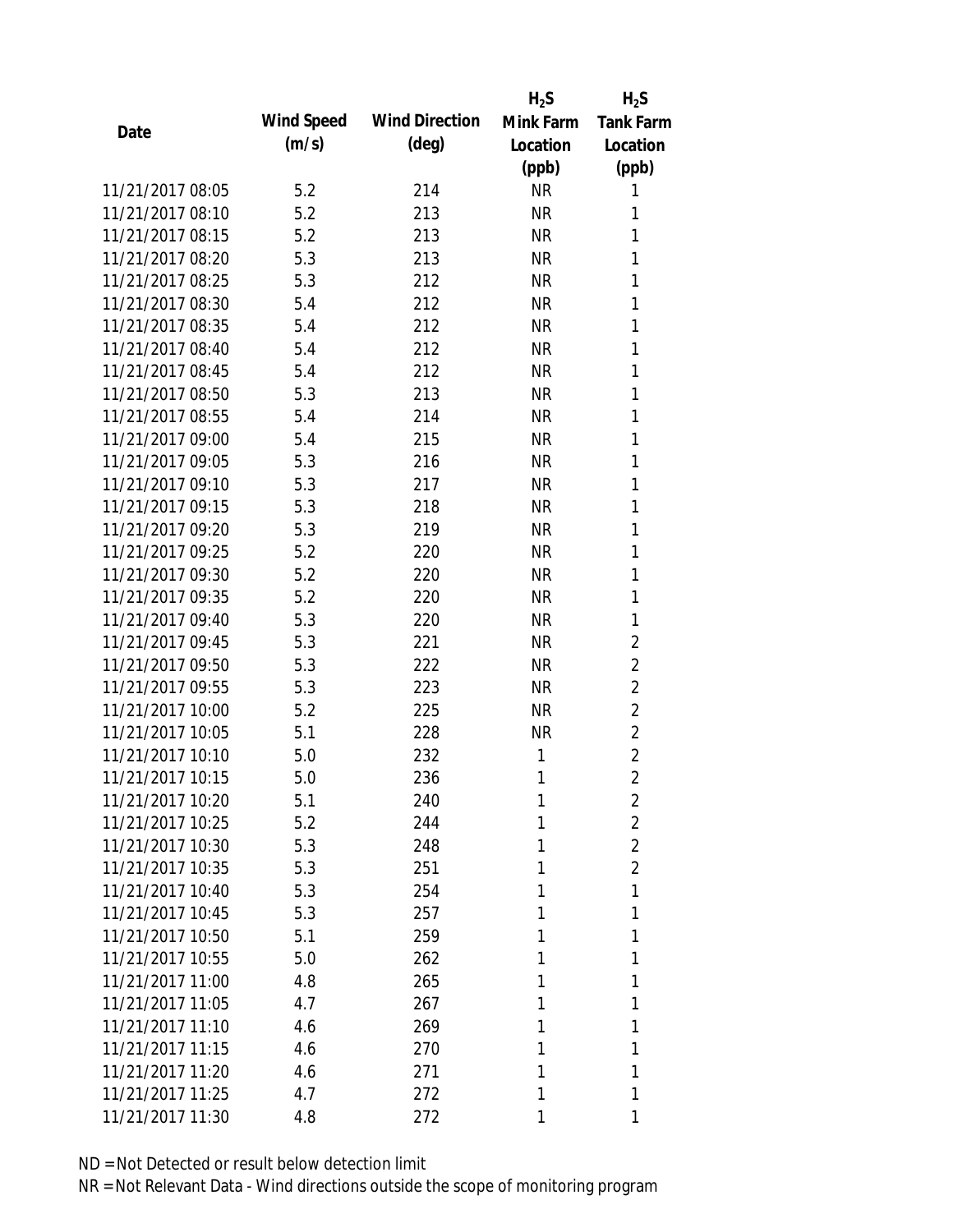| Date | Wind Speed (m/s) | Wind Direction (deg) | $H_2S$ Mink Farm Location (ppb) | $H_2S$ Tank Farm Location (ppb) |
|---|---|---|---|---|
| 11/21/2017 08:05 | 5.2 | 214 | NR | 1 |
| 11/21/2017 08:10 | 5.2 | 213 | NR | 1 |
| 11/21/2017 08:15 | 5.2 | 213 | NR | 1 |
| 11/21/2017 08:20 | 5.3 | 213 | NR | 1 |
| 11/21/2017 08:25 | 5.3 | 212 | NR | 1 |
| 11/21/2017 08:30 | 5.4 | 212 | NR | 1 |
| 11/21/2017 08:35 | 5.4 | 212 | NR | 1 |
| 11/21/2017 08:40 | 5.4 | 212 | NR | 1 |
| 11/21/2017 08:45 | 5.4 | 212 | NR | 1 |
| 11/21/2017 08:50 | 5.3 | 213 | NR | 1 |
| 11/21/2017 08:55 | 5.4 | 214 | NR | 1 |
| 11/21/2017 09:00 | 5.4 | 215 | NR | 1 |
| 11/21/2017 09:05 | 5.3 | 216 | NR | 1 |
| 11/21/2017 09:10 | 5.3 | 217 | NR | 1 |
| 11/21/2017 09:15 | 5.3 | 218 | NR | 1 |
| 11/21/2017 09:20 | 5.3 | 219 | NR | 1 |
| 11/21/2017 09:25 | 5.2 | 220 | NR | 1 |
| 11/21/2017 09:30 | 5.2 | 220 | NR | 1 |
| 11/21/2017 09:35 | 5.2 | 220 | NR | 1 |
| 11/21/2017 09:40 | 5.3 | 220 | NR | 1 |
| 11/21/2017 09:45 | 5.3 | 221 | NR | 2 |
| 11/21/2017 09:50 | 5.3 | 222 | NR | 2 |
| 11/21/2017 09:55 | 5.3 | 223 | NR | 2 |
| 11/21/2017 10:00 | 5.2 | 225 | NR | 2 |
| 11/21/2017 10:05 | 5.1 | 228 | NR | 2 |
| 11/21/2017 10:10 | 5.0 | 232 | 1 | 2 |
| 11/21/2017 10:15 | 5.0 | 236 | 1 | 2 |
| 11/21/2017 10:20 | 5.1 | 240 | 1 | 2 |
| 11/21/2017 10:25 | 5.2 | 244 | 1 | 2 |
| 11/21/2017 10:30 | 5.3 | 248 | 1 | 2 |
| 11/21/2017 10:35 | 5.3 | 251 | 1 | 2 |
| 11/21/2017 10:40 | 5.3 | 254 | 1 | 1 |
| 11/21/2017 10:45 | 5.3 | 257 | 1 | 1 |
| 11/21/2017 10:50 | 5.1 | 259 | 1 | 1 |
| 11/21/2017 10:55 | 5.0 | 262 | 1 | 1 |
| 11/21/2017 11:00 | 4.8 | 265 | 1 | 1 |
| 11/21/2017 11:05 | 4.7 | 267 | 1 | 1 |
| 11/21/2017 11:10 | 4.6 | 269 | 1 | 1 |
| 11/21/2017 11:15 | 4.6 | 270 | 1 | 1 |
| 11/21/2017 11:20 | 4.6 | 271 | 1 | 1 |
| 11/21/2017 11:25 | 4.7 | 272 | 1 | 1 |
| 11/21/2017 11:30 | 4.8 | 272 | 1 | 1 |

ND = Not Detected or result below detection limit

NR = Not Relevant Data - Wind directions outside the scope of monitoring program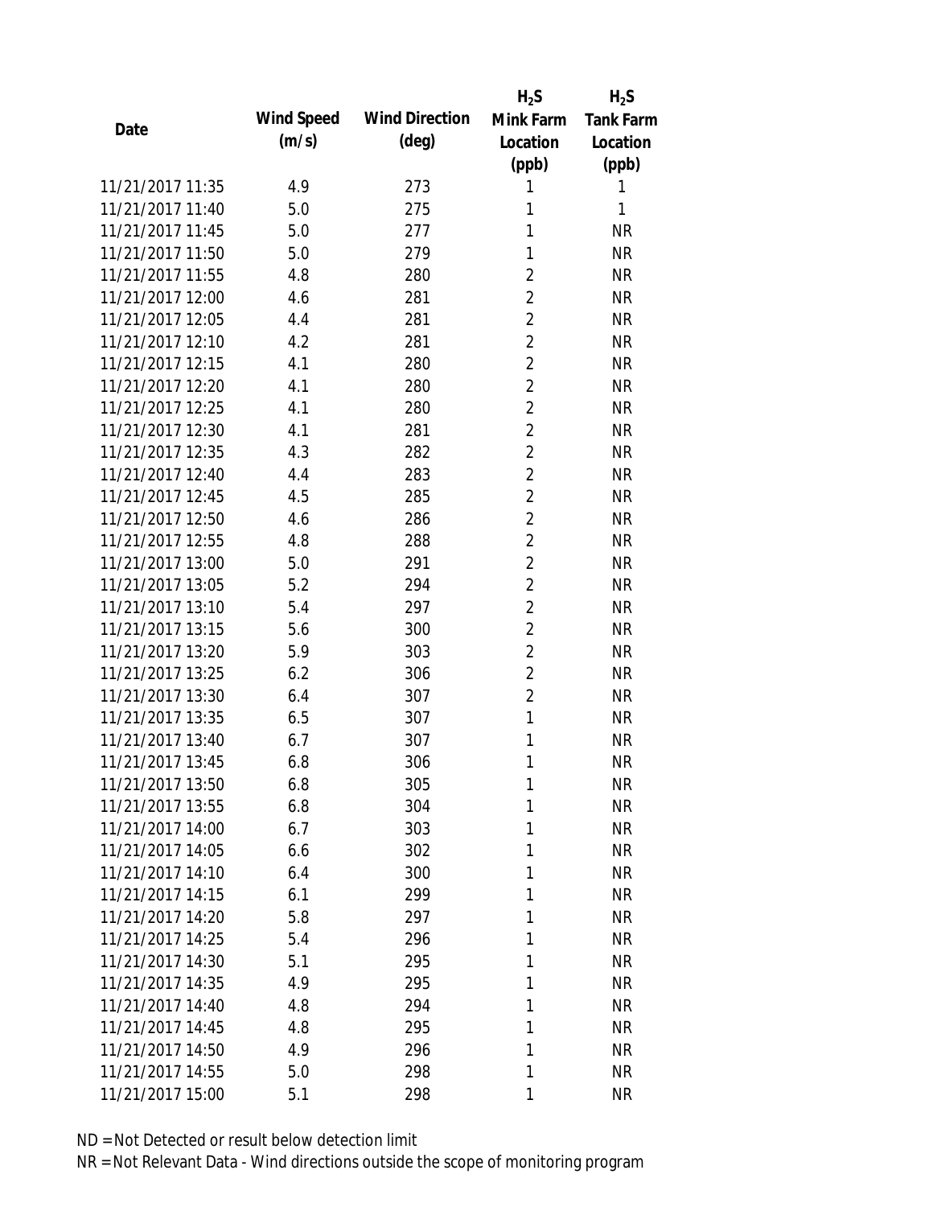| Date | Wind Speed (m/s) | Wind Direction (deg) | $H_2S$ Mink Farm Location (ppb) | $H_2S$ Tank Farm Location (ppb) |
|---|---|---|---|---|
| 11/21/2017 11:35 | 4.9 | 273 | 1 | 1 |
| 11/21/2017 11:40 | 5.0 | 275 | 1 | 1 |
| 11/21/2017 11:45 | 5.0 | 277 | 1 | NR |
| 11/21/2017 11:50 | 5.0 | 279 | 1 | NR |
| 11/21/2017 11:55 | 4.8 | 280 | 2 | NR |
| 11/21/2017 12:00 | 4.6 | 281 | 2 | NR |
| 11/21/2017 12:05 | 4.4 | 281 | 2 | NR |
| 11/21/2017 12:10 | 4.2 | 281 | 2 | NR |
| 11/21/2017 12:15 | 4.1 | 280 | 2 | NR |
| 11/21/2017 12:20 | 4.1 | 280 | 2 | NR |
| 11/21/2017 12:25 | 4.1 | 280 | 2 | NR |
| 11/21/2017 12:30 | 4.1 | 281 | 2 | NR |
| 11/21/2017 12:35 | 4.3 | 282 | 2 | NR |
| 11/21/2017 12:40 | 4.4 | 283 | 2 | NR |
| 11/21/2017 12:45 | 4.5 | 285 | 2 | NR |
| 11/21/2017 12:50 | 4.6 | 286 | 2 | NR |
| 11/21/2017 12:55 | 4.8 | 288 | 2 | NR |
| 11/21/2017 13:00 | 5.0 | 291 | 2 | NR |
| 11/21/2017 13:05 | 5.2 | 294 | 2 | NR |
| 11/21/2017 13:10 | 5.4 | 297 | 2 | NR |
| 11/21/2017 13:15 | 5.6 | 300 | 2 | NR |
| 11/21/2017 13:20 | 5.9 | 303 | 2 | NR |
| 11/21/2017 13:25 | 6.2 | 306 | 2 | NR |
| 11/21/2017 13:30 | 6.4 | 307 | 2 | NR |
| 11/21/2017 13:35 | 6.5 | 307 | 1 | NR |
| 11/21/2017 13:40 | 6.7 | 307 | 1 | NR |
| 11/21/2017 13:45 | 6.8 | 306 | 1 | NR |
| 11/21/2017 13:50 | 6.8 | 305 | 1 | NR |
| 11/21/2017 13:55 | 6.8 | 304 | 1 | NR |
| 11/21/2017 14:00 | 6.7 | 303 | 1 | NR |
| 11/21/2017 14:05 | 6.6 | 302 | 1 | NR |
| 11/21/2017 14:10 | 6.4 | 300 | 1 | NR |
| 11/21/2017 14:15 | 6.1 | 299 | 1 | NR |
| 11/21/2017 14:20 | 5.8 | 297 | 1 | NR |
| 11/21/2017 14:25 | 5.4 | 296 | 1 | NR |
| 11/21/2017 14:30 | 5.1 | 295 | 1 | NR |
| 11/21/2017 14:35 | 4.9 | 295 | 1 | NR |
| 11/21/2017 14:40 | 4.8 | 294 | 1 | NR |
| 11/21/2017 14:45 | 4.8 | 295 | 1 | NR |
| 11/21/2017 14:50 | 4.9 | 296 | 1 | NR |
| 11/21/2017 14:55 | 5.0 | 298 | 1 | NR |
| 11/21/2017 15:00 | 5.1 | 298 | 1 | NR |

ND = Not Detected or result below detection limit

NR = Not Relevant Data - Wind directions outside the scope of monitoring program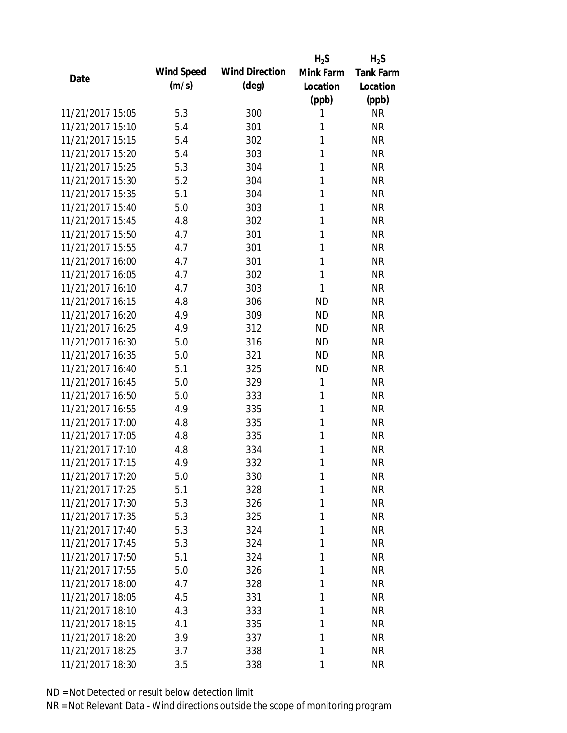| Date | Wind Speed (m/s) | Wind Direction (deg) | $H_2S$ Mink Farm Location (ppb) | $H_2S$ Tank Farm Location (ppb) |
|---|---|---|---|---|
| 11/21/2017 15:05 | 5.3 | 300 | 1 | NR |
| 11/21/2017 15:10 | 5.4 | 301 | 1 | NR |
| 11/21/2017 15:15 | 5.4 | 302 | 1 | NR |
| 11/21/2017 15:20 | 5.4 | 303 | 1 | NR |
| 11/21/2017 15:25 | 5.3 | 304 | 1 | NR |
| 11/21/2017 15:30 | 5.2 | 304 | 1 | NR |
| 11/21/2017 15:35 | 5.1 | 304 | 1 | NR |
| 11/21/2017 15:40 | 5.0 | 303 | 1 | NR |
| 11/21/2017 15:45 | 4.8 | 302 | 1 | NR |
| 11/21/2017 15:50 | 4.7 | 301 | 1 | NR |
| 11/21/2017 15:55 | 4.7 | 301 | 1 | NR |
| 11/21/2017 16:00 | 4.7 | 301 | 1 | NR |
| 11/21/2017 16:05 | 4.7 | 302 | 1 | NR |
| 11/21/2017 16:10 | 4.7 | 303 | 1 | NR |
| 11/21/2017 16:15 | 4.8 | 306 | ND | NR |
| 11/21/2017 16:20 | 4.9 | 309 | ND | NR |
| 11/21/2017 16:25 | 4.9 | 312 | ND | NR |
| 11/21/2017 16:30 | 5.0 | 316 | ND | NR |
| 11/21/2017 16:35 | 5.0 | 321 | ND | NR |
| 11/21/2017 16:40 | 5.1 | 325 | ND | NR |
| 11/21/2017 16:45 | 5.0 | 329 | 1 | NR |
| 11/21/2017 16:50 | 5.0 | 333 | 1 | NR |
| 11/21/2017 16:55 | 4.9 | 335 | 1 | NR |
| 11/21/2017 17:00 | 4.8 | 335 | 1 | NR |
| 11/21/2017 17:05 | 4.8 | 335 | 1 | NR |
| 11/21/2017 17:10 | 4.8 | 334 | 1 | NR |
| 11/21/2017 17:15 | 4.9 | 332 | 1 | NR |
| 11/21/2017 17:20 | 5.0 | 330 | 1 | NR |
| 11/21/2017 17:25 | 5.1 | 328 | 1 | NR |
| 11/21/2017 17:30 | 5.3 | 326 | 1 | NR |
| 11/21/2017 17:35 | 5.3 | 325 | 1 | NR |
| 11/21/2017 17:40 | 5.3 | 324 | 1 | NR |
| 11/21/2017 17:45 | 5.3 | 324 | 1 | NR |
| 11/21/2017 17:50 | 5.1 | 324 | 1 | NR |
| 11/21/2017 17:55 | 5.0 | 326 | 1 | NR |
| 11/21/2017 18:00 | 4.7 | 328 | 1 | NR |
| 11/21/2017 18:05 | 4.5 | 331 | 1 | NR |
| 11/21/2017 18:10 | 4.3 | 333 | 1 | NR |
| 11/21/2017 18:15 | 4.1 | 335 | 1 | NR |
| 11/21/2017 18:20 | 3.9 | 337 | 1 | NR |
| 11/21/2017 18:25 | 3.7 | 338 | 1 | NR |
| 11/21/2017 18:30 | 3.5 | 338 | 1 | NR |

ND = Not Detected or result below detection limit

NR = Not Relevant Data - Wind directions outside the scope of monitoring program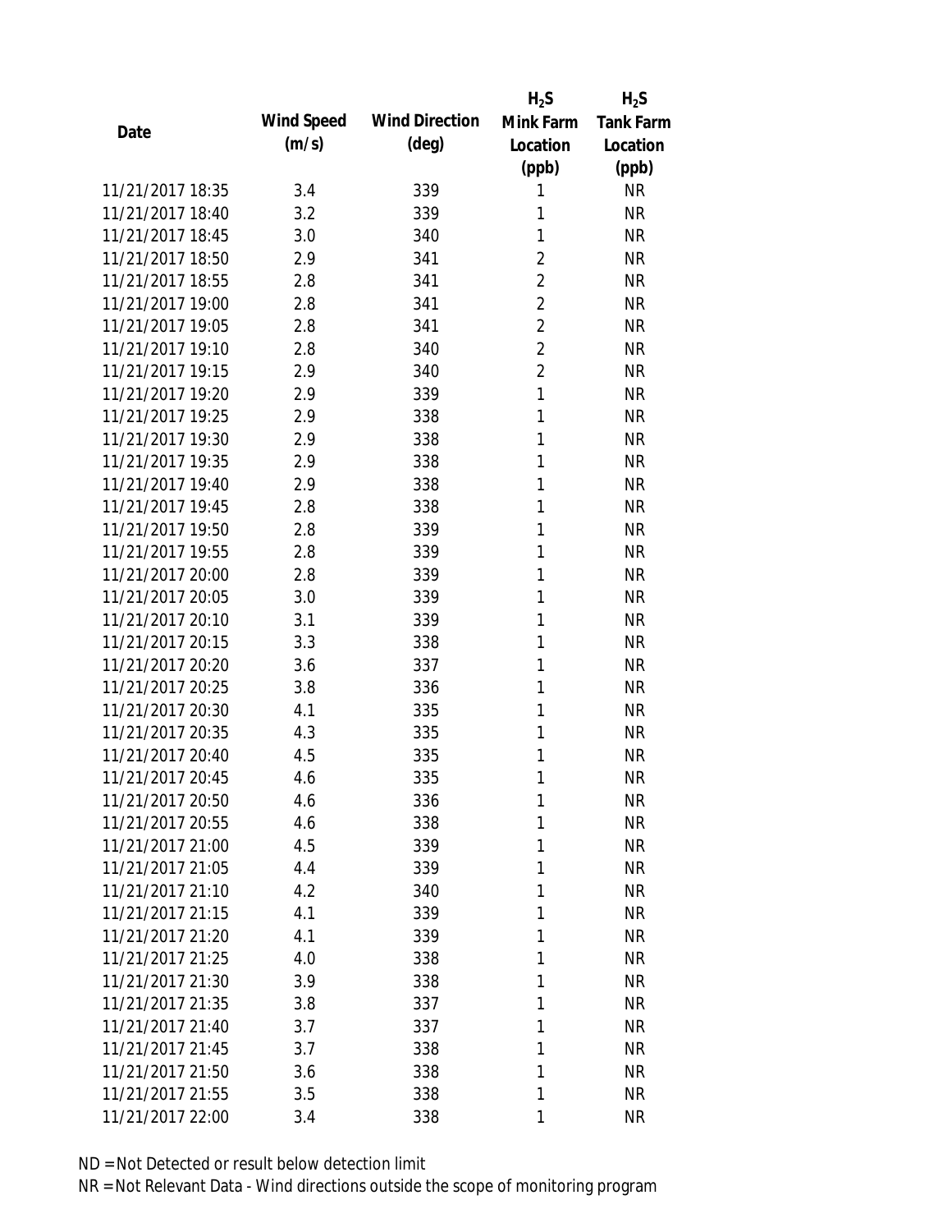| Date | Wind Speed (m/s) | Wind Direction (deg) | $H_2S$ Mink Farm Location (ppb) | $H_2S$ Tank Farm Location (ppb) |
|---|---|---|---|---|
| 11/21/2017 18:35 | 3.4 | 339 | 1 | NR |
| 11/21/2017 18:40 | 3.2 | 339 | 1 | NR |
| 11/21/2017 18:45 | 3.0 | 340 | 1 | NR |
| 11/21/2017 18:50 | 2.9 | 341 | 2 | NR |
| 11/21/2017 18:55 | 2.8 | 341 | 2 | NR |
| 11/21/2017 19:00 | 2.8 | 341 | 2 | NR |
| 11/21/2017 19:05 | 2.8 | 341 | 2 | NR |
| 11/21/2017 19:10 | 2.8 | 340 | 2 | NR |
| 11/21/2017 19:15 | 2.9 | 340 | 2 | NR |
| 11/21/2017 19:20 | 2.9 | 339 | 1 | NR |
| 11/21/2017 19:25 | 2.9 | 338 | 1 | NR |
| 11/21/2017 19:30 | 2.9 | 338 | 1 | NR |
| 11/21/2017 19:35 | 2.9 | 338 | 1 | NR |
| 11/21/2017 19:40 | 2.9 | 338 | 1 | NR |
| 11/21/2017 19:45 | 2.8 | 338 | 1 | NR |
| 11/21/2017 19:50 | 2.8 | 339 | 1 | NR |
| 11/21/2017 19:55 | 2.8 | 339 | 1 | NR |
| 11/21/2017 20:00 | 2.8 | 339 | 1 | NR |
| 11/21/2017 20:05 | 3.0 | 339 | 1 | NR |
| 11/21/2017 20:10 | 3.1 | 339 | 1 | NR |
| 11/21/2017 20:15 | 3.3 | 338 | 1 | NR |
| 11/21/2017 20:20 | 3.6 | 337 | 1 | NR |
| 11/21/2017 20:25 | 3.8 | 336 | 1 | NR |
| 11/21/2017 20:30 | 4.1 | 335 | 1 | NR |
| 11/21/2017 20:35 | 4.3 | 335 | 1 | NR |
| 11/21/2017 20:40 | 4.5 | 335 | 1 | NR |
| 11/21/2017 20:45 | 4.6 | 335 | 1 | NR |
| 11/21/2017 20:50 | 4.6 | 336 | 1 | NR |
| 11/21/2017 20:55 | 4.6 | 338 | 1 | NR |
| 11/21/2017 21:00 | 4.5 | 339 | 1 | NR |
| 11/21/2017 21:05 | 4.4 | 339 | 1 | NR |
| 11/21/2017 21:10 | 4.2 | 340 | 1 | NR |
| 11/21/2017 21:15 | 4.1 | 339 | 1 | NR |
| 11/21/2017 21:20 | 4.1 | 339 | 1 | NR |
| 11/21/2017 21:25 | 4.0 | 338 | 1 | NR |
| 11/21/2017 21:30 | 3.9 | 338 | 1 | NR |
| 11/21/2017 21:35 | 3.8 | 337 | 1 | NR |
| 11/21/2017 21:40 | 3.7 | 337 | 1 | NR |
| 11/21/2017 21:45 | 3.7 | 338 | 1 | NR |
| 11/21/2017 21:50 | 3.6 | 338 | 1 | NR |
| 11/21/2017 21:55 | 3.5 | 338 | 1 | NR |
| 11/21/2017 22:00 | 3.4 | 338 | 1 | NR |

ND = Not Detected or result below detection limit

NR = Not Relevant Data - Wind directions outside the scope of monitoring program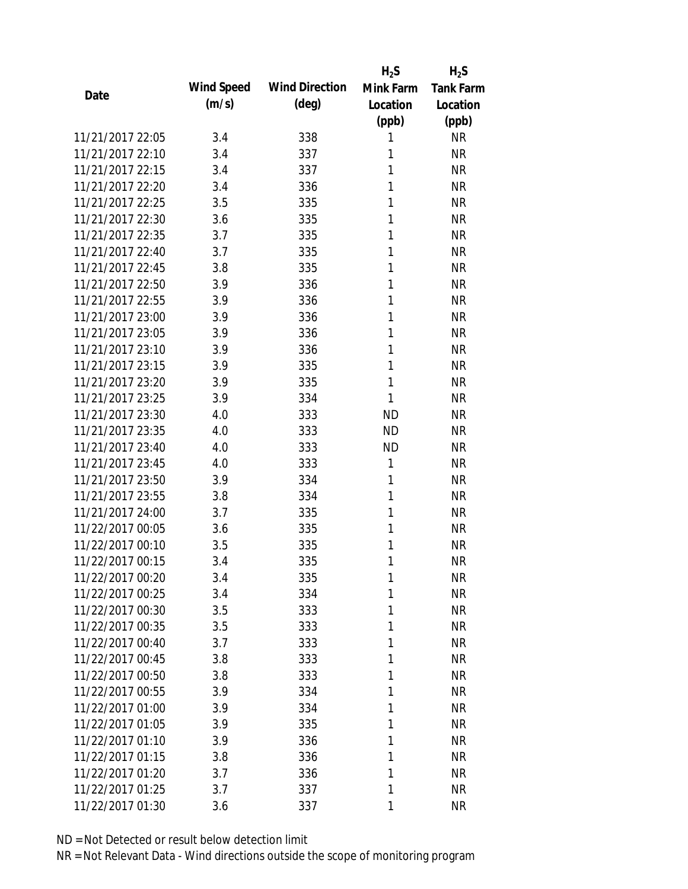| Date | Wind Speed (m/s) | Wind Direction (deg) | $H_2S$ Mink Farm Location (ppb) | $H_2S$ Tank Farm Location (ppb) |
|---|---|---|---|---|
| 11/21/2017 22:05 | 3.4 | 338 | 1 | NR |
| 11/21/2017 22:10 | 3.4 | 337 | 1 | NR |
| 11/21/2017 22:15 | 3.4 | 337 | 1 | NR |
| 11/21/2017 22:20 | 3.4 | 336 | 1 | NR |
| 11/21/2017 22:25 | 3.5 | 335 | 1 | NR |
| 11/21/2017 22:30 | 3.6 | 335 | 1 | NR |
| 11/21/2017 22:35 | 3.7 | 335 | 1 | NR |
| 11/21/2017 22:40 | 3.7 | 335 | 1 | NR |
| 11/21/2017 22:45 | 3.8 | 335 | 1 | NR |
| 11/21/2017 22:50 | 3.9 | 336 | 1 | NR |
| 11/21/2017 22:55 | 3.9 | 336 | 1 | NR |
| 11/21/2017 23:00 | 3.9 | 336 | 1 | NR |
| 11/21/2017 23:05 | 3.9 | 336 | 1 | NR |
| 11/21/2017 23:10 | 3.9 | 336 | 1 | NR |
| 11/21/2017 23:15 | 3.9 | 335 | 1 | NR |
| 11/21/2017 23:20 | 3.9 | 335 | 1 | NR |
| 11/21/2017 23:25 | 3.9 | 334 | 1 | NR |
| 11/21/2017 23:30 | 4.0 | 333 | ND | NR |
| 11/21/2017 23:35 | 4.0 | 333 | ND | NR |
| 11/21/2017 23:40 | 4.0 | 333 | ND | NR |
| 11/21/2017 23:45 | 4.0 | 333 | 1 | NR |
| 11/21/2017 23:50 | 3.9 | 334 | 1 | NR |
| 11/21/2017 23:55 | 3.8 | 334 | 1 | NR |
| 11/21/2017 24:00 | 3.7 | 335 | 1 | NR |
| 11/22/2017 00:05 | 3.6 | 335 | 1 | NR |
| 11/22/2017 00:10 | 3.5 | 335 | 1 | NR |
| 11/22/2017 00:15 | 3.4 | 335 | 1 | NR |
| 11/22/2017 00:20 | 3.4 | 335 | 1 | NR |
| 11/22/2017 00:25 | 3.4 | 334 | 1 | NR |
| 11/22/2017 00:30 | 3.5 | 333 | 1 | NR |
| 11/22/2017 00:35 | 3.5 | 333 | 1 | NR |
| 11/22/2017 00:40 | 3.7 | 333 | 1 | NR |
| 11/22/2017 00:45 | 3.8 | 333 | 1 | NR |
| 11/22/2017 00:50 | 3.8 | 333 | 1 | NR |
| 11/22/2017 00:55 | 3.9 | 334 | 1 | NR |
| 11/22/2017 01:00 | 3.9 | 334 | 1 | NR |
| 11/22/2017 01:05 | 3.9 | 335 | 1 | NR |
| 11/22/2017 01:10 | 3.9 | 336 | 1 | NR |
| 11/22/2017 01:15 | 3.8 | 336 | 1 | NR |
| 11/22/2017 01:20 | 3.7 | 336 | 1 | NR |
| 11/22/2017 01:25 | 3.7 | 337 | 1 | NR |
| 11/22/2017 01:30 | 3.6 | 337 | 1 | NR |

ND = Not Detected or result below detection limit

NR = Not Relevant Data - Wind directions outside the scope of monitoring program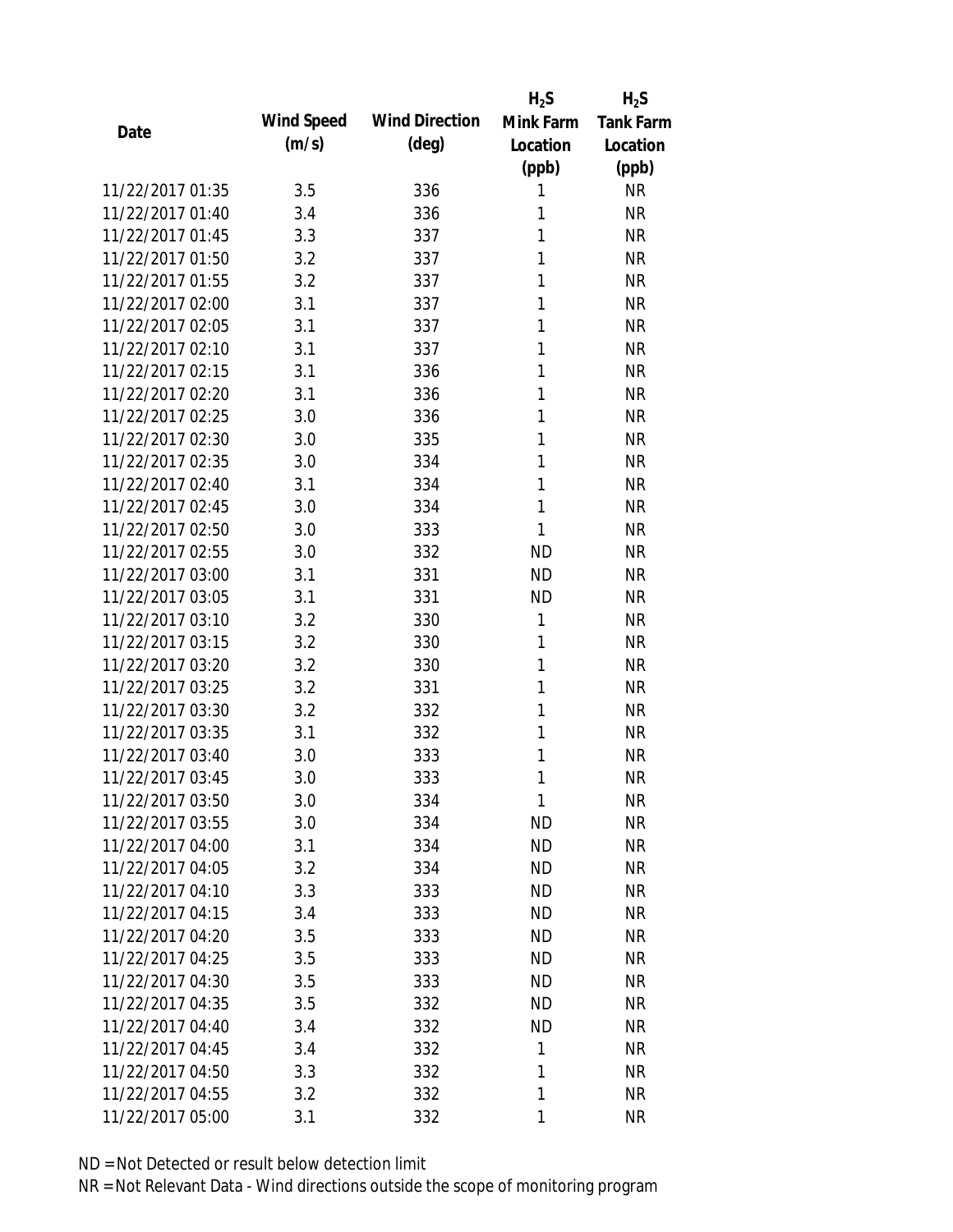| Date | Wind Speed (m/s) | Wind Direction (deg) | $H_2S$ Mink Farm Location (ppb) | $H_2S$ Tank Farm Location (ppb) |
|---|---|---|---|---|
| 11/22/2017 01:35 | 3.5 | 336 | 1 | NR |
| 11/22/2017 01:40 | 3.4 | 336 | 1 | NR |
| 11/22/2017 01:45 | 3.3 | 337 | 1 | NR |
| 11/22/2017 01:50 | 3.2 | 337 | 1 | NR |
| 11/22/2017 01:55 | 3.2 | 337 | 1 | NR |
| 11/22/2017 02:00 | 3.1 | 337 | 1 | NR |
| 11/22/2017 02:05 | 3.1 | 337 | 1 | NR |
| 11/22/2017 02:10 | 3.1 | 337 | 1 | NR |
| 11/22/2017 02:15 | 3.1 | 336 | 1 | NR |
| 11/22/2017 02:20 | 3.1 | 336 | 1 | NR |
| 11/22/2017 02:25 | 3.0 | 336 | 1 | NR |
| 11/22/2017 02:30 | 3.0 | 335 | 1 | NR |
| 11/22/2017 02:35 | 3.0 | 334 | 1 | NR |
| 11/22/2017 02:40 | 3.1 | 334 | 1 | NR |
| 11/22/2017 02:45 | 3.0 | 334 | 1 | NR |
| 11/22/2017 02:50 | 3.0 | 333 | 1 | NR |
| 11/22/2017 02:55 | 3.0 | 332 | ND | NR |
| 11/22/2017 03:00 | 3.1 | 331 | ND | NR |
| 11/22/2017 03:05 | 3.1 | 331 | ND | NR |
| 11/22/2017 03:10 | 3.2 | 330 | 1 | NR |
| 11/22/2017 03:15 | 3.2 | 330 | 1 | NR |
| 11/22/2017 03:20 | 3.2 | 330 | 1 | NR |
| 11/22/2017 03:25 | 3.2 | 331 | 1 | NR |
| 11/22/2017 03:30 | 3.2 | 332 | 1 | NR |
| 11/22/2017 03:35 | 3.1 | 332 | 1 | NR |
| 11/22/2017 03:40 | 3.0 | 333 | 1 | NR |
| 11/22/2017 03:45 | 3.0 | 333 | 1 | NR |
| 11/22/2017 03:50 | 3.0 | 334 | 1 | NR |
| 11/22/2017 03:55 | 3.0 | 334 | ND | NR |
| 11/22/2017 04:00 | 3.1 | 334 | ND | NR |
| 11/22/2017 04:05 | 3.2 | 334 | ND | NR |
| 11/22/2017 04:10 | 3.3 | 333 | ND | NR |
| 11/22/2017 04:15 | 3.4 | 333 | ND | NR |
| 11/22/2017 04:20 | 3.5 | 333 | ND | NR |
| 11/22/2017 04:25 | 3.5 | 333 | ND | NR |
| 11/22/2017 04:30 | 3.5 | 333 | ND | NR |
| 11/22/2017 04:35 | 3.5 | 332 | ND | NR |
| 11/22/2017 04:40 | 3.4 | 332 | ND | NR |
| 11/22/2017 04:45 | 3.4 | 332 | 1 | NR |
| 11/22/2017 04:50 | 3.3 | 332 | 1 | NR |
| 11/22/2017 04:55 | 3.2 | 332 | 1 | NR |
| 11/22/2017 05:00 | 3.1 | 332 | 1 | NR |

ND = Not Detected or result below detection limit

NR = Not Relevant Data - Wind directions outside the scope of monitoring program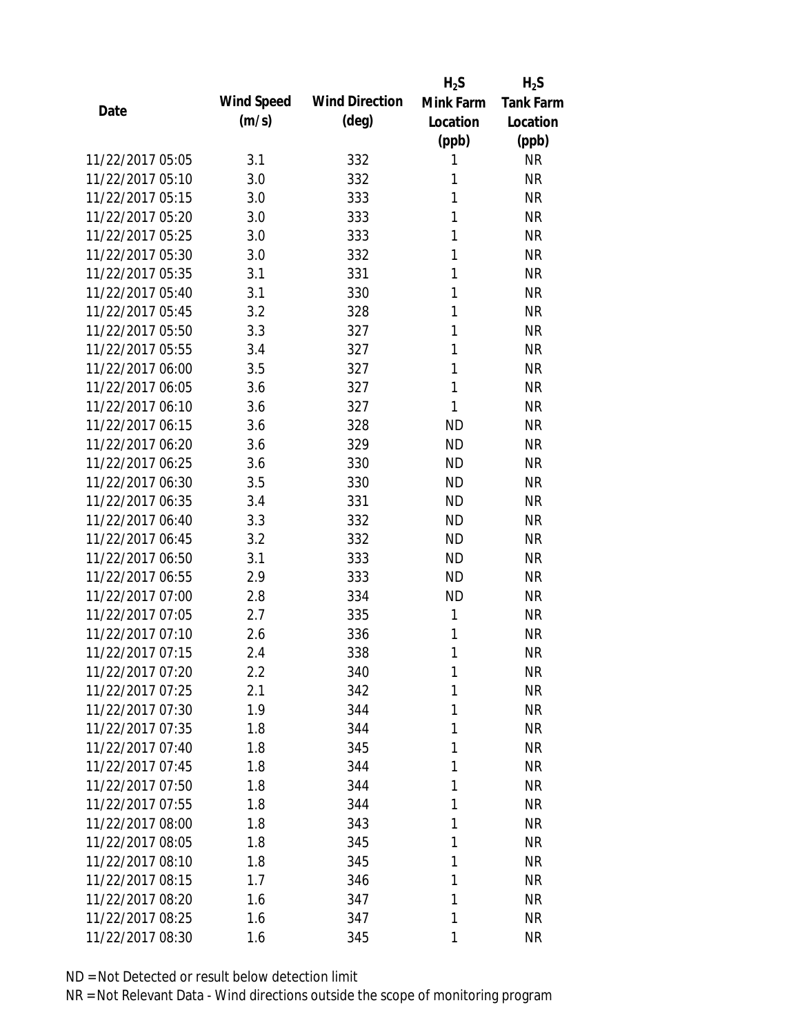| Date | Wind Speed (m/s) | Wind Direction (deg) | $H_2S$ Mink Farm Location (ppb) | $H_2S$ Tank Farm Location (ppb) |
|---|---|---|---|---|
| 11/22/2017 05:05 | 3.1 | 332 | 1 | NR |
| 11/22/2017 05:10 | 3.0 | 332 | 1 | NR |
| 11/22/2017 05:15 | 3.0 | 333 | 1 | NR |
| 11/22/2017 05:20 | 3.0 | 333 | 1 | NR |
| 11/22/2017 05:25 | 3.0 | 333 | 1 | NR |
| 11/22/2017 05:30 | 3.0 | 332 | 1 | NR |
| 11/22/2017 05:35 | 3.1 | 331 | 1 | NR |
| 11/22/2017 05:40 | 3.1 | 330 | 1 | NR |
| 11/22/2017 05:45 | 3.2 | 328 | 1 | NR |
| 11/22/2017 05:50 | 3.3 | 327 | 1 | NR |
| 11/22/2017 05:55 | 3.4 | 327 | 1 | NR |
| 11/22/2017 06:00 | 3.5 | 327 | 1 | NR |
| 11/22/2017 06:05 | 3.6 | 327 | 1 | NR |
| 11/22/2017 06:10 | 3.6 | 327 | 1 | NR |
| 11/22/2017 06:15 | 3.6 | 328 | ND | NR |
| 11/22/2017 06:20 | 3.6 | 329 | ND | NR |
| 11/22/2017 06:25 | 3.6 | 330 | ND | NR |
| 11/22/2017 06:30 | 3.5 | 330 | ND | NR |
| 11/22/2017 06:35 | 3.4 | 331 | ND | NR |
| 11/22/2017 06:40 | 3.3 | 332 | ND | NR |
| 11/22/2017 06:45 | 3.2 | 332 | ND | NR |
| 11/22/2017 06:50 | 3.1 | 333 | ND | NR |
| 11/22/2017 06:55 | 2.9 | 333 | ND | NR |
| 11/22/2017 07:00 | 2.8 | 334 | ND | NR |
| 11/22/2017 07:05 | 2.7 | 335 | 1 | NR |
| 11/22/2017 07:10 | 2.6 | 336 | 1 | NR |
| 11/22/2017 07:15 | 2.4 | 338 | 1 | NR |
| 11/22/2017 07:20 | 2.2 | 340 | 1 | NR |
| 11/22/2017 07:25 | 2.1 | 342 | 1 | NR |
| 11/22/2017 07:30 | 1.9 | 344 | 1 | NR |
| 11/22/2017 07:35 | 1.8 | 344 | 1 | NR |
| 11/22/2017 07:40 | 1.8 | 345 | 1 | NR |
| 11/22/2017 07:45 | 1.8 | 344 | 1 | NR |
| 11/22/2017 07:50 | 1.8 | 344 | 1 | NR |
| 11/22/2017 07:55 | 1.8 | 344 | 1 | NR |
| 11/22/2017 08:00 | 1.8 | 343 | 1 | NR |
| 11/22/2017 08:05 | 1.8 | 345 | 1 | NR |
| 11/22/2017 08:10 | 1.8 | 345 | 1 | NR |
| 11/22/2017 08:15 | 1.7 | 346 | 1 | NR |
| 11/22/2017 08:20 | 1.6 | 347 | 1 | NR |
| 11/22/2017 08:25 | 1.6 | 347 | 1 | NR |
| 11/22/2017 08:30 | 1.6 | 345 | 1 | NR |

ND = Not Detected or result below detection limit

NR = Not Relevant Data - Wind directions outside the scope of monitoring program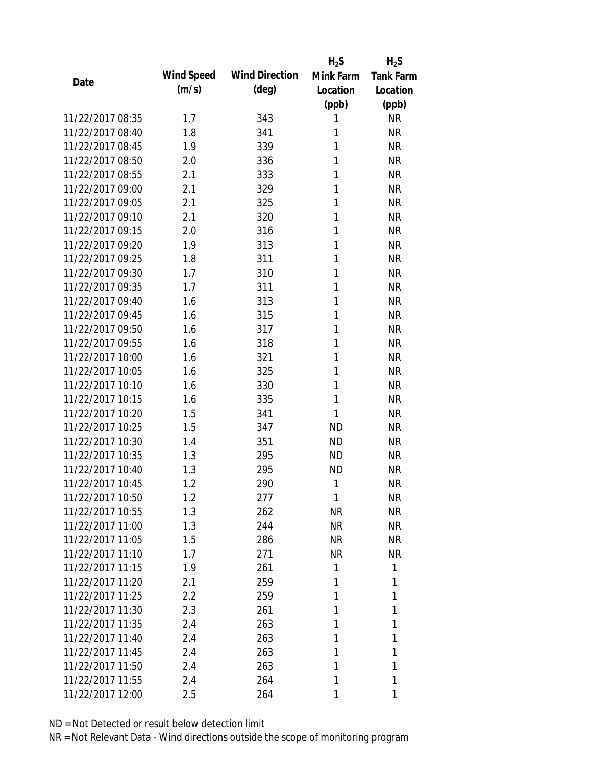| Date | Wind Speed (m/s) | Wind Direction (deg) | $H_2S$ Mink Farm Location (ppb) | $H_2S$ Tank Farm Location (ppb) |
|---|---|---|---|---|
| 11/22/2017 08:35 | 1.7 | 343 | 1 | NR |
| 11/22/2017 08:40 | 1.8 | 341 | 1 | NR |
| 11/22/2017 08:45 | 1.9 | 339 | 1 | NR |
| 11/22/2017 08:50 | 2.0 | 336 | 1 | NR |
| 11/22/2017 08:55 | 2.1 | 333 | 1 | NR |
| 11/22/2017 09:00 | 2.1 | 329 | 1 | NR |
| 11/22/2017 09:05 | 2.1 | 325 | 1 | NR |
| 11/22/2017 09:10 | 2.1 | 320 | 1 | NR |
| 11/22/2017 09:15 | 2.0 | 316 | 1 | NR |
| 11/22/2017 09:20 | 1.9 | 313 | 1 | NR |
| 11/22/2017 09:25 | 1.8 | 311 | 1 | NR |
| 11/22/2017 09:30 | 1.7 | 310 | 1 | NR |
| 11/22/2017 09:35 | 1.7 | 311 | 1 | NR |
| 11/22/2017 09:40 | 1.6 | 313 | 1 | NR |
| 11/22/2017 09:45 | 1.6 | 315 | 1 | NR |
| 11/22/2017 09:50 | 1.6 | 317 | 1 | NR |
| 11/22/2017 09:55 | 1.6 | 318 | 1 | NR |
| 11/22/2017 10:00 | 1.6 | 321 | 1 | NR |
| 11/22/2017 10:05 | 1.6 | 325 | 1 | NR |
| 11/22/2017 10:10 | 1.6 | 330 | 1 | NR |
| 11/22/2017 10:15 | 1.6 | 335 | 1 | NR |
| 11/22/2017 10:20 | 1.5 | 341 | 1 | NR |
| 11/22/2017 10:25 | 1.5 | 347 | ND | NR |
| 11/22/2017 10:30 | 1.4 | 351 | ND | NR |
| 11/22/2017 10:35 | 1.3 | 295 | ND | NR |
| 11/22/2017 10:40 | 1.3 | 295 | ND | NR |
| 11/22/2017 10:45 | 1.2 | 290 | 1 | NR |
| 11/22/2017 10:50 | 1.2 | 277 | 1 | NR |
| 11/22/2017 10:55 | 1.3 | 262 | NR | NR |
| 11/22/2017 11:00 | 1.3 | 244 | NR | NR |
| 11/22/2017 11:05 | 1.5 | 286 | NR | NR |
| 11/22/2017 11:10 | 1.7 | 271 | NR | NR |
| 11/22/2017 11:15 | 1.9 | 261 | 1 | 1 |
| 11/22/2017 11:20 | 2.1 | 259 | 1 | 1 |
| 11/22/2017 11:25 | 2.2 | 259 | 1 | 1 |
| 11/22/2017 11:30 | 2.3 | 261 | 1 | 1 |
| 11/22/2017 11:35 | 2.4 | 263 | 1 | 1 |
| 11/22/2017 11:40 | 2.4 | 263 | 1 | 1 |
| 11/22/2017 11:45 | 2.4 | 263 | 1 | 1 |
| 11/22/2017 11:50 | 2.4 | 263 | 1 | 1 |
| 11/22/2017 11:55 | 2.4 | 264 | 1 | 1 |
| 11/22/2017 12:00 | 2.5 | 264 | 1 | 1 |

ND = Not Detected or result below detection limit

NR = Not Relevant Data - Wind directions outside the scope of monitoring program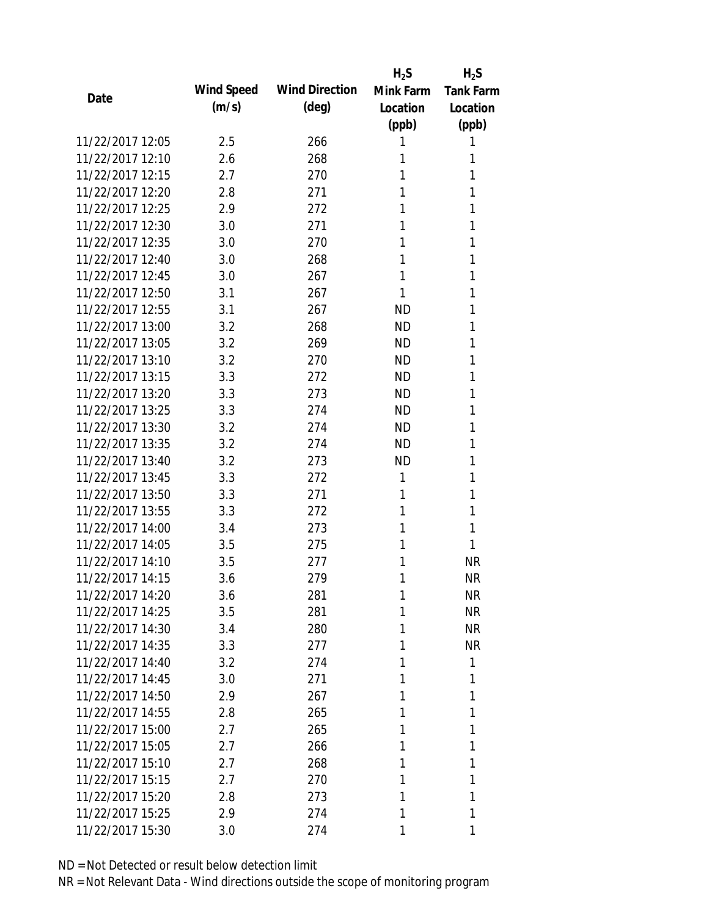| Date | Wind Speed (m/s) | Wind Direction (deg) | $H_2S$ Mink Farm Location (ppb) | $H_2S$ Tank Farm Location (ppb) |
|---|---|---|---|---|
| 11/22/2017 12:05 | 2.5 | 266 | 1 | 1 |
| 11/22/2017 12:10 | 2.6 | 268 | 1 | 1 |
| 11/22/2017 12:15 | 2.7 | 270 | 1 | 1 |
| 11/22/2017 12:20 | 2.8 | 271 | 1 | 1 |
| 11/22/2017 12:25 | 2.9 | 272 | 1 | 1 |
| 11/22/2017 12:30 | 3.0 | 271 | 1 | 1 |
| 11/22/2017 12:35 | 3.0 | 270 | 1 | 1 |
| 11/22/2017 12:40 | 3.0 | 268 | 1 | 1 |
| 11/22/2017 12:45 | 3.0 | 267 | 1 | 1 |
| 11/22/2017 12:50 | 3.1 | 267 | 1 | 1 |
| 11/22/2017 12:55 | 3.1 | 267 | ND | 1 |
| 11/22/2017 13:00 | 3.2 | 268 | ND | 1 |
| 11/22/2017 13:05 | 3.2 | 269 | ND | 1 |
| 11/22/2017 13:10 | 3.2 | 270 | ND | 1 |
| 11/22/2017 13:15 | 3.3 | 272 | ND | 1 |
| 11/22/2017 13:20 | 3.3 | 273 | ND | 1 |
| 11/22/2017 13:25 | 3.3 | 274 | ND | 1 |
| 11/22/2017 13:30 | 3.2 | 274 | ND | 1 |
| 11/22/2017 13:35 | 3.2 | 274 | ND | 1 |
| 11/22/2017 13:40 | 3.2 | 273 | ND | 1 |
| 11/22/2017 13:45 | 3.3 | 272 | 1 | 1 |
| 11/22/2017 13:50 | 3.3 | 271 | 1 | 1 |
| 11/22/2017 13:55 | 3.3 | 272 | 1 | 1 |
| 11/22/2017 14:00 | 3.4 | 273 | 1 | 1 |
| 11/22/2017 14:05 | 3.5 | 275 | 1 | 1 |
| 11/22/2017 14:10 | 3.5 | 277 | 1 | NR |
| 11/22/2017 14:15 | 3.6 | 279 | 1 | NR |
| 11/22/2017 14:20 | 3.6 | 281 | 1 | NR |
| 11/22/2017 14:25 | 3.5 | 281 | 1 | NR |
| 11/22/2017 14:30 | 3.4 | 280 | 1 | NR |
| 11/22/2017 14:35 | 3.3 | 277 | 1 | NR |
| 11/22/2017 14:40 | 3.2 | 274 | 1 | 1 |
| 11/22/2017 14:45 | 3.0 | 271 | 1 | 1 |
| 11/22/2017 14:50 | 2.9 | 267 | 1 | 1 |
| 11/22/2017 14:55 | 2.8 | 265 | 1 | 1 |
| 11/22/2017 15:00 | 2.7 | 265 | 1 | 1 |
| 11/22/2017 15:05 | 2.7 | 266 | 1 | 1 |
| 11/22/2017 15:10 | 2.7 | 268 | 1 | 1 |
| 11/22/2017 15:15 | 2.7 | 270 | 1 | 1 |
| 11/22/2017 15:20 | 2.8 | 273 | 1 | 1 |
| 11/22/2017 15:25 | 2.9 | 274 | 1 | 1 |
| 11/22/2017 15:30 | 3.0 | 274 | 1 | 1 |

ND = Not Detected or result below detection limit

NR = Not Relevant Data - Wind directions outside the scope of monitoring program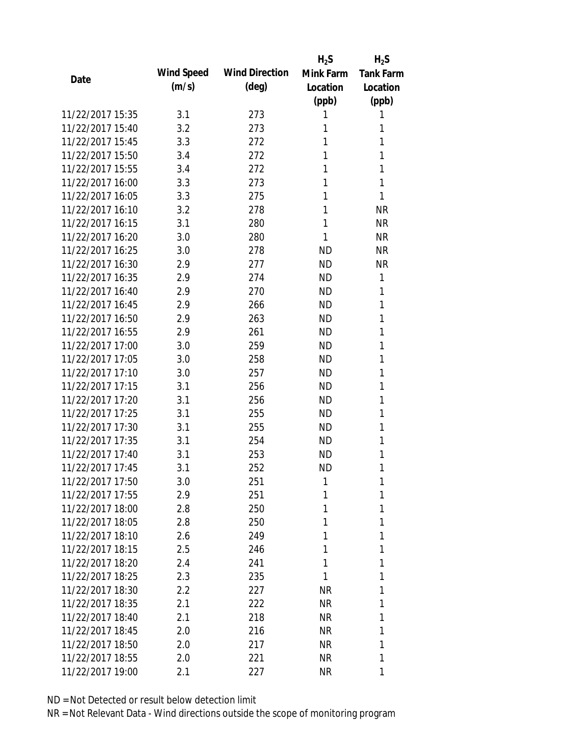| Date | Wind Speed (m/s) | Wind Direction (deg) | $H_2S$ Mink Farm Location (ppb) | $H_2S$ Tank Farm Location (ppb) |
|---|---|---|---|---|
| 11/22/2017 15:35 | 3.1 | 273 | 1 | 1 |
| 11/22/2017 15:40 | 3.2 | 273 | 1 | 1 |
| 11/22/2017 15:45 | 3.3 | 272 | 1 | 1 |
| 11/22/2017 15:50 | 3.4 | 272 | 1 | 1 |
| 11/22/2017 15:55 | 3.4 | 272 | 1 | 1 |
| 11/22/2017 16:00 | 3.3 | 273 | 1 | 1 |
| 11/22/2017 16:05 | 3.3 | 275 | 1 | 1 |
| 11/22/2017 16:10 | 3.2 | 278 | 1 | NR |
| 11/22/2017 16:15 | 3.1 | 280 | 1 | NR |
| 11/22/2017 16:20 | 3.0 | 280 | 1 | NR |
| 11/22/2017 16:25 | 3.0 | 278 | ND | NR |
| 11/22/2017 16:30 | 2.9 | 277 | ND | NR |
| 11/22/2017 16:35 | 2.9 | 274 | ND | 1 |
| 11/22/2017 16:40 | 2.9 | 270 | ND | 1 |
| 11/22/2017 16:45 | 2.9 | 266 | ND | 1 |
| 11/22/2017 16:50 | 2.9 | 263 | ND | 1 |
| 11/22/2017 16:55 | 2.9 | 261 | ND | 1 |
| 11/22/2017 17:00 | 3.0 | 259 | ND | 1 |
| 11/22/2017 17:05 | 3.0 | 258 | ND | 1 |
| 11/22/2017 17:10 | 3.0 | 257 | ND | 1 |
| 11/22/2017 17:15 | 3.1 | 256 | ND | 1 |
| 11/22/2017 17:20 | 3.1 | 256 | ND | 1 |
| 11/22/2017 17:25 | 3.1 | 255 | ND | 1 |
| 11/22/2017 17:30 | 3.1 | 255 | ND | 1 |
| 11/22/2017 17:35 | 3.1 | 254 | ND | 1 |
| 11/22/2017 17:40 | 3.1 | 253 | ND | 1 |
| 11/22/2017 17:45 | 3.1 | 252 | ND | 1 |
| 11/22/2017 17:50 | 3.0 | 251 | 1 | 1 |
| 11/22/2017 17:55 | 2.9 | 251 | 1 | 1 |
| 11/22/2017 18:00 | 2.8 | 250 | 1 | 1 |
| 11/22/2017 18:05 | 2.8 | 250 | 1 | 1 |
| 11/22/2017 18:10 | 2.6 | 249 | 1 | 1 |
| 11/22/2017 18:15 | 2.5 | 246 | 1 | 1 |
| 11/22/2017 18:20 | 2.4 | 241 | 1 | 1 |
| 11/22/2017 18:25 | 2.3 | 235 | 1 | 1 |
| 11/22/2017 18:30 | 2.2 | 227 | NR | 1 |
| 11/22/2017 18:35 | 2.1 | 222 | NR | 1 |
| 11/22/2017 18:40 | 2.1 | 218 | NR | 1 |
| 11/22/2017 18:45 | 2.0 | 216 | NR | 1 |
| 11/22/2017 18:50 | 2.0 | 217 | NR | 1 |
| 11/22/2017 18:55 | 2.0 | 221 | NR | 1 |
| 11/22/2017 19:00 | 2.1 | 227 | NR | 1 |

ND = Not Detected or result below detection limit

NR = Not Relevant Data - Wind directions outside the scope of monitoring program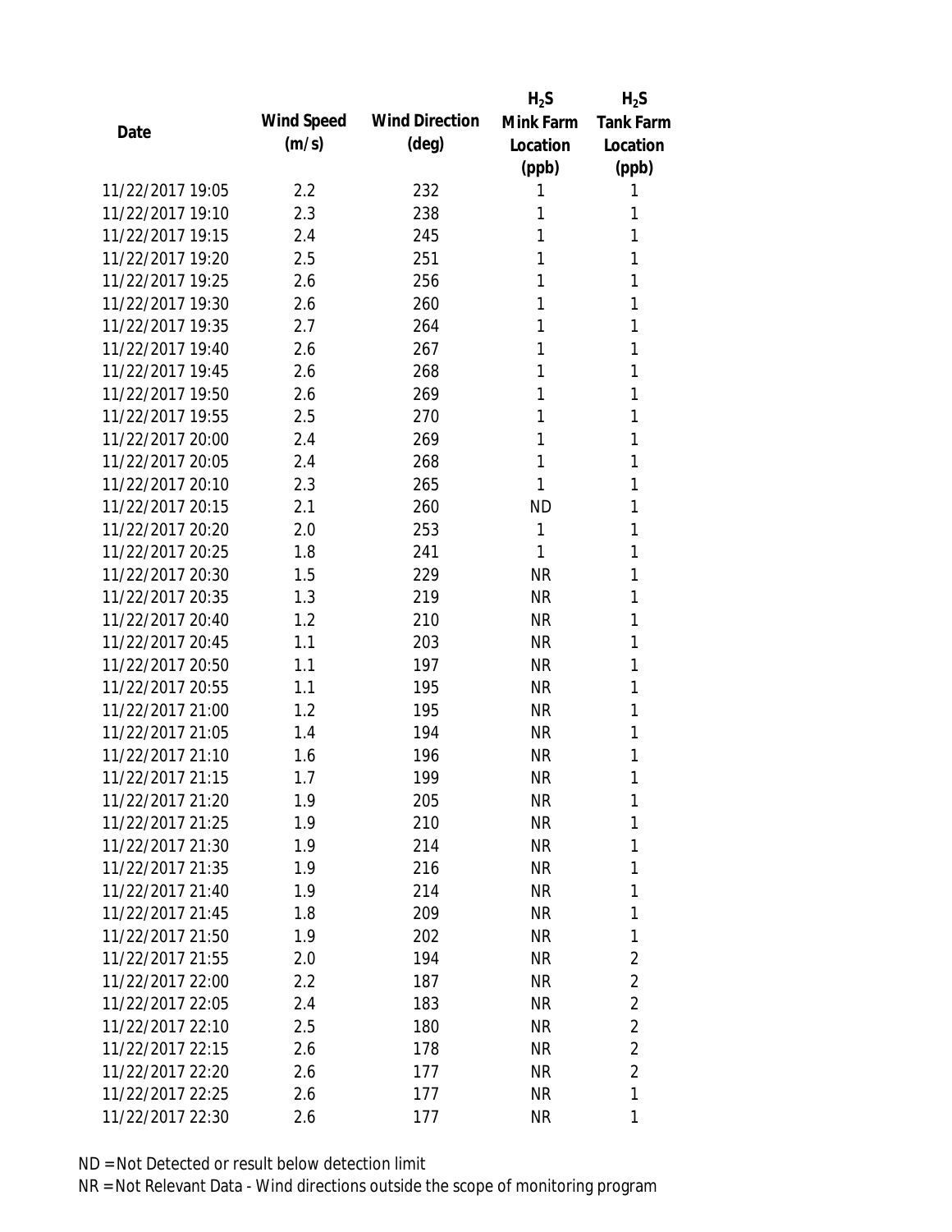| Date | Wind Speed (m/s) | Wind Direction (deg) | $H_2S$ Mink Farm Location (ppb) | $H_2S$ Tank Farm Location (ppb) |
|---|---|---|---|---|
| 11/22/2017 19:05 | 2.2 | 232 | 1 | 1 |
| 11/22/2017 19:10 | 2.3 | 238 | 1 | 1 |
| 11/22/2017 19:15 | 2.4 | 245 | 1 | 1 |
| 11/22/2017 19:20 | 2.5 | 251 | 1 | 1 |
| 11/22/2017 19:25 | 2.6 | 256 | 1 | 1 |
| 11/22/2017 19:30 | 2.6 | 260 | 1 | 1 |
| 11/22/2017 19:35 | 2.7 | 264 | 1 | 1 |
| 11/22/2017 19:40 | 2.6 | 267 | 1 | 1 |
| 11/22/2017 19:45 | 2.6 | 268 | 1 | 1 |
| 11/22/2017 19:50 | 2.6 | 269 | 1 | 1 |
| 11/22/2017 19:55 | 2.5 | 270 | 1 | 1 |
| 11/22/2017 20:00 | 2.4 | 269 | 1 | 1 |
| 11/22/2017 20:05 | 2.4 | 268 | 1 | 1 |
| 11/22/2017 20:10 | 2.3 | 265 | 1 | 1 |
| 11/22/2017 20:15 | 2.1 | 260 | ND | 1 |
| 11/22/2017 20:20 | 2.0 | 253 | 1 | 1 |
| 11/22/2017 20:25 | 1.8 | 241 | 1 | 1 |
| 11/22/2017 20:30 | 1.5 | 229 | NR | 1 |
| 11/22/2017 20:35 | 1.3 | 219 | NR | 1 |
| 11/22/2017 20:40 | 1.2 | 210 | NR | 1 |
| 11/22/2017 20:45 | 1.1 | 203 | NR | 1 |
| 11/22/2017 20:50 | 1.1 | 197 | NR | 1 |
| 11/22/2017 20:55 | 1.1 | 195 | NR | 1 |
| 11/22/2017 21:00 | 1.2 | 195 | NR | 1 |
| 11/22/2017 21:05 | 1.4 | 194 | NR | 1 |
| 11/22/2017 21:10 | 1.6 | 196 | NR | 1 |
| 11/22/2017 21:15 | 1.7 | 199 | NR | 1 |
| 11/22/2017 21:20 | 1.9 | 205 | NR | 1 |
| 11/22/2017 21:25 | 1.9 | 210 | NR | 1 |
| 11/22/2017 21:30 | 1.9 | 214 | NR | 1 |
| 11/22/2017 21:35 | 1.9 | 216 | NR | 1 |
| 11/22/2017 21:40 | 1.9 | 214 | NR | 1 |
| 11/22/2017 21:45 | 1.8 | 209 | NR | 1 |
| 11/22/2017 21:50 | 1.9 | 202 | NR | 1 |
| 11/22/2017 21:55 | 2.0 | 194 | NR | 2 |
| 11/22/2017 22:00 | 2.2 | 187 | NR | 2 |
| 11/22/2017 22:05 | 2.4 | 183 | NR | 2 |
| 11/22/2017 22:10 | 2.5 | 180 | NR | 2 |
| 11/22/2017 22:15 | 2.6 | 178 | NR | 2 |
| 11/22/2017 22:20 | 2.6 | 177 | NR | 2 |
| 11/22/2017 22:25 | 2.6 | 177 | NR | 1 |
| 11/22/2017 22:30 | 2.6 | 177 | NR | 1 |

ND = Not Detected or result below detection limit

NR = Not Relevant Data - Wind directions outside the scope of monitoring program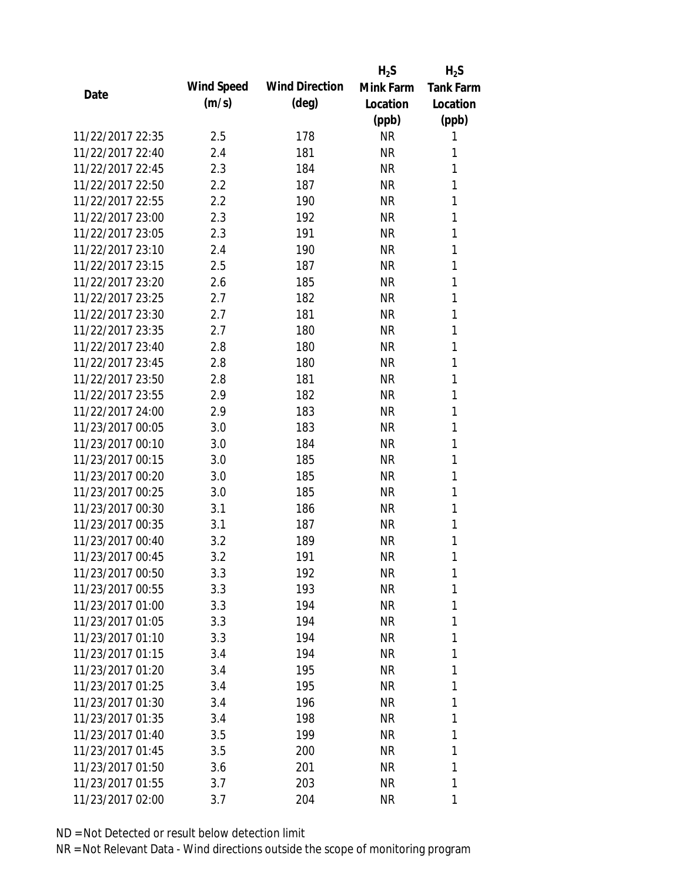| Date | Wind Speed (m/s) | Wind Direction (deg) | $H_2S$ Mink Farm Location (ppb) | $H_2S$ Tank Farm Location (ppb) |
|---|---|---|---|---|
| 11/22/2017 22:35 | 2.5 | 178 | NR | 1 |
| 11/22/2017 22:40 | 2.4 | 181 | NR | 1 |
| 11/22/2017 22:45 | 2.3 | 184 | NR | 1 |
| 11/22/2017 22:50 | 2.2 | 187 | NR | 1 |
| 11/22/2017 22:55 | 2.2 | 190 | NR | 1 |
| 11/22/2017 23:00 | 2.3 | 192 | NR | 1 |
| 11/22/2017 23:05 | 2.3 | 191 | NR | 1 |
| 11/22/2017 23:10 | 2.4 | 190 | NR | 1 |
| 11/22/2017 23:15 | 2.5 | 187 | NR | 1 |
| 11/22/2017 23:20 | 2.6 | 185 | NR | 1 |
| 11/22/2017 23:25 | 2.7 | 182 | NR | 1 |
| 11/22/2017 23:30 | 2.7 | 181 | NR | 1 |
| 11/22/2017 23:35 | 2.7 | 180 | NR | 1 |
| 11/22/2017 23:40 | 2.8 | 180 | NR | 1 |
| 11/22/2017 23:45 | 2.8 | 180 | NR | 1 |
| 11/22/2017 23:50 | 2.8 | 181 | NR | 1 |
| 11/22/2017 23:55 | 2.9 | 182 | NR | 1 |
| 11/22/2017 24:00 | 2.9 | 183 | NR | 1 |
| 11/23/2017 00:05 | 3.0 | 183 | NR | 1 |
| 11/23/2017 00:10 | 3.0 | 184 | NR | 1 |
| 11/23/2017 00:15 | 3.0 | 185 | NR | 1 |
| 11/23/2017 00:20 | 3.0 | 185 | NR | 1 |
| 11/23/2017 00:25 | 3.0 | 185 | NR | 1 |
| 11/23/2017 00:30 | 3.1 | 186 | NR | 1 |
| 11/23/2017 00:35 | 3.1 | 187 | NR | 1 |
| 11/23/2017 00:40 | 3.2 | 189 | NR | 1 |
| 11/23/2017 00:45 | 3.2 | 191 | NR | 1 |
| 11/23/2017 00:50 | 3.3 | 192 | NR | 1 |
| 11/23/2017 00:55 | 3.3 | 193 | NR | 1 |
| 11/23/2017 01:00 | 3.3 | 194 | NR | 1 |
| 11/23/2017 01:05 | 3.3 | 194 | NR | 1 |
| 11/23/2017 01:10 | 3.3 | 194 | NR | 1 |
| 11/23/2017 01:15 | 3.4 | 194 | NR | 1 |
| 11/23/2017 01:20 | 3.4 | 195 | NR | 1 |
| 11/23/2017 01:25 | 3.4 | 195 | NR | 1 |
| 11/23/2017 01:30 | 3.4 | 196 | NR | 1 |
| 11/23/2017 01:35 | 3.4 | 198 | NR | 1 |
| 11/23/2017 01:40 | 3.5 | 199 | NR | 1 |
| 11/23/2017 01:45 | 3.5 | 200 | NR | 1 |
| 11/23/2017 01:50 | 3.6 | 201 | NR | 1 |
| 11/23/2017 01:55 | 3.7 | 203 | NR | 1 |
| 11/23/2017 02:00 | 3.7 | 204 | NR | 1 |

ND = Not Detected or result below detection limit

NR = Not Relevant Data - Wind directions outside the scope of monitoring program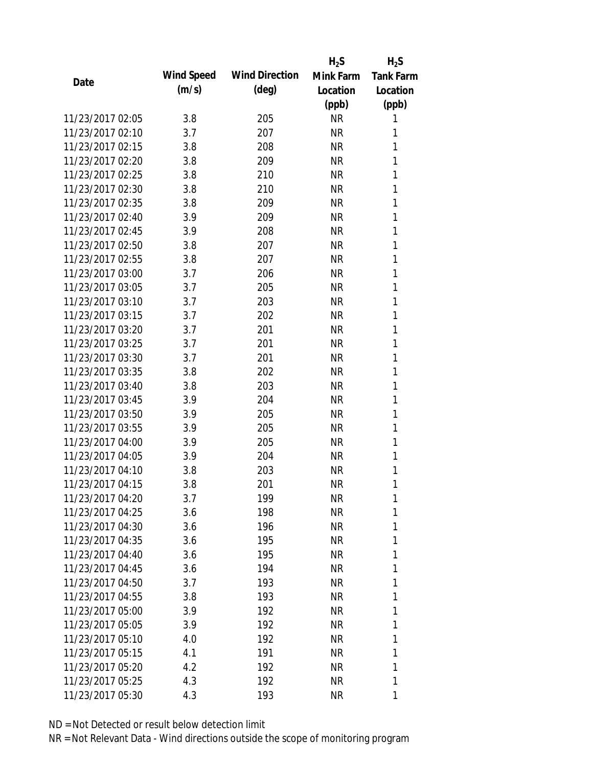| Date | Wind Speed (m/s) | Wind Direction (deg) | $H_2S$ Mink Farm Location (ppb) | $H_2S$ Tank Farm Location (ppb) |
|---|---|---|---|---|
| 11/23/2017 02:05 | 3.8 | 205 | NR | 1 |
| 11/23/2017 02:10 | 3.7 | 207 | NR | 1 |
| 11/23/2017 02:15 | 3.8 | 208 | NR | 1 |
| 11/23/2017 02:20 | 3.8 | 209 | NR | 1 |
| 11/23/2017 02:25 | 3.8 | 210 | NR | 1 |
| 11/23/2017 02:30 | 3.8 | 210 | NR | 1 |
| 11/23/2017 02:35 | 3.8 | 209 | NR | 1 |
| 11/23/2017 02:40 | 3.9 | 209 | NR | 1 |
| 11/23/2017 02:45 | 3.9 | 208 | NR | 1 |
| 11/23/2017 02:50 | 3.8 | 207 | NR | 1 |
| 11/23/2017 02:55 | 3.8 | 207 | NR | 1 |
| 11/23/2017 03:00 | 3.7 | 206 | NR | 1 |
| 11/23/2017 03:05 | 3.7 | 205 | NR | 1 |
| 11/23/2017 03:10 | 3.7 | 203 | NR | 1 |
| 11/23/2017 03:15 | 3.7 | 202 | NR | 1 |
| 11/23/2017 03:20 | 3.7 | 201 | NR | 1 |
| 11/23/2017 03:25 | 3.7 | 201 | NR | 1 |
| 11/23/2017 03:30 | 3.7 | 201 | NR | 1 |
| 11/23/2017 03:35 | 3.8 | 202 | NR | 1 |
| 11/23/2017 03:40 | 3.8 | 203 | NR | 1 |
| 11/23/2017 03:45 | 3.9 | 204 | NR | 1 |
| 11/23/2017 03:50 | 3.9 | 205 | NR | 1 |
| 11/23/2017 03:55 | 3.9 | 205 | NR | 1 |
| 11/23/2017 04:00 | 3.9 | 205 | NR | 1 |
| 11/23/2017 04:05 | 3.9 | 204 | NR | 1 |
| 11/23/2017 04:10 | 3.8 | 203 | NR | 1 |
| 11/23/2017 04:15 | 3.8 | 201 | NR | 1 |
| 11/23/2017 04:20 | 3.7 | 199 | NR | 1 |
| 11/23/2017 04:25 | 3.6 | 198 | NR | 1 |
| 11/23/2017 04:30 | 3.6 | 196 | NR | 1 |
| 11/23/2017 04:35 | 3.6 | 195 | NR | 1 |
| 11/23/2017 04:40 | 3.6 | 195 | NR | 1 |
| 11/23/2017 04:45 | 3.6 | 194 | NR | 1 |
| 11/23/2017 04:50 | 3.7 | 193 | NR | 1 |
| 11/23/2017 04:55 | 3.8 | 193 | NR | 1 |
| 11/23/2017 05:00 | 3.9 | 192 | NR | 1 |
| 11/23/2017 05:05 | 3.9 | 192 | NR | 1 |
| 11/23/2017 05:10 | 4.0 | 192 | NR | 1 |
| 11/23/2017 05:15 | 4.1 | 191 | NR | 1 |
| 11/23/2017 05:20 | 4.2 | 192 | NR | 1 |
| 11/23/2017 05:25 | 4.3 | 192 | NR | 1 |
| 11/23/2017 05:30 | 4.3 | 193 | NR | 1 |

ND = Not Detected or result below detection limit

NR = Not Relevant Data - Wind directions outside the scope of monitoring program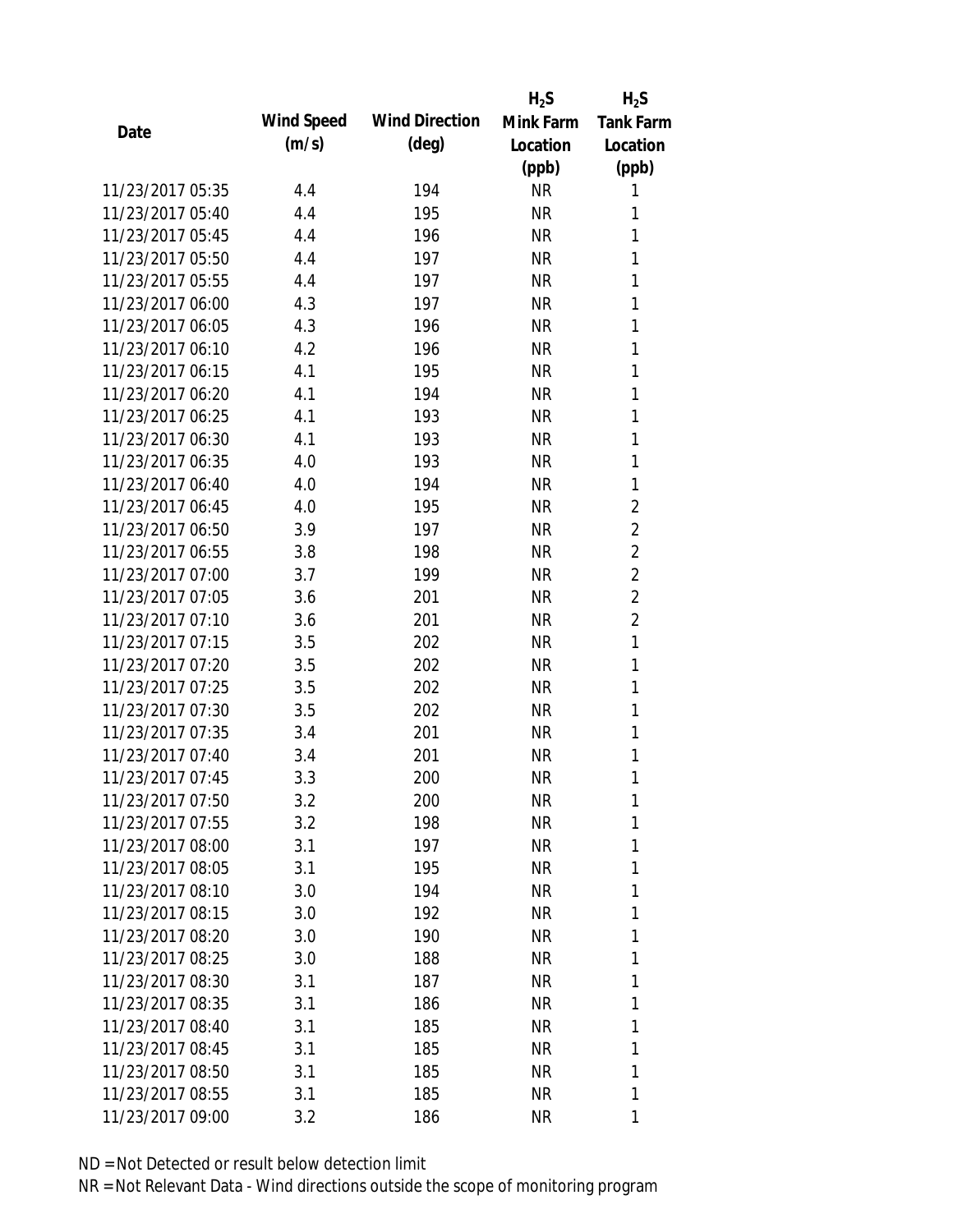| Date | Wind Speed (m/s) | Wind Direction (deg) | $H_2S$ Mink Farm Location (ppb) | $H_2S$ Tank Farm Location (ppb) |
|---|---|---|---|---|
| 11/23/2017 05:35 | 4.4 | 194 | NR | 1 |
| 11/23/2017 05:40 | 4.4 | 195 | NR | 1 |
| 11/23/2017 05:45 | 4.4 | 196 | NR | 1 |
| 11/23/2017 05:50 | 4.4 | 197 | NR | 1 |
| 11/23/2017 05:55 | 4.4 | 197 | NR | 1 |
| 11/23/2017 06:00 | 4.3 | 197 | NR | 1 |
| 11/23/2017 06:05 | 4.3 | 196 | NR | 1 |
| 11/23/2017 06:10 | 4.2 | 196 | NR | 1 |
| 11/23/2017 06:15 | 4.1 | 195 | NR | 1 |
| 11/23/2017 06:20 | 4.1 | 194 | NR | 1 |
| 11/23/2017 06:25 | 4.1 | 193 | NR | 1 |
| 11/23/2017 06:30 | 4.1 | 193 | NR | 1 |
| 11/23/2017 06:35 | 4.0 | 193 | NR | 1 |
| 11/23/2017 06:40 | 4.0 | 194 | NR | 1 |
| 11/23/2017 06:45 | 4.0 | 195 | NR | 2 |
| 11/23/2017 06:50 | 3.9 | 197 | NR | 2 |
| 11/23/2017 06:55 | 3.8 | 198 | NR | 2 |
| 11/23/2017 07:00 | 3.7 | 199 | NR | 2 |
| 11/23/2017 07:05 | 3.6 | 201 | NR | 2 |
| 11/23/2017 07:10 | 3.6 | 201 | NR | 2 |
| 11/23/2017 07:15 | 3.5 | 202 | NR | 1 |
| 11/23/2017 07:20 | 3.5 | 202 | NR | 1 |
| 11/23/2017 07:25 | 3.5 | 202 | NR | 1 |
| 11/23/2017 07:30 | 3.5 | 202 | NR | 1 |
| 11/23/2017 07:35 | 3.4 | 201 | NR | 1 |
| 11/23/2017 07:40 | 3.4 | 201 | NR | 1 |
| 11/23/2017 07:45 | 3.3 | 200 | NR | 1 |
| 11/23/2017 07:50 | 3.2 | 200 | NR | 1 |
| 11/23/2017 07:55 | 3.2 | 198 | NR | 1 |
| 11/23/2017 08:00 | 3.1 | 197 | NR | 1 |
| 11/23/2017 08:05 | 3.1 | 195 | NR | 1 |
| 11/23/2017 08:10 | 3.0 | 194 | NR | 1 |
| 11/23/2017 08:15 | 3.0 | 192 | NR | 1 |
| 11/23/2017 08:20 | 3.0 | 190 | NR | 1 |
| 11/23/2017 08:25 | 3.0 | 188 | NR | 1 |
| 11/23/2017 08:30 | 3.1 | 187 | NR | 1 |
| 11/23/2017 08:35 | 3.1 | 186 | NR | 1 |
| 11/23/2017 08:40 | 3.1 | 185 | NR | 1 |
| 11/23/2017 08:45 | 3.1 | 185 | NR | 1 |
| 11/23/2017 08:50 | 3.1 | 185 | NR | 1 |
| 11/23/2017 08:55 | 3.1 | 185 | NR | 1 |
| 11/23/2017 09:00 | 3.2 | 186 | NR | 1 |

ND = Not Detected or result below detection limit

NR = Not Relevant Data - Wind directions outside the scope of monitoring program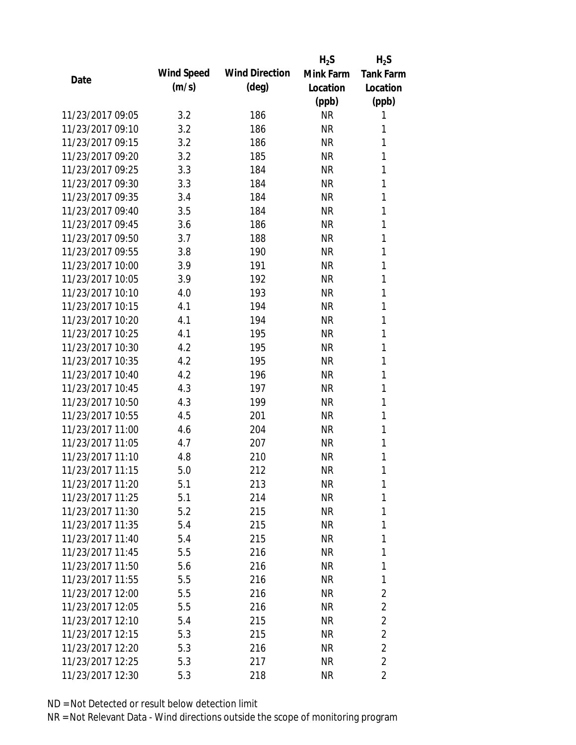| Date | Wind Speed (m/s) | Wind Direction (deg) | $H_2S$ Mink Farm Location (ppb) | $H_2S$ Tank Farm Location (ppb) |
|---|---|---|---|---|
| 11/23/2017 09:05 | 3.2 | 186 | NR | 1 |
| 11/23/2017 09:10 | 3.2 | 186 | NR | 1 |
| 11/23/2017 09:15 | 3.2 | 186 | NR | 1 |
| 11/23/2017 09:20 | 3.2 | 185 | NR | 1 |
| 11/23/2017 09:25 | 3.3 | 184 | NR | 1 |
| 11/23/2017 09:30 | 3.3 | 184 | NR | 1 |
| 11/23/2017 09:35 | 3.4 | 184 | NR | 1 |
| 11/23/2017 09:40 | 3.5 | 184 | NR | 1 |
| 11/23/2017 09:45 | 3.6 | 186 | NR | 1 |
| 11/23/2017 09:50 | 3.7 | 188 | NR | 1 |
| 11/23/2017 09:55 | 3.8 | 190 | NR | 1 |
| 11/23/2017 10:00 | 3.9 | 191 | NR | 1 |
| 11/23/2017 10:05 | 3.9 | 192 | NR | 1 |
| 11/23/2017 10:10 | 4.0 | 193 | NR | 1 |
| 11/23/2017 10:15 | 4.1 | 194 | NR | 1 |
| 11/23/2017 10:20 | 4.1 | 194 | NR | 1 |
| 11/23/2017 10:25 | 4.1 | 195 | NR | 1 |
| 11/23/2017 10:30 | 4.2 | 195 | NR | 1 |
| 11/23/2017 10:35 | 4.2 | 195 | NR | 1 |
| 11/23/2017 10:40 | 4.2 | 196 | NR | 1 |
| 11/23/2017 10:45 | 4.3 | 197 | NR | 1 |
| 11/23/2017 10:50 | 4.3 | 199 | NR | 1 |
| 11/23/2017 10:55 | 4.5 | 201 | NR | 1 |
| 11/23/2017 11:00 | 4.6 | 204 | NR | 1 |
| 11/23/2017 11:05 | 4.7 | 207 | NR | 1 |
| 11/23/2017 11:10 | 4.8 | 210 | NR | 1 |
| 11/23/2017 11:15 | 5.0 | 212 | NR | 1 |
| 11/23/2017 11:20 | 5.1 | 213 | NR | 1 |
| 11/23/2017 11:25 | 5.1 | 214 | NR | 1 |
| 11/23/2017 11:30 | 5.2 | 215 | NR | 1 |
| 11/23/2017 11:35 | 5.4 | 215 | NR | 1 |
| 11/23/2017 11:40 | 5.4 | 215 | NR | 1 |
| 11/23/2017 11:45 | 5.5 | 216 | NR | 1 |
| 11/23/2017 11:50 | 5.6 | 216 | NR | 1 |
| 11/23/2017 11:55 | 5.5 | 216 | NR | 1 |
| 11/23/2017 12:00 | 5.5 | 216 | NR | 2 |
| 11/23/2017 12:05 | 5.5 | 216 | NR | 2 |
| 11/23/2017 12:10 | 5.4 | 215 | NR | 2 |
| 11/23/2017 12:15 | 5.3 | 215 | NR | 2 |
| 11/23/2017 12:20 | 5.3 | 216 | NR | 2 |
| 11/23/2017 12:25 | 5.3 | 217 | NR | 2 |
| 11/23/2017 12:30 | 5.3 | 218 | NR | 2 |

ND = Not Detected or result below detection limit

NR = Not Relevant Data - Wind directions outside the scope of monitoring program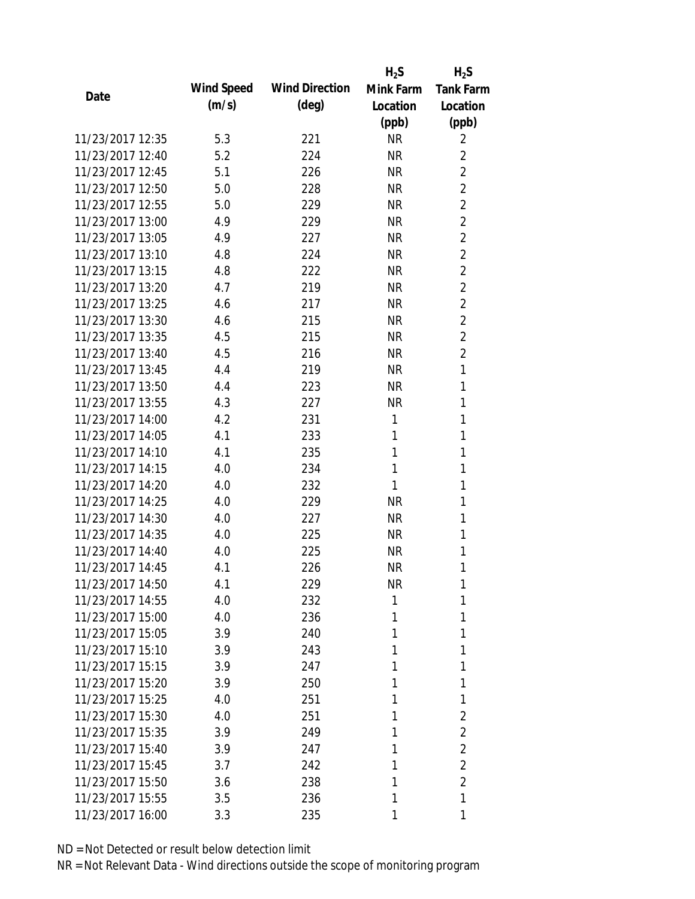| Date | Wind Speed (m/s) | Wind Direction (deg) | $H_2S$ Mink Farm Location (ppb) | $H_2S$ Tank Farm Location (ppb) |
|---|---|---|---|---|
| 11/23/2017 12:35 | 5.3 | 221 | NR | 2 |
| 11/23/2017 12:40 | 5.2 | 224 | NR | 2 |
| 11/23/2017 12:45 | 5.1 | 226 | NR | 2 |
| 11/23/2017 12:50 | 5.0 | 228 | NR | 2 |
| 11/23/2017 12:55 | 5.0 | 229 | NR | 2 |
| 11/23/2017 13:00 | 4.9 | 229 | NR | 2 |
| 11/23/2017 13:05 | 4.9 | 227 | NR | 2 |
| 11/23/2017 13:10 | 4.8 | 224 | NR | 2 |
| 11/23/2017 13:15 | 4.8 | 222 | NR | 2 |
| 11/23/2017 13:20 | 4.7 | 219 | NR | 2 |
| 11/23/2017 13:25 | 4.6 | 217 | NR | 2 |
| 11/23/2017 13:30 | 4.6 | 215 | NR | 2 |
| 11/23/2017 13:35 | 4.5 | 215 | NR | 2 |
| 11/23/2017 13:40 | 4.5 | 216 | NR | 2 |
| 11/23/2017 13:45 | 4.4 | 219 | NR | 1 |
| 11/23/2017 13:50 | 4.4 | 223 | NR | 1 |
| 11/23/2017 13:55 | 4.3 | 227 | NR | 1 |
| 11/23/2017 14:00 | 4.2 | 231 | 1 | 1 |
| 11/23/2017 14:05 | 4.1 | 233 | 1 | 1 |
| 11/23/2017 14:10 | 4.1 | 235 | 1 | 1 |
| 11/23/2017 14:15 | 4.0 | 234 | 1 | 1 |
| 11/23/2017 14:20 | 4.0 | 232 | 1 | 1 |
| 11/23/2017 14:25 | 4.0 | 229 | NR | 1 |
| 11/23/2017 14:30 | 4.0 | 227 | NR | 1 |
| 11/23/2017 14:35 | 4.0 | 225 | NR | 1 |
| 11/23/2017 14:40 | 4.0 | 225 | NR | 1 |
| 11/23/2017 14:45 | 4.1 | 226 | NR | 1 |
| 11/23/2017 14:50 | 4.1 | 229 | NR | 1 |
| 11/23/2017 14:55 | 4.0 | 232 | 1 | 1 |
| 11/23/2017 15:00 | 4.0 | 236 | 1 | 1 |
| 11/23/2017 15:05 | 3.9 | 240 | 1 | 1 |
| 11/23/2017 15:10 | 3.9 | 243 | 1 | 1 |
| 11/23/2017 15:15 | 3.9 | 247 | 1 | 1 |
| 11/23/2017 15:20 | 3.9 | 250 | 1 | 1 |
| 11/23/2017 15:25 | 4.0 | 251 | 1 | 1 |
| 11/23/2017 15:30 | 4.0 | 251 | 1 | 2 |
| 11/23/2017 15:35 | 3.9 | 249 | 1 | 2 |
| 11/23/2017 15:40 | 3.9 | 247 | 1 | 2 |
| 11/23/2017 15:45 | 3.7 | 242 | 1 | 2 |
| 11/23/2017 15:50 | 3.6 | 238 | 1 | 2 |
| 11/23/2017 15:55 | 3.5 | 236 | 1 | 1 |
| 11/23/2017 16:00 | 3.3 | 235 | 1 | 1 |

ND = Not Detected or result below detection limit

NR = Not Relevant Data - Wind directions outside the scope of monitoring program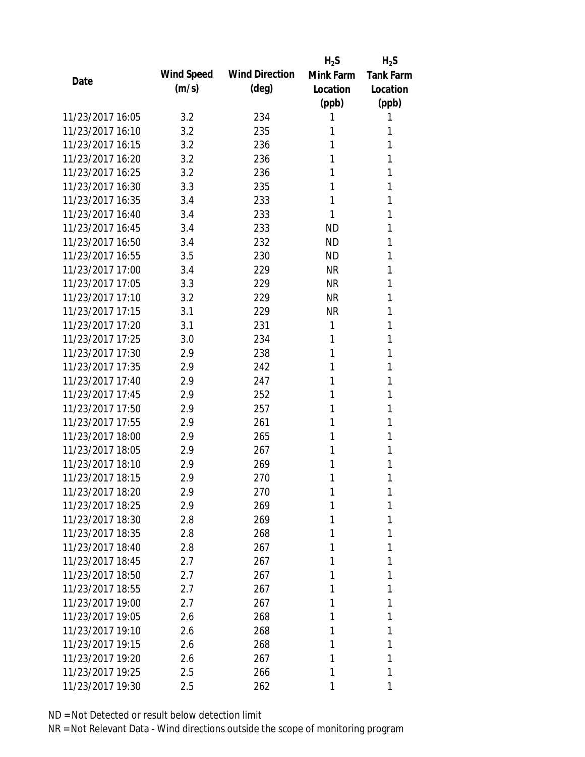| Date | Wind Speed (m/s) | Wind Direction (deg) | $H_2S$ Mink Farm Location (ppb) | $H_2S$ Tank Farm Location (ppb) |
|---|---|---|---|---|
| 11/23/2017 16:05 | 3.2 | 234 | 1 | 1 |
| 11/23/2017 16:10 | 3.2 | 235 | 1 | 1 |
| 11/23/2017 16:15 | 3.2 | 236 | 1 | 1 |
| 11/23/2017 16:20 | 3.2 | 236 | 1 | 1 |
| 11/23/2017 16:25 | 3.2 | 236 | 1 | 1 |
| 11/23/2017 16:30 | 3.3 | 235 | 1 | 1 |
| 11/23/2017 16:35 | 3.4 | 233 | 1 | 1 |
| 11/23/2017 16:40 | 3.4 | 233 | 1 | 1 |
| 11/23/2017 16:45 | 3.4 | 233 | ND | 1 |
| 11/23/2017 16:50 | 3.4 | 232 | ND | 1 |
| 11/23/2017 16:55 | 3.5 | 230 | ND | 1 |
| 11/23/2017 17:00 | 3.4 | 229 | NR | 1 |
| 11/23/2017 17:05 | 3.3 | 229 | NR | 1 |
| 11/23/2017 17:10 | 3.2 | 229 | NR | 1 |
| 11/23/2017 17:15 | 3.1 | 229 | NR | 1 |
| 11/23/2017 17:20 | 3.1 | 231 | 1 | 1 |
| 11/23/2017 17:25 | 3.0 | 234 | 1 | 1 |
| 11/23/2017 17:30 | 2.9 | 238 | 1 | 1 |
| 11/23/2017 17:35 | 2.9 | 242 | 1 | 1 |
| 11/23/2017 17:40 | 2.9 | 247 | 1 | 1 |
| 11/23/2017 17:45 | 2.9 | 252 | 1 | 1 |
| 11/23/2017 17:50 | 2.9 | 257 | 1 | 1 |
| 11/23/2017 17:55 | 2.9 | 261 | 1 | 1 |
| 11/23/2017 18:00 | 2.9 | 265 | 1 | 1 |
| 11/23/2017 18:05 | 2.9 | 267 | 1 | 1 |
| 11/23/2017 18:10 | 2.9 | 269 | 1 | 1 |
| 11/23/2017 18:15 | 2.9 | 270 | 1 | 1 |
| 11/23/2017 18:20 | 2.9 | 270 | 1 | 1 |
| 11/23/2017 18:25 | 2.9 | 269 | 1 | 1 |
| 11/23/2017 18:30 | 2.8 | 269 | 1 | 1 |
| 11/23/2017 18:35 | 2.8 | 268 | 1 | 1 |
| 11/23/2017 18:40 | 2.8 | 267 | 1 | 1 |
| 11/23/2017 18:45 | 2.7 | 267 | 1 | 1 |
| 11/23/2017 18:50 | 2.7 | 267 | 1 | 1 |
| 11/23/2017 18:55 | 2.7 | 267 | 1 | 1 |
| 11/23/2017 19:00 | 2.7 | 267 | 1 | 1 |
| 11/23/2017 19:05 | 2.6 | 268 | 1 | 1 |
| 11/23/2017 19:10 | 2.6 | 268 | 1 | 1 |
| 11/23/2017 19:15 | 2.6 | 268 | 1 | 1 |
| 11/23/2017 19:20 | 2.6 | 267 | 1 | 1 |
| 11/23/2017 19:25 | 2.5 | 266 | 1 | 1 |
| 11/23/2017 19:30 | 2.5 | 262 | 1 | 1 |

ND = Not Detected or result below detection limit

NR = Not Relevant Data - Wind directions outside the scope of monitoring program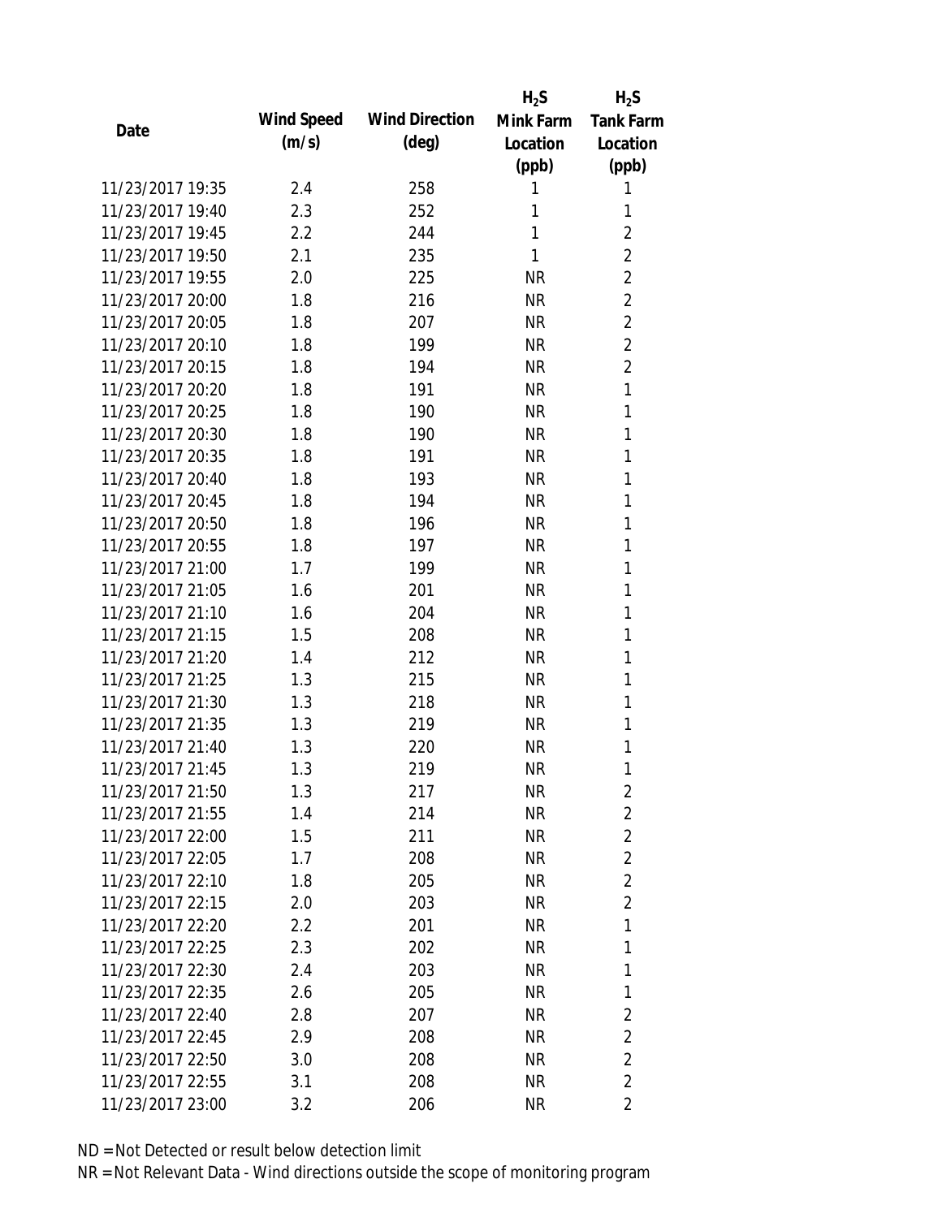| Date | Wind Speed (m/s) | Wind Direction (deg) | $H_2S$ Mink Farm Location (ppb) | $H_2S$ Tank Farm Location (ppb) |
|---|---|---|---|---|
| 11/23/2017 19:35 | 2.4 | 258 | 1 | 1 |
| 11/23/2017 19:40 | 2.3 | 252 | 1 | 1 |
| 11/23/2017 19:45 | 2.2 | 244 | 1 | 2 |
| 11/23/2017 19:50 | 2.1 | 235 | 1 | 2 |
| 11/23/2017 19:55 | 2.0 | 225 | NR | 2 |
| 11/23/2017 20:00 | 1.8 | 216 | NR | 2 |
| 11/23/2017 20:05 | 1.8 | 207 | NR | 2 |
| 11/23/2017 20:10 | 1.8 | 199 | NR | 2 |
| 11/23/2017 20:15 | 1.8 | 194 | NR | 2 |
| 11/23/2017 20:20 | 1.8 | 191 | NR | 1 |
| 11/23/2017 20:25 | 1.8 | 190 | NR | 1 |
| 11/23/2017 20:30 | 1.8 | 190 | NR | 1 |
| 11/23/2017 20:35 | 1.8 | 191 | NR | 1 |
| 11/23/2017 20:40 | 1.8 | 193 | NR | 1 |
| 11/23/2017 20:45 | 1.8 | 194 | NR | 1 |
| 11/23/2017 20:50 | 1.8 | 196 | NR | 1 |
| 11/23/2017 20:55 | 1.8 | 197 | NR | 1 |
| 11/23/2017 21:00 | 1.7 | 199 | NR | 1 |
| 11/23/2017 21:05 | 1.6 | 201 | NR | 1 |
| 11/23/2017 21:10 | 1.6 | 204 | NR | 1 |
| 11/23/2017 21:15 | 1.5 | 208 | NR | 1 |
| 11/23/2017 21:20 | 1.4 | 212 | NR | 1 |
| 11/23/2017 21:25 | 1.3 | 215 | NR | 1 |
| 11/23/2017 21:30 | 1.3 | 218 | NR | 1 |
| 11/23/2017 21:35 | 1.3 | 219 | NR | 1 |
| 11/23/2017 21:40 | 1.3 | 220 | NR | 1 |
| 11/23/2017 21:45 | 1.3 | 219 | NR | 1 |
| 11/23/2017 21:50 | 1.3 | 217 | NR | 2 |
| 11/23/2017 21:55 | 1.4 | 214 | NR | 2 |
| 11/23/2017 22:00 | 1.5 | 211 | NR | 2 |
| 11/23/2017 22:05 | 1.7 | 208 | NR | 2 |
| 11/23/2017 22:10 | 1.8 | 205 | NR | 2 |
| 11/23/2017 22:15 | 2.0 | 203 | NR | 2 |
| 11/23/2017 22:20 | 2.2 | 201 | NR | 1 |
| 11/23/2017 22:25 | 2.3 | 202 | NR | 1 |
| 11/23/2017 22:30 | 2.4 | 203 | NR | 1 |
| 11/23/2017 22:35 | 2.6 | 205 | NR | 1 |
| 11/23/2017 22:40 | 2.8 | 207 | NR | 2 |
| 11/23/2017 22:45 | 2.9 | 208 | NR | 2 |
| 11/23/2017 22:50 | 3.0 | 208 | NR | 2 |
| 11/23/2017 22:55 | 3.1 | 208 | NR | 2 |
| 11/23/2017 23:00 | 3.2 | 206 | NR | 2 |

ND = Not Detected or result below detection limit

NR = Not Relevant Data - Wind directions outside the scope of monitoring program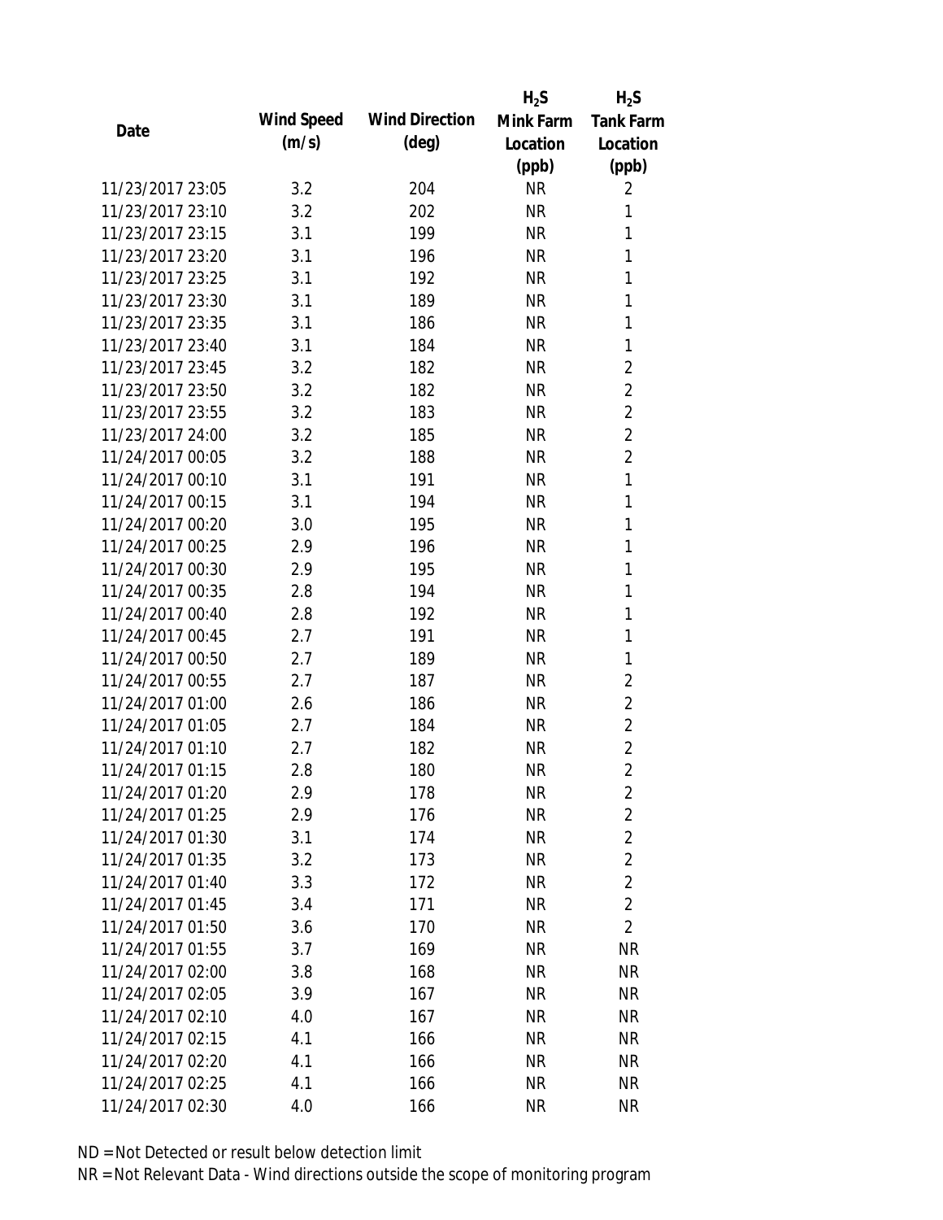| Date | Wind Speed (m/s) | Wind Direction (deg) | $H_2S$ Mink Farm Location (ppb) | $H_2S$ Tank Farm Location (ppb) |
|---|---|---|---|---|
| 11/23/2017 23:05 | 3.2 | 204 | NR | 2 |
| 11/23/2017 23:10 | 3.2 | 202 | NR | 1 |
| 11/23/2017 23:15 | 3.1 | 199 | NR | 1 |
| 11/23/2017 23:20 | 3.1 | 196 | NR | 1 |
| 11/23/2017 23:25 | 3.1 | 192 | NR | 1 |
| 11/23/2017 23:30 | 3.1 | 189 | NR | 1 |
| 11/23/2017 23:35 | 3.1 | 186 | NR | 1 |
| 11/23/2017 23:40 | 3.1 | 184 | NR | 1 |
| 11/23/2017 23:45 | 3.2 | 182 | NR | 2 |
| 11/23/2017 23:50 | 3.2 | 182 | NR | 2 |
| 11/23/2017 23:55 | 3.2 | 183 | NR | 2 |
| 11/23/2017 24:00 | 3.2 | 185 | NR | 2 |
| 11/24/2017 00:05 | 3.2 | 188 | NR | 2 |
| 11/24/2017 00:10 | 3.1 | 191 | NR | 1 |
| 11/24/2017 00:15 | 3.1 | 194 | NR | 1 |
| 11/24/2017 00:20 | 3.0 | 195 | NR | 1 |
| 11/24/2017 00:25 | 2.9 | 196 | NR | 1 |
| 11/24/2017 00:30 | 2.9 | 195 | NR | 1 |
| 11/24/2017 00:35 | 2.8 | 194 | NR | 1 |
| 11/24/2017 00:40 | 2.8 | 192 | NR | 1 |
| 11/24/2017 00:45 | 2.7 | 191 | NR | 1 |
| 11/24/2017 00:50 | 2.7 | 189 | NR | 1 |
| 11/24/2017 00:55 | 2.7 | 187 | NR | 2 |
| 11/24/2017 01:00 | 2.6 | 186 | NR | 2 |
| 11/24/2017 01:05 | 2.7 | 184 | NR | 2 |
| 11/24/2017 01:10 | 2.7 | 182 | NR | 2 |
| 11/24/2017 01:15 | 2.8 | 180 | NR | 2 |
| 11/24/2017 01:20 | 2.9 | 178 | NR | 2 |
| 11/24/2017 01:25 | 2.9 | 176 | NR | 2 |
| 11/24/2017 01:30 | 3.1 | 174 | NR | 2 |
| 11/24/2017 01:35 | 3.2 | 173 | NR | 2 |
| 11/24/2017 01:40 | 3.3 | 172 | NR | 2 |
| 11/24/2017 01:45 | 3.4 | 171 | NR | 2 |
| 11/24/2017 01:50 | 3.6 | 170 | NR | 2 |
| 11/24/2017 01:55 | 3.7 | 169 | NR | NR |
| 11/24/2017 02:00 | 3.8 | 168 | NR | NR |
| 11/24/2017 02:05 | 3.9 | 167 | NR | NR |
| 11/24/2017 02:10 | 4.0 | 167 | NR | NR |
| 11/24/2017 02:15 | 4.1 | 166 | NR | NR |
| 11/24/2017 02:20 | 4.1 | 166 | NR | NR |
| 11/24/2017 02:25 | 4.1 | 166 | NR | NR |
| 11/24/2017 02:30 | 4.0 | 166 | NR | NR |

ND = Not Detected or result below detection limit

NR = Not Relevant Data - Wind directions outside the scope of monitoring program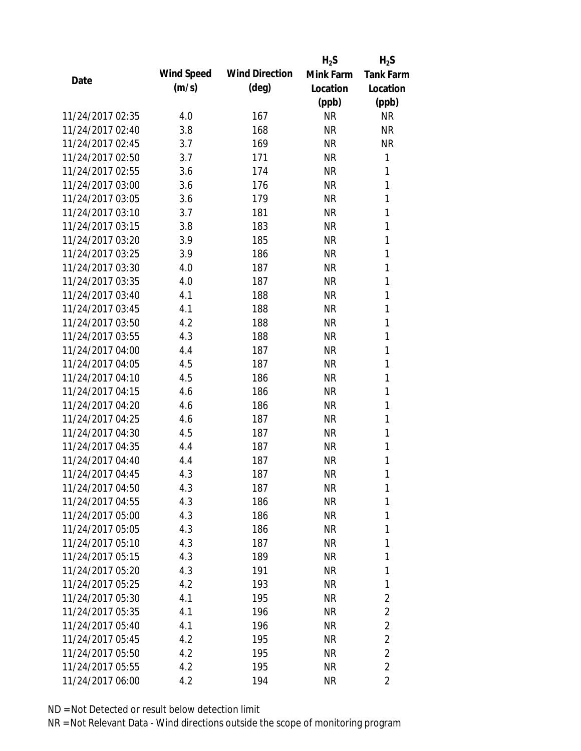| Date | Wind Speed (m/s) | Wind Direction (deg) | $H_2S$ Mink Farm Location (ppb) | $H_2S$ Tank Farm Location (ppb) |
|---|---|---|---|---|
| 11/24/2017 02:35 | 4.0 | 167 | NR | NR |
| 11/24/2017 02:40 | 3.8 | 168 | NR | NR |
| 11/24/2017 02:45 | 3.7 | 169 | NR | NR |
| 11/24/2017 02:50 | 3.7 | 171 | NR | 1 |
| 11/24/2017 02:55 | 3.6 | 174 | NR | 1 |
| 11/24/2017 03:00 | 3.6 | 176 | NR | 1 |
| 11/24/2017 03:05 | 3.6 | 179 | NR | 1 |
| 11/24/2017 03:10 | 3.7 | 181 | NR | 1 |
| 11/24/2017 03:15 | 3.8 | 183 | NR | 1 |
| 11/24/2017 03:20 | 3.9 | 185 | NR | 1 |
| 11/24/2017 03:25 | 3.9 | 186 | NR | 1 |
| 11/24/2017 03:30 | 4.0 | 187 | NR | 1 |
| 11/24/2017 03:35 | 4.0 | 187 | NR | 1 |
| 11/24/2017 03:40 | 4.1 | 188 | NR | 1 |
| 11/24/2017 03:45 | 4.1 | 188 | NR | 1 |
| 11/24/2017 03:50 | 4.2 | 188 | NR | 1 |
| 11/24/2017 03:55 | 4.3 | 188 | NR | 1 |
| 11/24/2017 04:00 | 4.4 | 187 | NR | 1 |
| 11/24/2017 04:05 | 4.5 | 187 | NR | 1 |
| 11/24/2017 04:10 | 4.5 | 186 | NR | 1 |
| 11/24/2017 04:15 | 4.6 | 186 | NR | 1 |
| 11/24/2017 04:20 | 4.6 | 186 | NR | 1 |
| 11/24/2017 04:25 | 4.6 | 187 | NR | 1 |
| 11/24/2017 04:30 | 4.5 | 187 | NR | 1 |
| 11/24/2017 04:35 | 4.4 | 187 | NR | 1 |
| 11/24/2017 04:40 | 4.4 | 187 | NR | 1 |
| 11/24/2017 04:45 | 4.3 | 187 | NR | 1 |
| 11/24/2017 04:50 | 4.3 | 187 | NR | 1 |
| 11/24/2017 04:55 | 4.3 | 186 | NR | 1 |
| 11/24/2017 05:00 | 4.3 | 186 | NR | 1 |
| 11/24/2017 05:05 | 4.3 | 186 | NR | 1 |
| 11/24/2017 05:10 | 4.3 | 187 | NR | 1 |
| 11/24/2017 05:15 | 4.3 | 189 | NR | 1 |
| 11/24/2017 05:20 | 4.3 | 191 | NR | 1 |
| 11/24/2017 05:25 | 4.2 | 193 | NR | 1 |
| 11/24/2017 05:30 | 4.1 | 195 | NR | 2 |
| 11/24/2017 05:35 | 4.1 | 196 | NR | 2 |
| 11/24/2017 05:40 | 4.1 | 196 | NR | 2 |
| 11/24/2017 05:45 | 4.2 | 195 | NR | 2 |
| 11/24/2017 05:50 | 4.2 | 195 | NR | 2 |
| 11/24/2017 05:55 | 4.2 | 195 | NR | 2 |
| 11/24/2017 06:00 | 4.2 | 194 | NR | 2 |

ND = Not Detected or result below detection limit

NR = Not Relevant Data - Wind directions outside the scope of monitoring program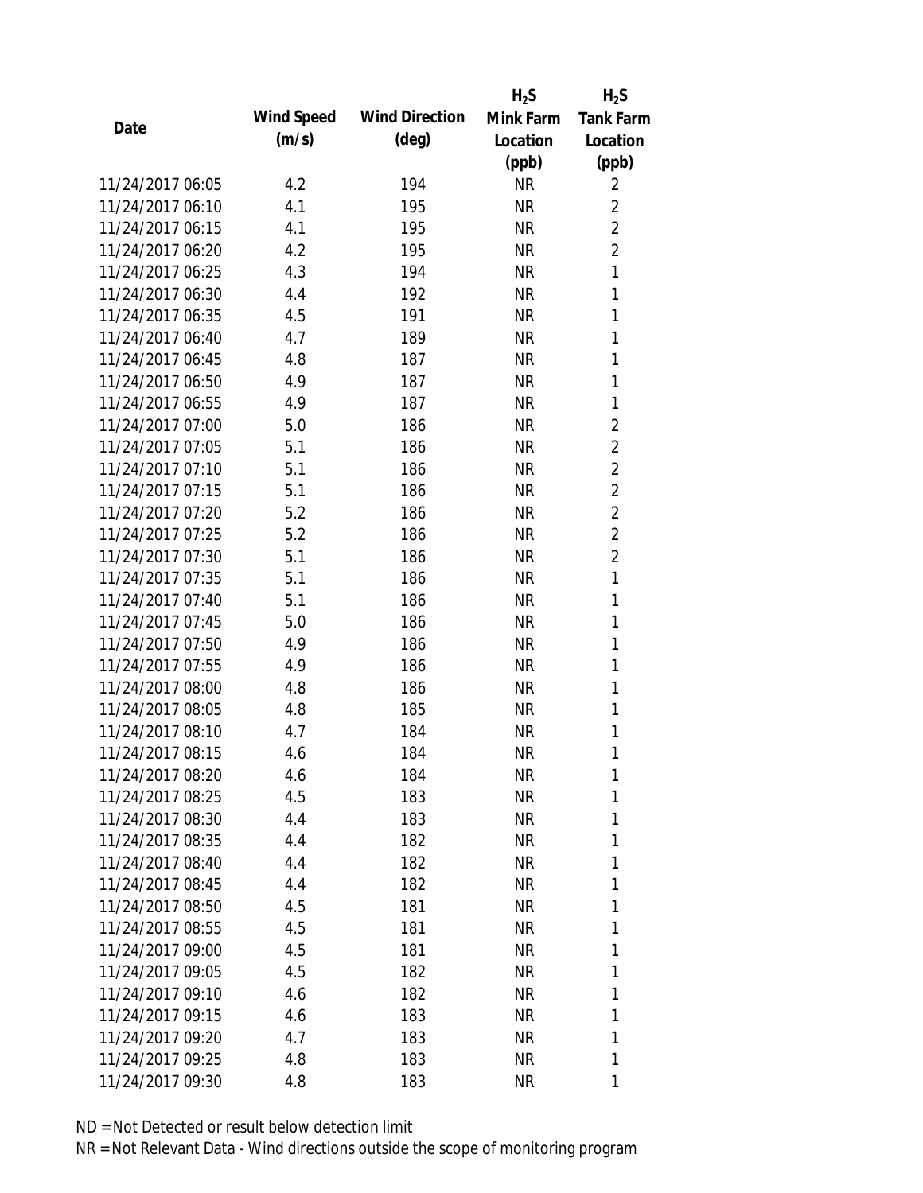| Date | Wind Speed (m/s) | Wind Direction (deg) | $H_2S$ Mink Farm Location (ppb) | $H_2S$ Tank Farm Location (ppb) |
|---|---|---|---|---|
| 11/24/2017 06:05 | 4.2 | 194 | NR | 2 |
| 11/24/2017 06:10 | 4.1 | 195 | NR | 2 |
| 11/24/2017 06:15 | 4.1 | 195 | NR | 2 |
| 11/24/2017 06:20 | 4.2 | 195 | NR | 2 |
| 11/24/2017 06:25 | 4.3 | 194 | NR | 1 |
| 11/24/2017 06:30 | 4.4 | 192 | NR | 1 |
| 11/24/2017 06:35 | 4.5 | 191 | NR | 1 |
| 11/24/2017 06:40 | 4.7 | 189 | NR | 1 |
| 11/24/2017 06:45 | 4.8 | 187 | NR | 1 |
| 11/24/2017 06:50 | 4.9 | 187 | NR | 1 |
| 11/24/2017 06:55 | 4.9 | 187 | NR | 1 |
| 11/24/2017 07:00 | 5.0 | 186 | NR | 2 |
| 11/24/2017 07:05 | 5.1 | 186 | NR | 2 |
| 11/24/2017 07:10 | 5.1 | 186 | NR | 2 |
| 11/24/2017 07:15 | 5.1 | 186 | NR | 2 |
| 11/24/2017 07:20 | 5.2 | 186 | NR | 2 |
| 11/24/2017 07:25 | 5.2 | 186 | NR | 2 |
| 11/24/2017 07:30 | 5.1 | 186 | NR | 2 |
| 11/24/2017 07:35 | 5.1 | 186 | NR | 1 |
| 11/24/2017 07:40 | 5.1 | 186 | NR | 1 |
| 11/24/2017 07:45 | 5.0 | 186 | NR | 1 |
| 11/24/2017 07:50 | 4.9 | 186 | NR | 1 |
| 11/24/2017 07:55 | 4.9 | 186 | NR | 1 |
| 11/24/2017 08:00 | 4.8 | 186 | NR | 1 |
| 11/24/2017 08:05 | 4.8 | 185 | NR | 1 |
| 11/24/2017 08:10 | 4.7 | 184 | NR | 1 |
| 11/24/2017 08:15 | 4.6 | 184 | NR | 1 |
| 11/24/2017 08:20 | 4.6 | 184 | NR | 1 |
| 11/24/2017 08:25 | 4.5 | 183 | NR | 1 |
| 11/24/2017 08:30 | 4.4 | 183 | NR | 1 |
| 11/24/2017 08:35 | 4.4 | 182 | NR | 1 |
| 11/24/2017 08:40 | 4.4 | 182 | NR | 1 |
| 11/24/2017 08:45 | 4.4 | 182 | NR | 1 |
| 11/24/2017 08:50 | 4.5 | 181 | NR | 1 |
| 11/24/2017 08:55 | 4.5 | 181 | NR | 1 |
| 11/24/2017 09:00 | 4.5 | 181 | NR | 1 |
| 11/24/2017 09:05 | 4.5 | 182 | NR | 1 |
| 11/24/2017 09:10 | 4.6 | 182 | NR | 1 |
| 11/24/2017 09:15 | 4.6 | 183 | NR | 1 |
| 11/24/2017 09:20 | 4.7 | 183 | NR | 1 |
| 11/24/2017 09:25 | 4.8 | 183 | NR | 1 |
| 11/24/2017 09:30 | 4.8 | 183 | NR | 1 |

ND = Not Detected or result below detection limit

NR = Not Relevant Data - Wind directions outside the scope of monitoring program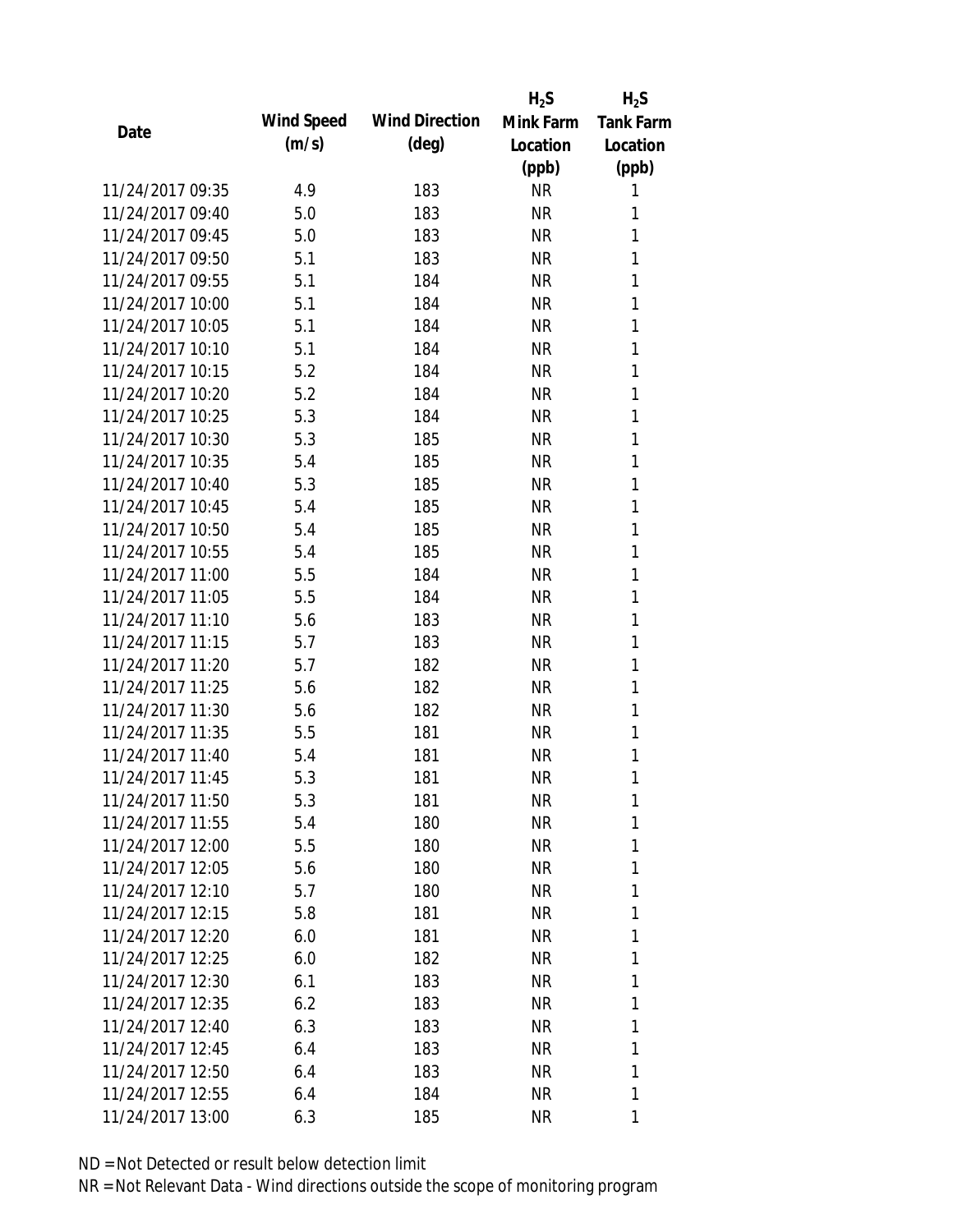| Date | Wind Speed (m/s) | Wind Direction (deg) | $H_2S$ Mink Farm Location (ppb) | $H_2S$ Tank Farm Location (ppb) |
| --- | --- | --- | --- | --- |
| 11/24/2017 09:35 | 4.9 | 183 | NR | 1 |
| 11/24/2017 09:40 | 5.0 | 183 | NR | 1 |
| 11/24/2017 09:45 | 5.0 | 183 | NR | 1 |
| 11/24/2017 09:50 | 5.1 | 183 | NR | 1 |
| 11/24/2017 09:55 | 5.1 | 184 | NR | 1 |
| 11/24/2017 10:00 | 5.1 | 184 | NR | 1 |
| 11/24/2017 10:05 | 5.1 | 184 | NR | 1 |
| 11/24/2017 10:10 | 5.1 | 184 | NR | 1 |
| 11/24/2017 10:15 | 5.2 | 184 | NR | 1 |
| 11/24/2017 10:20 | 5.2 | 184 | NR | 1 |
| 11/24/2017 10:25 | 5.3 | 184 | NR | 1 |
| 11/24/2017 10:30 | 5.3 | 185 | NR | 1 |
| 11/24/2017 10:35 | 5.4 | 185 | NR | 1 |
| 11/24/2017 10:40 | 5.3 | 185 | NR | 1 |
| 11/24/2017 10:45 | 5.4 | 185 | NR | 1 |
| 11/24/2017 10:50 | 5.4 | 185 | NR | 1 |
| 11/24/2017 10:55 | 5.4 | 185 | NR | 1 |
| 11/24/2017 11:00 | 5.5 | 184 | NR | 1 |
| 11/24/2017 11:05 | 5.5 | 184 | NR | 1 |
| 11/24/2017 11:10 | 5.6 | 183 | NR | 1 |
| 11/24/2017 11:15 | 5.7 | 183 | NR | 1 |
| 11/24/2017 11:20 | 5.7 | 182 | NR | 1 |
| 11/24/2017 11:25 | 5.6 | 182 | NR | 1 |
| 11/24/2017 11:30 | 5.6 | 182 | NR | 1 |
| 11/24/2017 11:35 | 5.5 | 181 | NR | 1 |
| 11/24/2017 11:40 | 5.4 | 181 | NR | 1 |
| 11/24/2017 11:45 | 5.3 | 181 | NR | 1 |
| 11/24/2017 11:50 | 5.3 | 181 | NR | 1 |
| 11/24/2017 11:55 | 5.4 | 180 | NR | 1 |
| 11/24/2017 12:00 | 5.5 | 180 | NR | 1 |
| 11/24/2017 12:05 | 5.6 | 180 | NR | 1 |
| 11/24/2017 12:10 | 5.7 | 180 | NR | 1 |
| 11/24/2017 12:15 | 5.8 | 181 | NR | 1 |
| 11/24/2017 12:20 | 6.0 | 181 | NR | 1 |
| 11/24/2017 12:25 | 6.0 | 182 | NR | 1 |
| 11/24/2017 12:30 | 6.1 | 183 | NR | 1 |
| 11/24/2017 12:35 | 6.2 | 183 | NR | 1 |
| 11/24/2017 12:40 | 6.3 | 183 | NR | 1 |
| 11/24/2017 12:45 | 6.4 | 183 | NR | 1 |
| 11/24/2017 12:50 | 6.4 | 183 | NR | 1 |
| 11/24/2017 12:55 | 6.4 | 184 | NR | 1 |
| 11/24/2017 13:00 | 6.3 | 185 | NR | 1 |

ND = Not Detected or result below detection limit

NR = Not Relevant Data - Wind directions outside the scope of monitoring program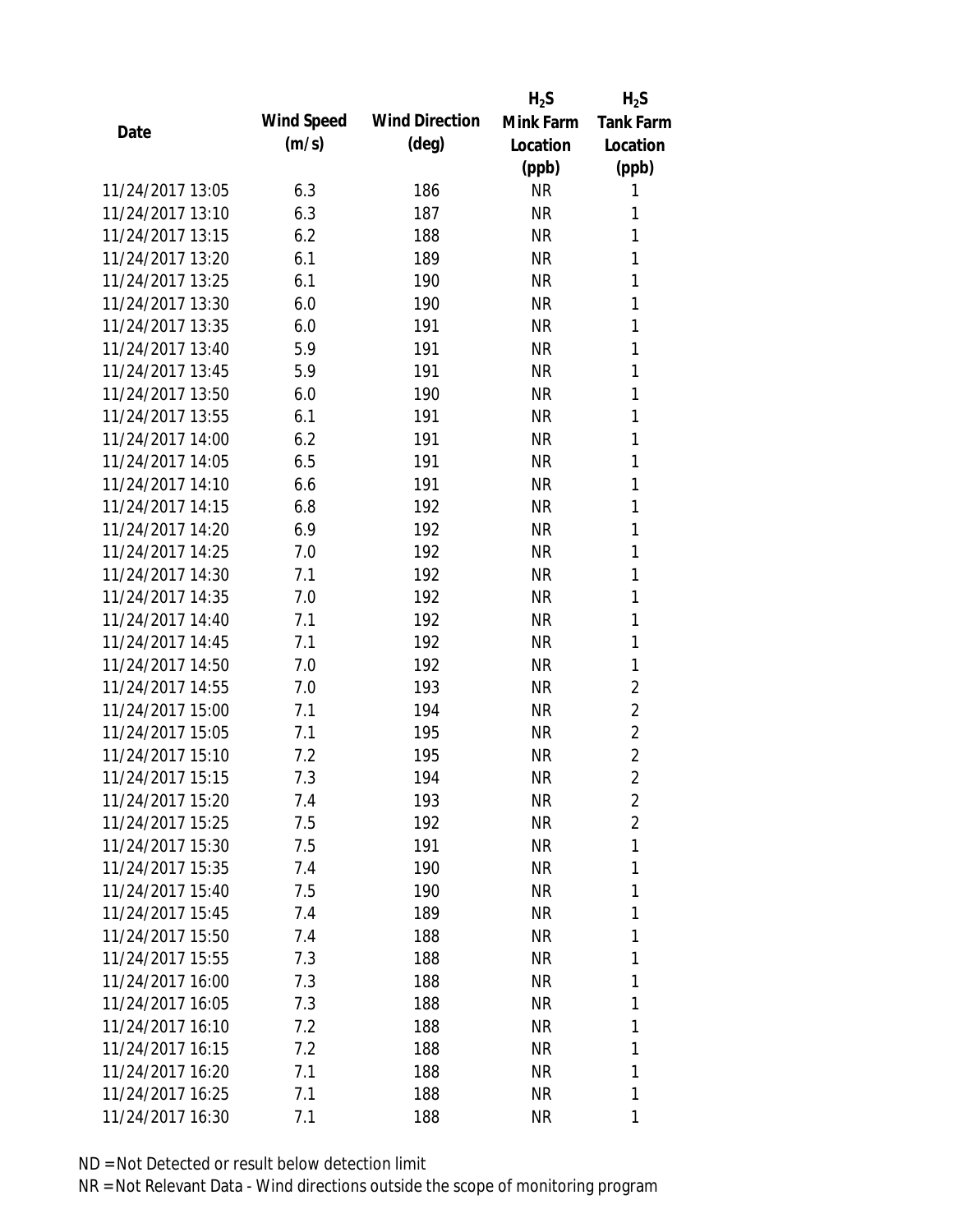| Date | Wind Speed (m/s) | Wind Direction (deg) | $H_2S$ Mink Farm Location (ppb) | $H_2S$ Tank Farm Location (ppb) |
|---|---|---|---|---|
| 11/24/2017 13:05 | 6.3 | 186 | NR | 1 |
| 11/24/2017 13:10 | 6.3 | 187 | NR | 1 |
| 11/24/2017 13:15 | 6.2 | 188 | NR | 1 |
| 11/24/2017 13:20 | 6.1 | 189 | NR | 1 |
| 11/24/2017 13:25 | 6.1 | 190 | NR | 1 |
| 11/24/2017 13:30 | 6.0 | 190 | NR | 1 |
| 11/24/2017 13:35 | 6.0 | 191 | NR | 1 |
| 11/24/2017 13:40 | 5.9 | 191 | NR | 1 |
| 11/24/2017 13:45 | 5.9 | 191 | NR | 1 |
| 11/24/2017 13:50 | 6.0 | 190 | NR | 1 |
| 11/24/2017 13:55 | 6.1 | 191 | NR | 1 |
| 11/24/2017 14:00 | 6.2 | 191 | NR | 1 |
| 11/24/2017 14:05 | 6.5 | 191 | NR | 1 |
| 11/24/2017 14:10 | 6.6 | 191 | NR | 1 |
| 11/24/2017 14:15 | 6.8 | 192 | NR | 1 |
| 11/24/2017 14:20 | 6.9 | 192 | NR | 1 |
| 11/24/2017 14:25 | 7.0 | 192 | NR | 1 |
| 11/24/2017 14:30 | 7.1 | 192 | NR | 1 |
| 11/24/2017 14:35 | 7.0 | 192 | NR | 1 |
| 11/24/2017 14:40 | 7.1 | 192 | NR | 1 |
| 11/24/2017 14:45 | 7.1 | 192 | NR | 1 |
| 11/24/2017 14:50 | 7.0 | 192 | NR | 1 |
| 11/24/2017 14:55 | 7.0 | 193 | NR | 2 |
| 11/24/2017 15:00 | 7.1 | 194 | NR | 2 |
| 11/24/2017 15:05 | 7.1 | 195 | NR | 2 |
| 11/24/2017 15:10 | 7.2 | 195 | NR | 2 |
| 11/24/2017 15:15 | 7.3 | 194 | NR | 2 |
| 11/24/2017 15:20 | 7.4 | 193 | NR | 2 |
| 11/24/2017 15:25 | 7.5 | 192 | NR | 2 |
| 11/24/2017 15:30 | 7.5 | 191 | NR | 1 |
| 11/24/2017 15:35 | 7.4 | 190 | NR | 1 |
| 11/24/2017 15:40 | 7.5 | 190 | NR | 1 |
| 11/24/2017 15:45 | 7.4 | 189 | NR | 1 |
| 11/24/2017 15:50 | 7.4 | 188 | NR | 1 |
| 11/24/2017 15:55 | 7.3 | 188 | NR | 1 |
| 11/24/2017 16:00 | 7.3 | 188 | NR | 1 |
| 11/24/2017 16:05 | 7.3 | 188 | NR | 1 |
| 11/24/2017 16:10 | 7.2 | 188 | NR | 1 |
| 11/24/2017 16:15 | 7.2 | 188 | NR | 1 |
| 11/24/2017 16:20 | 7.1 | 188 | NR | 1 |
| 11/24/2017 16:25 | 7.1 | 188 | NR | 1 |
| 11/24/2017 16:30 | 7.1 | 188 | NR | 1 |

ND = Not Detected or result below detection limit

NR = Not Relevant Data - Wind directions outside the scope of monitoring program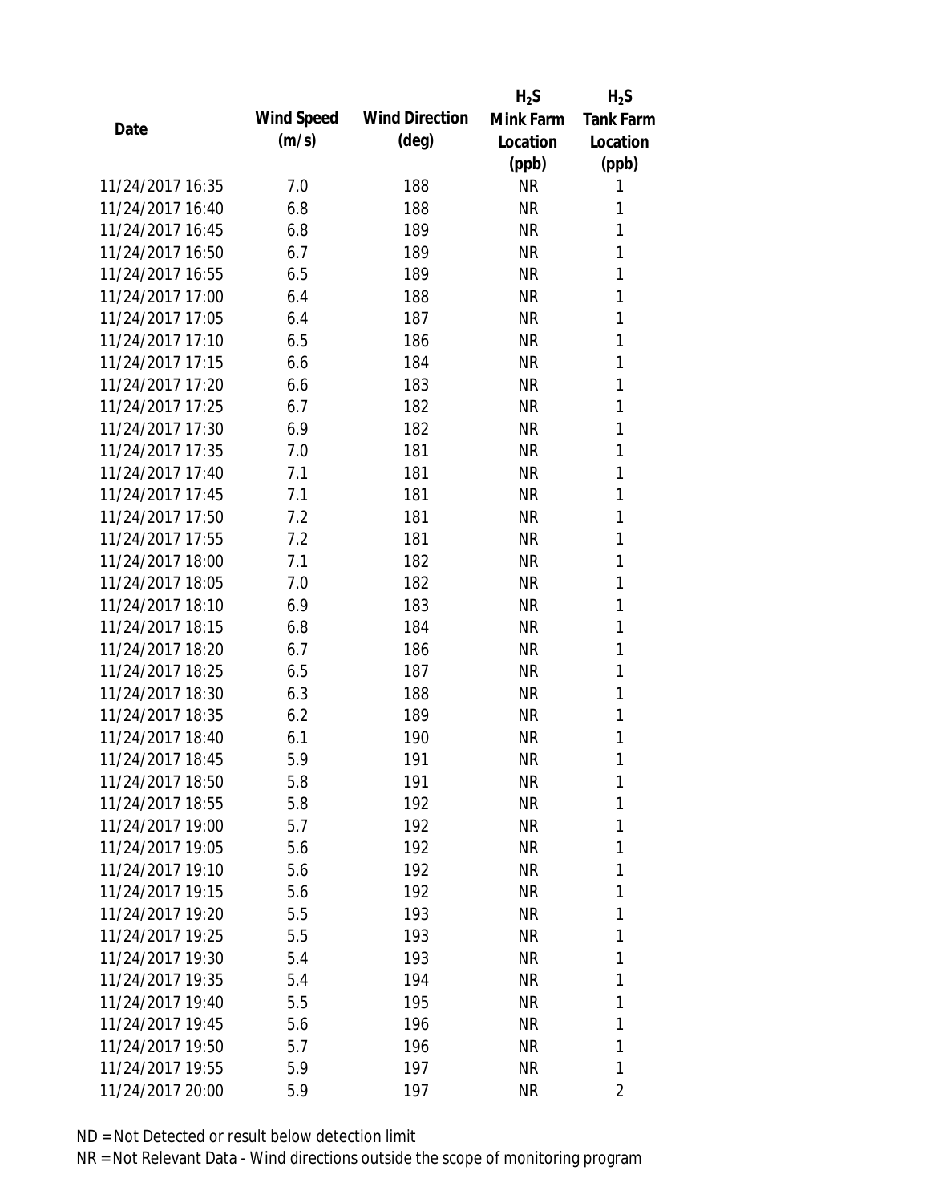| Date | Wind Speed (m/s) | Wind Direction (deg) | $H_2S$ Mink Farm Location (ppb) | $H_2S$ Tank Farm Location (ppb) |
|---|---|---|---|---|
| 11/24/2017 16:35 | 7.0 | 188 | NR | 1 |
| 11/24/2017 16:40 | 6.8 | 188 | NR | 1 |
| 11/24/2017 16:45 | 6.8 | 189 | NR | 1 |
| 11/24/2017 16:50 | 6.7 | 189 | NR | 1 |
| 11/24/2017 16:55 | 6.5 | 189 | NR | 1 |
| 11/24/2017 17:00 | 6.4 | 188 | NR | 1 |
| 11/24/2017 17:05 | 6.4 | 187 | NR | 1 |
| 11/24/2017 17:10 | 6.5 | 186 | NR | 1 |
| 11/24/2017 17:15 | 6.6 | 184 | NR | 1 |
| 11/24/2017 17:20 | 6.6 | 183 | NR | 1 |
| 11/24/2017 17:25 | 6.7 | 182 | NR | 1 |
| 11/24/2017 17:30 | 6.9 | 182 | NR | 1 |
| 11/24/2017 17:35 | 7.0 | 181 | NR | 1 |
| 11/24/2017 17:40 | 7.1 | 181 | NR | 1 |
| 11/24/2017 17:45 | 7.1 | 181 | NR | 1 |
| 11/24/2017 17:50 | 7.2 | 181 | NR | 1 |
| 11/24/2017 17:55 | 7.2 | 181 | NR | 1 |
| 11/24/2017 18:00 | 7.1 | 182 | NR | 1 |
| 11/24/2017 18:05 | 7.0 | 182 | NR | 1 |
| 11/24/2017 18:10 | 6.9 | 183 | NR | 1 |
| 11/24/2017 18:15 | 6.8 | 184 | NR | 1 |
| 11/24/2017 18:20 | 6.7 | 186 | NR | 1 |
| 11/24/2017 18:25 | 6.5 | 187 | NR | 1 |
| 11/24/2017 18:30 | 6.3 | 188 | NR | 1 |
| 11/24/2017 18:35 | 6.2 | 189 | NR | 1 |
| 11/24/2017 18:40 | 6.1 | 190 | NR | 1 |
| 11/24/2017 18:45 | 5.9 | 191 | NR | 1 |
| 11/24/2017 18:50 | 5.8 | 191 | NR | 1 |
| 11/24/2017 18:55 | 5.8 | 192 | NR | 1 |
| 11/24/2017 19:00 | 5.7 | 192 | NR | 1 |
| 11/24/2017 19:05 | 5.6 | 192 | NR | 1 |
| 11/24/2017 19:10 | 5.6 | 192 | NR | 1 |
| 11/24/2017 19:15 | 5.6 | 192 | NR | 1 |
| 11/24/2017 19:20 | 5.5 | 193 | NR | 1 |
| 11/24/2017 19:25 | 5.5 | 193 | NR | 1 |
| 11/24/2017 19:30 | 5.4 | 193 | NR | 1 |
| 11/24/2017 19:35 | 5.4 | 194 | NR | 1 |
| 11/24/2017 19:40 | 5.5 | 195 | NR | 1 |
| 11/24/2017 19:45 | 5.6 | 196 | NR | 1 |
| 11/24/2017 19:50 | 5.7 | 196 | NR | 1 |
| 11/24/2017 19:55 | 5.9 | 197 | NR | 1 |
| 11/24/2017 20:00 | 5.9 | 197 | NR | 2 |

ND = Not Detected or result below detection limit

NR = Not Relevant Data - Wind directions outside the scope of monitoring program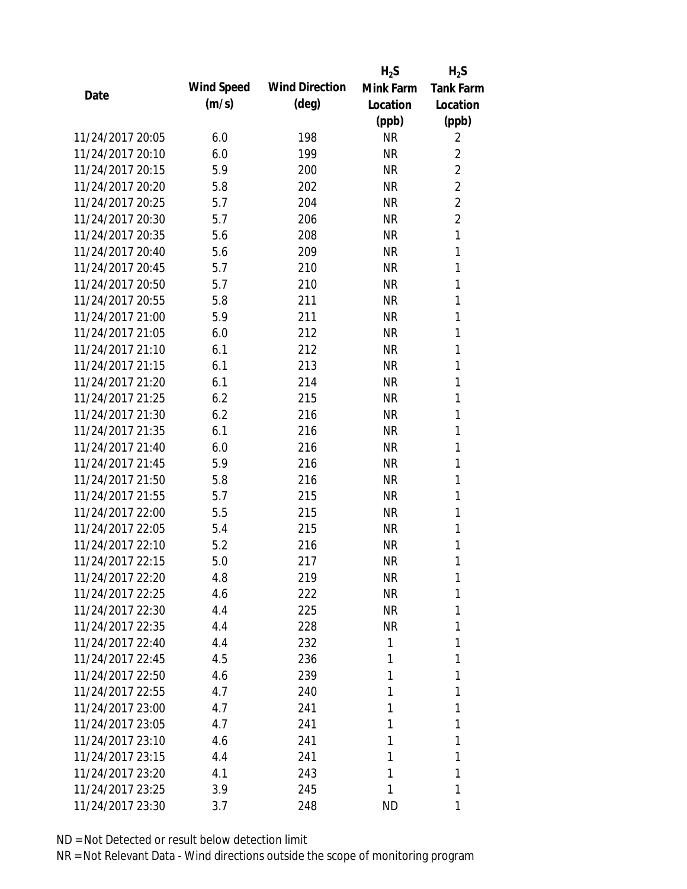| Date | Wind Speed (m/s) | Wind Direction (deg) | $H_2S$ Mink Farm Location (ppb) | $H_2S$ Tank Farm Location (ppb) |
|---|---|---|---|---|
| 11/24/2017 20:05 | 6.0 | 198 | NR | 2 |
| 11/24/2017 20:10 | 6.0 | 199 | NR | 2 |
| 11/24/2017 20:15 | 5.9 | 200 | NR | 2 |
| 11/24/2017 20:20 | 5.8 | 202 | NR | 2 |
| 11/24/2017 20:25 | 5.7 | 204 | NR | 2 |
| 11/24/2017 20:30 | 5.7 | 206 | NR | 2 |
| 11/24/2017 20:35 | 5.6 | 208 | NR | 1 |
| 11/24/2017 20:40 | 5.6 | 209 | NR | 1 |
| 11/24/2017 20:45 | 5.7 | 210 | NR | 1 |
| 11/24/2017 20:50 | 5.7 | 210 | NR | 1 |
| 11/24/2017 20:55 | 5.8 | 211 | NR | 1 |
| 11/24/2017 21:00 | 5.9 | 211 | NR | 1 |
| 11/24/2017 21:05 | 6.0 | 212 | NR | 1 |
| 11/24/2017 21:10 | 6.1 | 212 | NR | 1 |
| 11/24/2017 21:15 | 6.1 | 213 | NR | 1 |
| 11/24/2017 21:20 | 6.1 | 214 | NR | 1 |
| 11/24/2017 21:25 | 6.2 | 215 | NR | 1 |
| 11/24/2017 21:30 | 6.2 | 216 | NR | 1 |
| 11/24/2017 21:35 | 6.1 | 216 | NR | 1 |
| 11/24/2017 21:40 | 6.0 | 216 | NR | 1 |
| 11/24/2017 21:45 | 5.9 | 216 | NR | 1 |
| 11/24/2017 21:50 | 5.8 | 216 | NR | 1 |
| 11/24/2017 21:55 | 5.7 | 215 | NR | 1 |
| 11/24/2017 22:00 | 5.5 | 215 | NR | 1 |
| 11/24/2017 22:05 | 5.4 | 215 | NR | 1 |
| 11/24/2017 22:10 | 5.2 | 216 | NR | 1 |
| 11/24/2017 22:15 | 5.0 | 217 | NR | 1 |
| 11/24/2017 22:20 | 4.8 | 219 | NR | 1 |
| 11/24/2017 22:25 | 4.6 | 222 | NR | 1 |
| 11/24/2017 22:30 | 4.4 | 225 | NR | 1 |
| 11/24/2017 22:35 | 4.4 | 228 | NR | 1 |
| 11/24/2017 22:40 | 4.4 | 232 | 1 | 1 |
| 11/24/2017 22:45 | 4.5 | 236 | 1 | 1 |
| 11/24/2017 22:50 | 4.6 | 239 | 1 | 1 |
| 11/24/2017 22:55 | 4.7 | 240 | 1 | 1 |
| 11/24/2017 23:00 | 4.7 | 241 | 1 | 1 |
| 11/24/2017 23:05 | 4.7 | 241 | 1 | 1 |
| 11/24/2017 23:10 | 4.6 | 241 | 1 | 1 |
| 11/24/2017 23:15 | 4.4 | 241 | 1 | 1 |
| 11/24/2017 23:20 | 4.1 | 243 | 1 | 1 |
| 11/24/2017 23:25 | 3.9 | 245 | 1 | 1 |
| 11/24/2017 23:30 | 3.7 | 248 | ND | 1 |

ND = Not Detected or result below detection limit
NR = Not Relevant Data - Wind directions outside the scope of monitoring program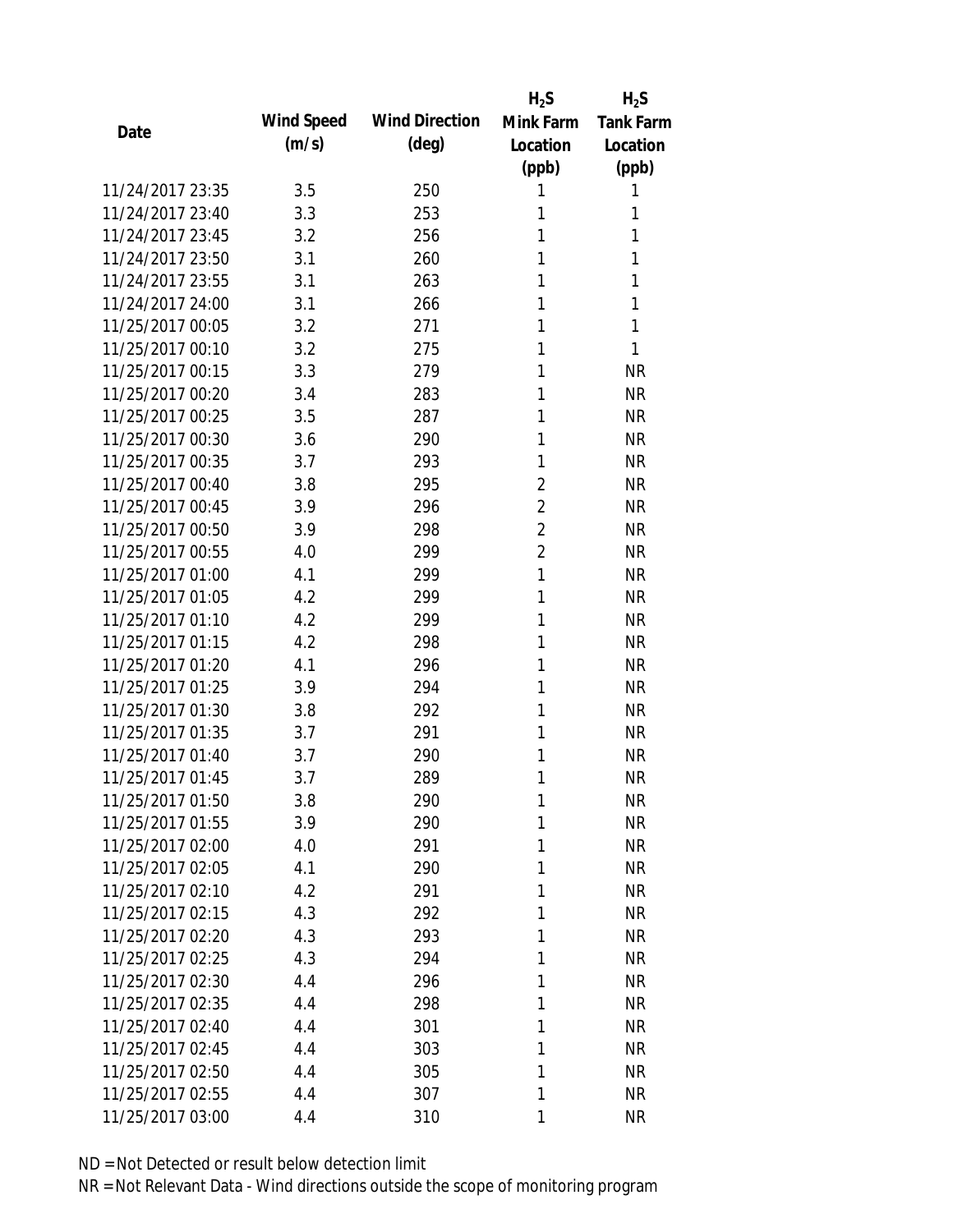| Date | Wind Speed (m/s) | Wind Direction (deg) | $H_2S$ Mink Farm Location (ppb) | $H_2S$ Tank Farm Location (ppb) |
|---|---|---|---|---|
| 11/24/2017 23:35 | 3.5 | 250 | 1 | 1 |
| 11/24/2017 23:40 | 3.3 | 253 | 1 | 1 |
| 11/24/2017 23:45 | 3.2 | 256 | 1 | 1 |
| 11/24/2017 23:50 | 3.1 | 260 | 1 | 1 |
| 11/24/2017 23:55 | 3.1 | 263 | 1 | 1 |
| 11/24/2017 24:00 | 3.1 | 266 | 1 | 1 |
| 11/25/2017 00:05 | 3.2 | 271 | 1 | 1 |
| 11/25/2017 00:10 | 3.2 | 275 | 1 | 1 |
| 11/25/2017 00:15 | 3.3 | 279 | 1 | NR |
| 11/25/2017 00:20 | 3.4 | 283 | 1 | NR |
| 11/25/2017 00:25 | 3.5 | 287 | 1 | NR |
| 11/25/2017 00:30 | 3.6 | 290 | 1 | NR |
| 11/25/2017 00:35 | 3.7 | 293 | 1 | NR |
| 11/25/2017 00:40 | 3.8 | 295 | 2 | NR |
| 11/25/2017 00:45 | 3.9 | 296 | 2 | NR |
| 11/25/2017 00:50 | 3.9 | 298 | 2 | NR |
| 11/25/2017 00:55 | 4.0 | 299 | 2 | NR |
| 11/25/2017 01:00 | 4.1 | 299 | 1 | NR |
| 11/25/2017 01:05 | 4.2 | 299 | 1 | NR |
| 11/25/2017 01:10 | 4.2 | 299 | 1 | NR |
| 11/25/2017 01:15 | 4.2 | 298 | 1 | NR |
| 11/25/2017 01:20 | 4.1 | 296 | 1 | NR |
| 11/25/2017 01:25 | 3.9 | 294 | 1 | NR |
| 11/25/2017 01:30 | 3.8 | 292 | 1 | NR |
| 11/25/2017 01:35 | 3.7 | 291 | 1 | NR |
| 11/25/2017 01:40 | 3.7 | 290 | 1 | NR |
| 11/25/2017 01:45 | 3.7 | 289 | 1 | NR |
| 11/25/2017 01:50 | 3.8 | 290 | 1 | NR |
| 11/25/2017 01:55 | 3.9 | 290 | 1 | NR |
| 11/25/2017 02:00 | 4.0 | 291 | 1 | NR |
| 11/25/2017 02:05 | 4.1 | 290 | 1 | NR |
| 11/25/2017 02:10 | 4.2 | 291 | 1 | NR |
| 11/25/2017 02:15 | 4.3 | 292 | 1 | NR |
| 11/25/2017 02:20 | 4.3 | 293 | 1 | NR |
| 11/25/2017 02:25 | 4.3 | 294 | 1 | NR |
| 11/25/2017 02:30 | 4.4 | 296 | 1 | NR |
| 11/25/2017 02:35 | 4.4 | 298 | 1 | NR |
| 11/25/2017 02:40 | 4.4 | 301 | 1 | NR |
| 11/25/2017 02:45 | 4.4 | 303 | 1 | NR |
| 11/25/2017 02:50 | 4.4 | 305 | 1 | NR |
| 11/25/2017 02:55 | 4.4 | 307 | 1 | NR |
| 11/25/2017 03:00 | 4.4 | 310 | 1 | NR |

ND = Not Detected or result below detection limit

NR = Not Relevant Data - Wind directions outside the scope of monitoring program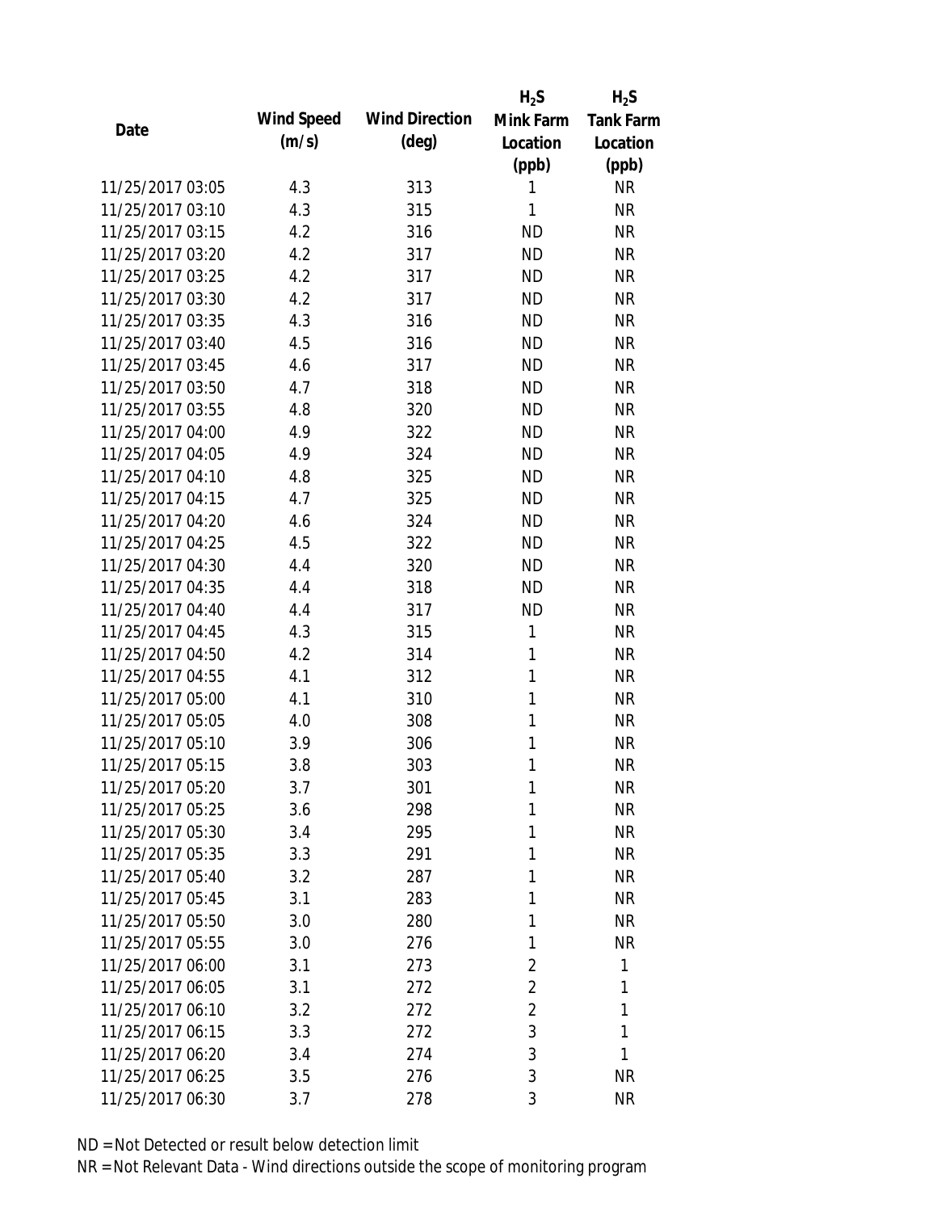| Date | Wind Speed (m/s) | Wind Direction (deg) | $H_2S$ Mink Farm Location (ppb) | $H_2S$ Tank Farm Location (ppb) |
|---|---|---|---|---|
| 11/25/2017 03:05 | 4.3 | 313 | 1 | NR |
| 11/25/2017 03:10 | 4.3 | 315 | 1 | NR |
| 11/25/2017 03:15 | 4.2 | 316 | ND | NR |
| 11/25/2017 03:20 | 4.2 | 317 | ND | NR |
| 11/25/2017 03:25 | 4.2 | 317 | ND | NR |
| 11/25/2017 03:30 | 4.2 | 317 | ND | NR |
| 11/25/2017 03:35 | 4.3 | 316 | ND | NR |
| 11/25/2017 03:40 | 4.5 | 316 | ND | NR |
| 11/25/2017 03:45 | 4.6 | 317 | ND | NR |
| 11/25/2017 03:50 | 4.7 | 318 | ND | NR |
| 11/25/2017 03:55 | 4.8 | 320 | ND | NR |
| 11/25/2017 04:00 | 4.9 | 322 | ND | NR |
| 11/25/2017 04:05 | 4.9 | 324 | ND | NR |
| 11/25/2017 04:10 | 4.8 | 325 | ND | NR |
| 11/25/2017 04:15 | 4.7 | 325 | ND | NR |
| 11/25/2017 04:20 | 4.6 | 324 | ND | NR |
| 11/25/2017 04:25 | 4.5 | 322 | ND | NR |
| 11/25/2017 04:30 | 4.4 | 320 | ND | NR |
| 11/25/2017 04:35 | 4.4 | 318 | ND | NR |
| 11/25/2017 04:40 | 4.4 | 317 | ND | NR |
| 11/25/2017 04:45 | 4.3 | 315 | 1 | NR |
| 11/25/2017 04:50 | 4.2 | 314 | 1 | NR |
| 11/25/2017 04:55 | 4.1 | 312 | 1 | NR |
| 11/25/2017 05:00 | 4.1 | 310 | 1 | NR |
| 11/25/2017 05:05 | 4.0 | 308 | 1 | NR |
| 11/25/2017 05:10 | 3.9 | 306 | 1 | NR |
| 11/25/2017 05:15 | 3.8 | 303 | 1 | NR |
| 11/25/2017 05:20 | 3.7 | 301 | 1 | NR |
| 11/25/2017 05:25 | 3.6 | 298 | 1 | NR |
| 11/25/2017 05:30 | 3.4 | 295 | 1 | NR |
| 11/25/2017 05:35 | 3.3 | 291 | 1 | NR |
| 11/25/2017 05:40 | 3.2 | 287 | 1 | NR |
| 11/25/2017 05:45 | 3.1 | 283 | 1 | NR |
| 11/25/2017 05:50 | 3.0 | 280 | 1 | NR |
| 11/25/2017 05:55 | 3.0 | 276 | 1 | NR |
| 11/25/2017 06:00 | 3.1 | 273 | 2 | 1 |
| 11/25/2017 06:05 | 3.1 | 272 | 2 | 1 |
| 11/25/2017 06:10 | 3.2 | 272 | 2 | 1 |
| 11/25/2017 06:15 | 3.3 | 272 | 3 | 1 |
| 11/25/2017 06:20 | 3.4 | 274 | 3 | 1 |
| 11/25/2017 06:25 | 3.5 | 276 | 3 | NR |
| 11/25/2017 06:30 | 3.7 | 278 | 3 | NR |

ND = Not Detected or result below detection limit

NR = Not Relevant Data - Wind directions outside the scope of monitoring program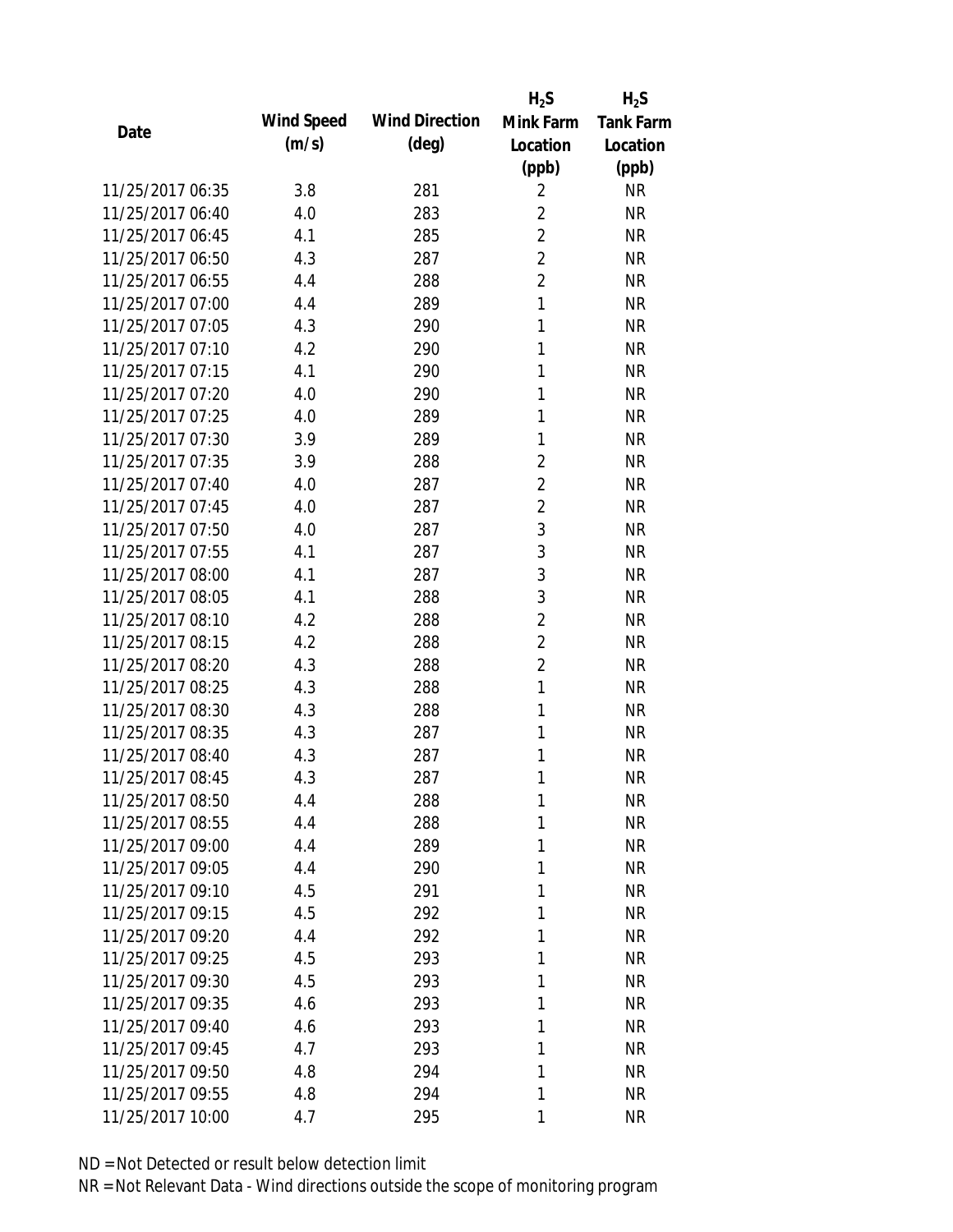| Date | Wind Speed (m/s) | Wind Direction (deg) | $H_2S$ Mink Farm Location (ppb) | $H_2S$ Tank Farm Location (ppb) |
| --- | --- | --- | --- | --- |
| 11/25/2017 06:35 | 3.8 | 281 | 2 | NR |
| 11/25/2017 06:40 | 4.0 | 283 | 2 | NR |
| 11/25/2017 06:45 | 4.1 | 285 | 2 | NR |
| 11/25/2017 06:50 | 4.3 | 287 | 2 | NR |
| 11/25/2017 06:55 | 4.4 | 288 | 2 | NR |
| 11/25/2017 07:00 | 4.4 | 289 | 1 | NR |
| 11/25/2017 07:05 | 4.3 | 290 | 1 | NR |
| 11/25/2017 07:10 | 4.2 | 290 | 1 | NR |
| 11/25/2017 07:15 | 4.1 | 290 | 1 | NR |
| 11/25/2017 07:20 | 4.0 | 290 | 1 | NR |
| 11/25/2017 07:25 | 4.0 | 289 | 1 | NR |
| 11/25/2017 07:30 | 3.9 | 289 | 1 | NR |
| 11/25/2017 07:35 | 3.9 | 288 | 2 | NR |
| 11/25/2017 07:40 | 4.0 | 287 | 2 | NR |
| 11/25/2017 07:45 | 4.0 | 287 | 2 | NR |
| 11/25/2017 07:50 | 4.0 | 287 | 3 | NR |
| 11/25/2017 07:55 | 4.1 | 287 | 3 | NR |
| 11/25/2017 08:00 | 4.1 | 287 | 3 | NR |
| 11/25/2017 08:05 | 4.1 | 288 | 3 | NR |
| 11/25/2017 08:10 | 4.2 | 288 | 2 | NR |
| 11/25/2017 08:15 | 4.2 | 288 | 2 | NR |
| 11/25/2017 08:20 | 4.3 | 288 | 2 | NR |
| 11/25/2017 08:25 | 4.3 | 288 | 1 | NR |
| 11/25/2017 08:30 | 4.3 | 288 | 1 | NR |
| 11/25/2017 08:35 | 4.3 | 287 | 1 | NR |
| 11/25/2017 08:40 | 4.3 | 287 | 1 | NR |
| 11/25/2017 08:45 | 4.3 | 287 | 1 | NR |
| 11/25/2017 08:50 | 4.4 | 288 | 1 | NR |
| 11/25/2017 08:55 | 4.4 | 288 | 1 | NR |
| 11/25/2017 09:00 | 4.4 | 289 | 1 | NR |
| 11/25/2017 09:05 | 4.4 | 290 | 1 | NR |
| 11/25/2017 09:10 | 4.5 | 291 | 1 | NR |
| 11/25/2017 09:15 | 4.5 | 292 | 1 | NR |
| 11/25/2017 09:20 | 4.4 | 292 | 1 | NR |
| 11/25/2017 09:25 | 4.5 | 293 | 1 | NR |
| 11/25/2017 09:30 | 4.5 | 293 | 1 | NR |
| 11/25/2017 09:35 | 4.6 | 293 | 1 | NR |
| 11/25/2017 09:40 | 4.6 | 293 | 1 | NR |
| 11/25/2017 09:45 | 4.7 | 293 | 1 | NR |
| 11/25/2017 09:50 | 4.8 | 294 | 1 | NR |
| 11/25/2017 09:55 | 4.8 | 294 | 1 | NR |
| 11/25/2017 10:00 | 4.7 | 295 | 1 | NR |

ND = Not Detected or result below detection limit
NR = Not Relevant Data - Wind directions outside the scope of monitoring program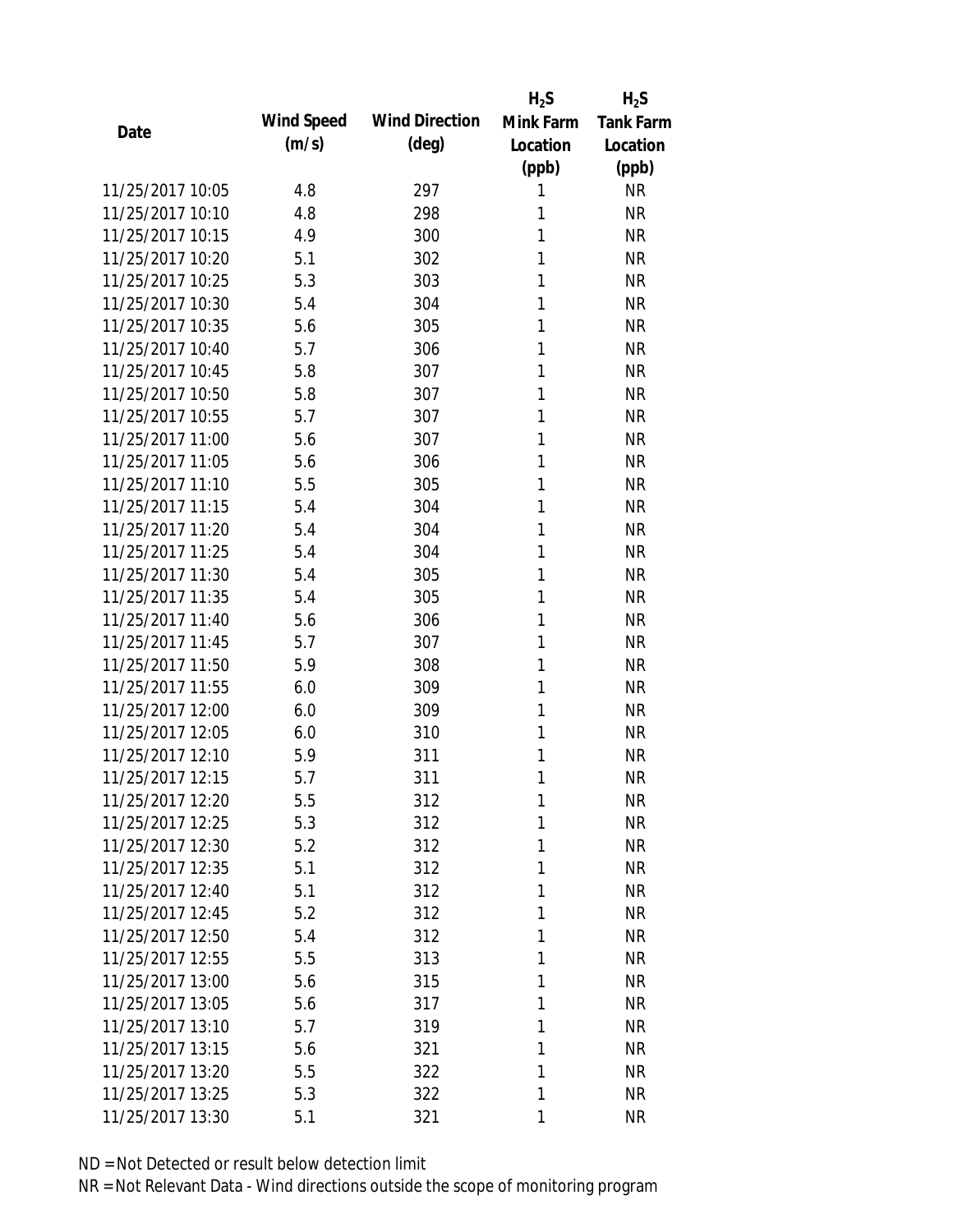| Date | Wind Speed (m/s) | Wind Direction (deg) | $H_2S$ Mink Farm Location (ppb) | $H_2S$ Tank Farm Location (ppb) |
|---|---|---|---|---|
| 11/25/2017 10:05 | 4.8 | 297 | 1 | NR |
| 11/25/2017 10:10 | 4.8 | 298 | 1 | NR |
| 11/25/2017 10:15 | 4.9 | 300 | 1 | NR |
| 11/25/2017 10:20 | 5.1 | 302 | 1 | NR |
| 11/25/2017 10:25 | 5.3 | 303 | 1 | NR |
| 11/25/2017 10:30 | 5.4 | 304 | 1 | NR |
| 11/25/2017 10:35 | 5.6 | 305 | 1 | NR |
| 11/25/2017 10:40 | 5.7 | 306 | 1 | NR |
| 11/25/2017 10:45 | 5.8 | 307 | 1 | NR |
| 11/25/2017 10:50 | 5.8 | 307 | 1 | NR |
| 11/25/2017 10:55 | 5.7 | 307 | 1 | NR |
| 11/25/2017 11:00 | 5.6 | 307 | 1 | NR |
| 11/25/2017 11:05 | 5.6 | 306 | 1 | NR |
| 11/25/2017 11:10 | 5.5 | 305 | 1 | NR |
| 11/25/2017 11:15 | 5.4 | 304 | 1 | NR |
| 11/25/2017 11:20 | 5.4 | 304 | 1 | NR |
| 11/25/2017 11:25 | 5.4 | 304 | 1 | NR |
| 11/25/2017 11:30 | 5.4 | 305 | 1 | NR |
| 11/25/2017 11:35 | 5.4 | 305 | 1 | NR |
| 11/25/2017 11:40 | 5.6 | 306 | 1 | NR |
| 11/25/2017 11:45 | 5.7 | 307 | 1 | NR |
| 11/25/2017 11:50 | 5.9 | 308 | 1 | NR |
| 11/25/2017 11:55 | 6.0 | 309 | 1 | NR |
| 11/25/2017 12:00 | 6.0 | 309 | 1 | NR |
| 11/25/2017 12:05 | 6.0 | 310 | 1 | NR |
| 11/25/2017 12:10 | 5.9 | 311 | 1 | NR |
| 11/25/2017 12:15 | 5.7 | 311 | 1 | NR |
| 11/25/2017 12:20 | 5.5 | 312 | 1 | NR |
| 11/25/2017 12:25 | 5.3 | 312 | 1 | NR |
| 11/25/2017 12:30 | 5.2 | 312 | 1 | NR |
| 11/25/2017 12:35 | 5.1 | 312 | 1 | NR |
| 11/25/2017 12:40 | 5.1 | 312 | 1 | NR |
| 11/25/2017 12:45 | 5.2 | 312 | 1 | NR |
| 11/25/2017 12:50 | 5.4 | 312 | 1 | NR |
| 11/25/2017 12:55 | 5.5 | 313 | 1 | NR |
| 11/25/2017 13:00 | 5.6 | 315 | 1 | NR |
| 11/25/2017 13:05 | 5.6 | 317 | 1 | NR |
| 11/25/2017 13:10 | 5.7 | 319 | 1 | NR |
| 11/25/2017 13:15 | 5.6 | 321 | 1 | NR |
| 11/25/2017 13:20 | 5.5 | 322 | 1 | NR |
| 11/25/2017 13:25 | 5.3 | 322 | 1 | NR |
| 11/25/2017 13:30 | 5.1 | 321 | 1 | NR |

ND = Not Detected or result below detection limit

NR = Not Relevant Data - Wind directions outside the scope of monitoring program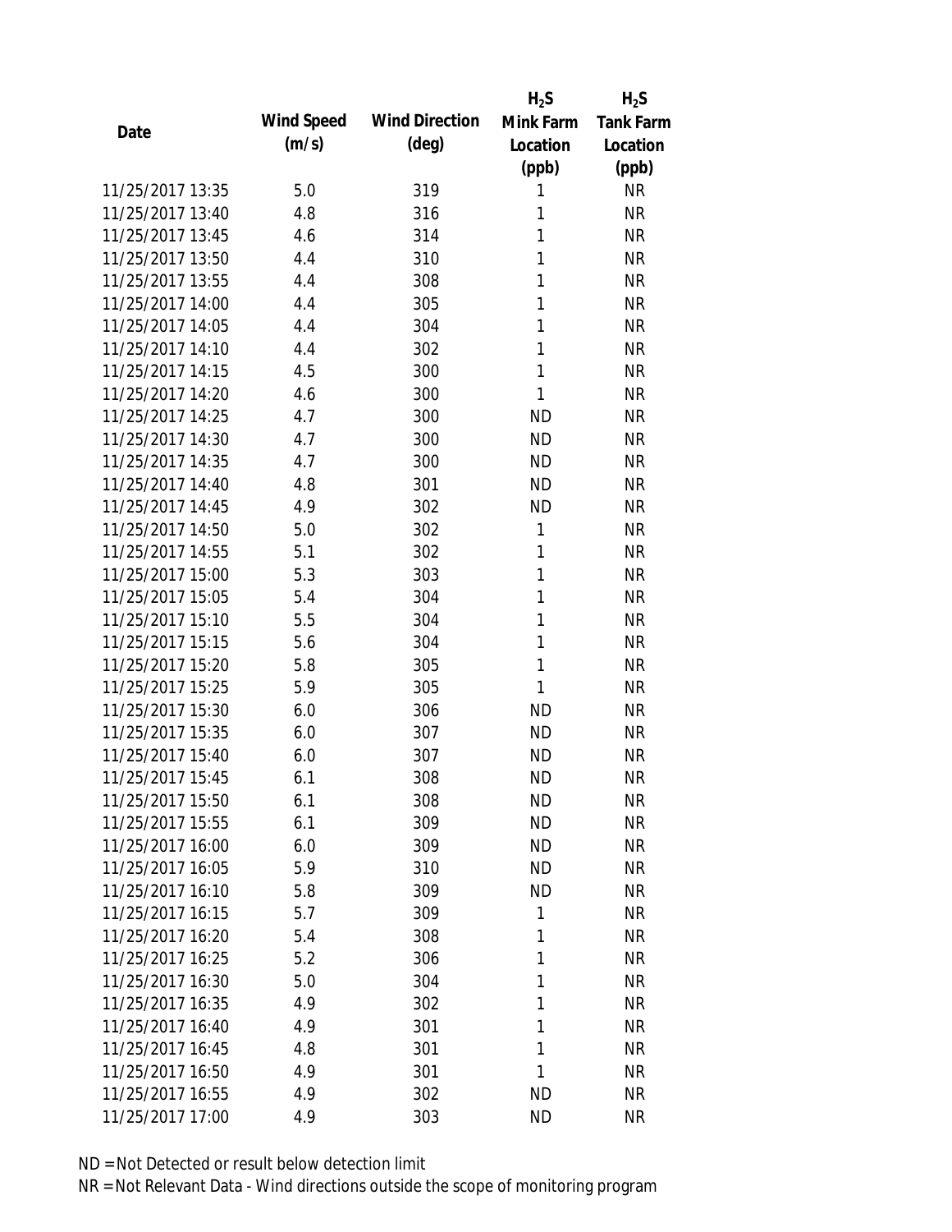| Date | Wind Speed (m/s) | Wind Direction (deg) | $H_2S$ Mink Farm Location (ppb) | $H_2S$ Tank Farm Location (ppb) |
|---|---|---|---|---|
| 11/25/2017 13:35 | 5.0 | 319 | 1 | NR |
| 11/25/2017 13:40 | 4.8 | 316 | 1 | NR |
| 11/25/2017 13:45 | 4.6 | 314 | 1 | NR |
| 11/25/2017 13:50 | 4.4 | 310 | 1 | NR |
| 11/25/2017 13:55 | 4.4 | 308 | 1 | NR |
| 11/25/2017 14:00 | 4.4 | 305 | 1 | NR |
| 11/25/2017 14:05 | 4.4 | 304 | 1 | NR |
| 11/25/2017 14:10 | 4.4 | 302 | 1 | NR |
| 11/25/2017 14:15 | 4.5 | 300 | 1 | NR |
| 11/25/2017 14:20 | 4.6 | 300 | 1 | NR |
| 11/25/2017 14:25 | 4.7 | 300 | ND | NR |
| 11/25/2017 14:30 | 4.7 | 300 | ND | NR |
| 11/25/2017 14:35 | 4.7 | 300 | ND | NR |
| 11/25/2017 14:40 | 4.8 | 301 | ND | NR |
| 11/25/2017 14:45 | 4.9 | 302 | ND | NR |
| 11/25/2017 14:50 | 5.0 | 302 | 1 | NR |
| 11/25/2017 14:55 | 5.1 | 302 | 1 | NR |
| 11/25/2017 15:00 | 5.3 | 303 | 1 | NR |
| 11/25/2017 15:05 | 5.4 | 304 | 1 | NR |
| 11/25/2017 15:10 | 5.5 | 304 | 1 | NR |
| 11/25/2017 15:15 | 5.6 | 304 | 1 | NR |
| 11/25/2017 15:20 | 5.8 | 305 | 1 | NR |
| 11/25/2017 15:25 | 5.9 | 305 | 1 | NR |
| 11/25/2017 15:30 | 6.0 | 306 | ND | NR |
| 11/25/2017 15:35 | 6.0 | 307 | ND | NR |
| 11/25/2017 15:40 | 6.0 | 307 | ND | NR |
| 11/25/2017 15:45 | 6.1 | 308 | ND | NR |
| 11/25/2017 15:50 | 6.1 | 308 | ND | NR |
| 11/25/2017 15:55 | 6.1 | 309 | ND | NR |
| 11/25/2017 16:00 | 6.0 | 309 | ND | NR |
| 11/25/2017 16:05 | 5.9 | 310 | ND | NR |
| 11/25/2017 16:10 | 5.8 | 309 | ND | NR |
| 11/25/2017 16:15 | 5.7 | 309 | 1 | NR |
| 11/25/2017 16:20 | 5.4 | 308 | 1 | NR |
| 11/25/2017 16:25 | 5.2 | 306 | 1 | NR |
| 11/25/2017 16:30 | 5.0 | 304 | 1 | NR |
| 11/25/2017 16:35 | 4.9 | 302 | 1 | NR |
| 11/25/2017 16:40 | 4.9 | 301 | 1 | NR |
| 11/25/2017 16:45 | 4.8 | 301 | 1 | NR |
| 11/25/2017 16:50 | 4.9 | 301 | 1 | NR |
| 11/25/2017 16:55 | 4.9 | 302 | ND | NR |
| 11/25/2017 17:00 | 4.9 | 303 | ND | NR |

ND = Not Detected or result below detection limit

NR = Not Relevant Data - Wind directions outside the scope of monitoring program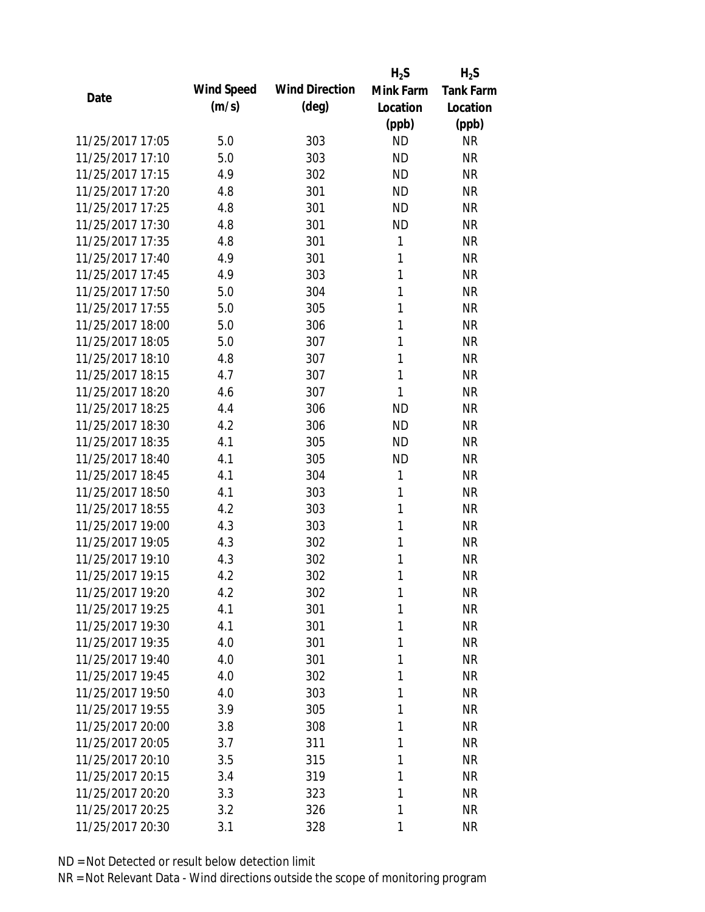| Date | Wind Speed (m/s) | Wind Direction (deg) | $H_2S$ Mink Farm Location (ppb) | $H_2S$ Tank Farm Location (ppb) |
|---|---|---|---|---|
| 11/25/2017 17:05 | 5.0 | 303 | ND | NR |
| 11/25/2017 17:10 | 5.0 | 303 | ND | NR |
| 11/25/2017 17:15 | 4.9 | 302 | ND | NR |
| 11/25/2017 17:20 | 4.8 | 301 | ND | NR |
| 11/25/2017 17:25 | 4.8 | 301 | ND | NR |
| 11/25/2017 17:30 | 4.8 | 301 | ND | NR |
| 11/25/2017 17:35 | 4.8 | 301 | 1 | NR |
| 11/25/2017 17:40 | 4.9 | 301 | 1 | NR |
| 11/25/2017 17:45 | 4.9 | 303 | 1 | NR |
| 11/25/2017 17:50 | 5.0 | 304 | 1 | NR |
| 11/25/2017 17:55 | 5.0 | 305 | 1 | NR |
| 11/25/2017 18:00 | 5.0 | 306 | 1 | NR |
| 11/25/2017 18:05 | 5.0 | 307 | 1 | NR |
| 11/25/2017 18:10 | 4.8 | 307 | 1 | NR |
| 11/25/2017 18:15 | 4.7 | 307 | 1 | NR |
| 11/25/2017 18:20 | 4.6 | 307 | 1 | NR |
| 11/25/2017 18:25 | 4.4 | 306 | ND | NR |
| 11/25/2017 18:30 | 4.2 | 306 | ND | NR |
| 11/25/2017 18:35 | 4.1 | 305 | ND | NR |
| 11/25/2017 18:40 | 4.1 | 305 | ND | NR |
| 11/25/2017 18:45 | 4.1 | 304 | 1 | NR |
| 11/25/2017 18:50 | 4.1 | 303 | 1 | NR |
| 11/25/2017 18:55 | 4.2 | 303 | 1 | NR |
| 11/25/2017 19:00 | 4.3 | 303 | 1 | NR |
| 11/25/2017 19:05 | 4.3 | 302 | 1 | NR |
| 11/25/2017 19:10 | 4.3 | 302 | 1 | NR |
| 11/25/2017 19:15 | 4.2 | 302 | 1 | NR |
| 11/25/2017 19:20 | 4.2 | 302 | 1 | NR |
| 11/25/2017 19:25 | 4.1 | 301 | 1 | NR |
| 11/25/2017 19:30 | 4.1 | 301 | 1 | NR |
| 11/25/2017 19:35 | 4.0 | 301 | 1 | NR |
| 11/25/2017 19:40 | 4.0 | 301 | 1 | NR |
| 11/25/2017 19:45 | 4.0 | 302 | 1 | NR |
| 11/25/2017 19:50 | 4.0 | 303 | 1 | NR |
| 11/25/2017 19:55 | 3.9 | 305 | 1 | NR |
| 11/25/2017 20:00 | 3.8 | 308 | 1 | NR |
| 11/25/2017 20:05 | 3.7 | 311 | 1 | NR |
| 11/25/2017 20:10 | 3.5 | 315 | 1 | NR |
| 11/25/2017 20:15 | 3.4 | 319 | 1 | NR |
| 11/25/2017 20:20 | 3.3 | 323 | 1 | NR |
| 11/25/2017 20:25 | 3.2 | 326 | 1 | NR |
| 11/25/2017 20:30 | 3.1 | 328 | 1 | NR |

ND = Not Detected or result below detection limit

NR = Not Relevant Data - Wind directions outside the scope of monitoring program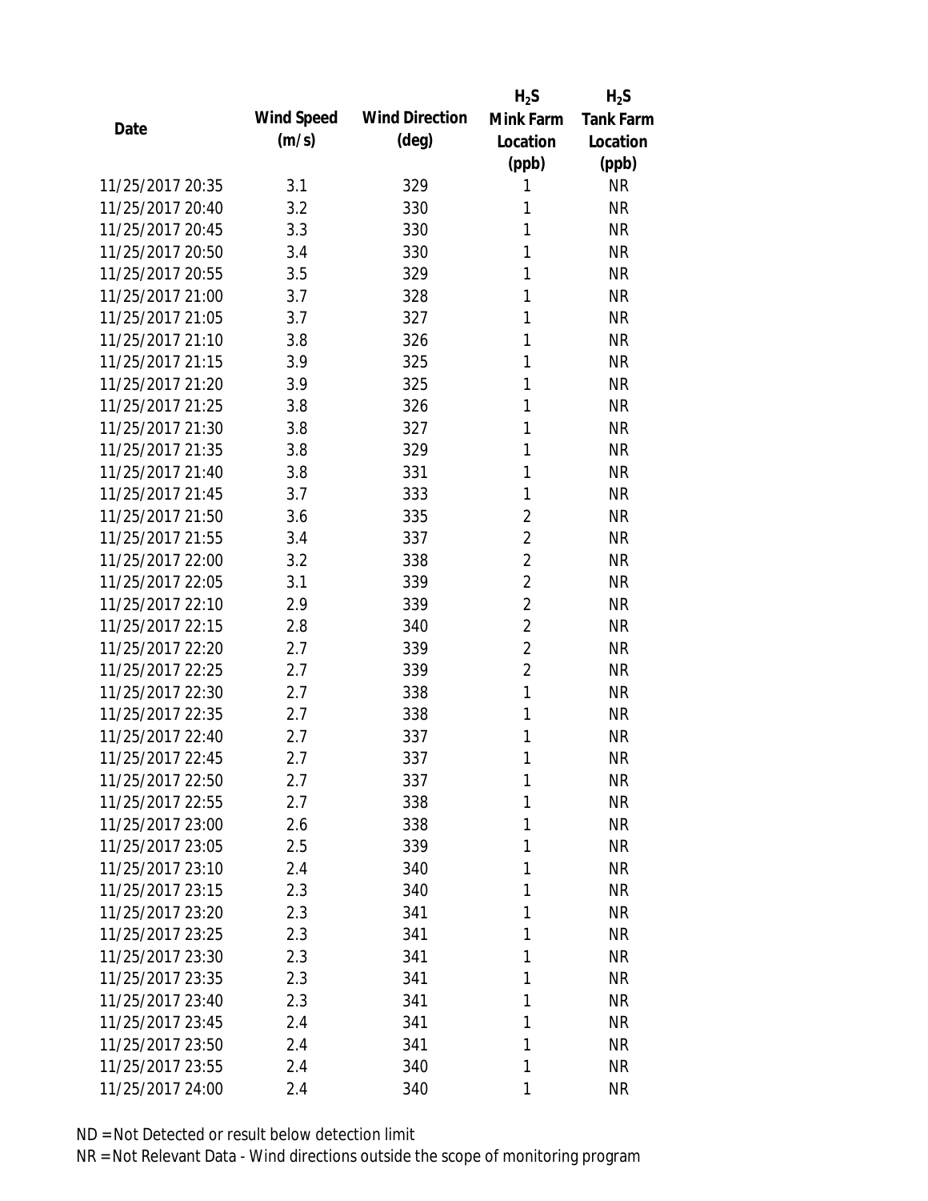| Date | Wind Speed (m/s) | Wind Direction (deg) | $H_2S$ Mink Farm Location (ppb) | $H_2S$ Tank Farm Location (ppb) |
|---|---|---|---|---|
| 11/25/2017 20:35 | 3.1 | 329 | 1 | NR |
| 11/25/2017 20:40 | 3.2 | 330 | 1 | NR |
| 11/25/2017 20:45 | 3.3 | 330 | 1 | NR |
| 11/25/2017 20:50 | 3.4 | 330 | 1 | NR |
| 11/25/2017 20:55 | 3.5 | 329 | 1 | NR |
| 11/25/2017 21:00 | 3.7 | 328 | 1 | NR |
| 11/25/2017 21:05 | 3.7 | 327 | 1 | NR |
| 11/25/2017 21:10 | 3.8 | 326 | 1 | NR |
| 11/25/2017 21:15 | 3.9 | 325 | 1 | NR |
| 11/25/2017 21:20 | 3.9 | 325 | 1 | NR |
| 11/25/2017 21:25 | 3.8 | 326 | 1 | NR |
| 11/25/2017 21:30 | 3.8 | 327 | 1 | NR |
| 11/25/2017 21:35 | 3.8 | 329 | 1 | NR |
| 11/25/2017 21:40 | 3.8 | 331 | 1 | NR |
| 11/25/2017 21:45 | 3.7 | 333 | 1 | NR |
| 11/25/2017 21:50 | 3.6 | 335 | 2 | NR |
| 11/25/2017 21:55 | 3.4 | 337 | 2 | NR |
| 11/25/2017 22:00 | 3.2 | 338 | 2 | NR |
| 11/25/2017 22:05 | 3.1 | 339 | 2 | NR |
| 11/25/2017 22:10 | 2.9 | 339 | 2 | NR |
| 11/25/2017 22:15 | 2.8 | 340 | 2 | NR |
| 11/25/2017 22:20 | 2.7 | 339 | 2 | NR |
| 11/25/2017 22:25 | 2.7 | 339 | 2 | NR |
| 11/25/2017 22:30 | 2.7 | 338 | 1 | NR |
| 11/25/2017 22:35 | 2.7 | 338 | 1 | NR |
| 11/25/2017 22:40 | 2.7 | 337 | 1 | NR |
| 11/25/2017 22:45 | 2.7 | 337 | 1 | NR |
| 11/25/2017 22:50 | 2.7 | 337 | 1 | NR |
| 11/25/2017 22:55 | 2.7 | 338 | 1 | NR |
| 11/25/2017 23:00 | 2.6 | 338 | 1 | NR |
| 11/25/2017 23:05 | 2.5 | 339 | 1 | NR |
| 11/25/2017 23:10 | 2.4 | 340 | 1 | NR |
| 11/25/2017 23:15 | 2.3 | 340 | 1 | NR |
| 11/25/2017 23:20 | 2.3 | 341 | 1 | NR |
| 11/25/2017 23:25 | 2.3 | 341 | 1 | NR |
| 11/25/2017 23:30 | 2.3 | 341 | 1 | NR |
| 11/25/2017 23:35 | 2.3 | 341 | 1 | NR |
| 11/25/2017 23:40 | 2.3 | 341 | 1 | NR |
| 11/25/2017 23:45 | 2.4 | 341 | 1 | NR |
| 11/25/2017 23:50 | 2.4 | 341 | 1 | NR |
| 11/25/2017 23:55 | 2.4 | 340 | 1 | NR |
| 11/25/2017 24:00 | 2.4 | 340 | 1 | NR |

ND = Not Detected or result below detection limit

NR = Not Relevant Data - Wind directions outside the scope of monitoring program